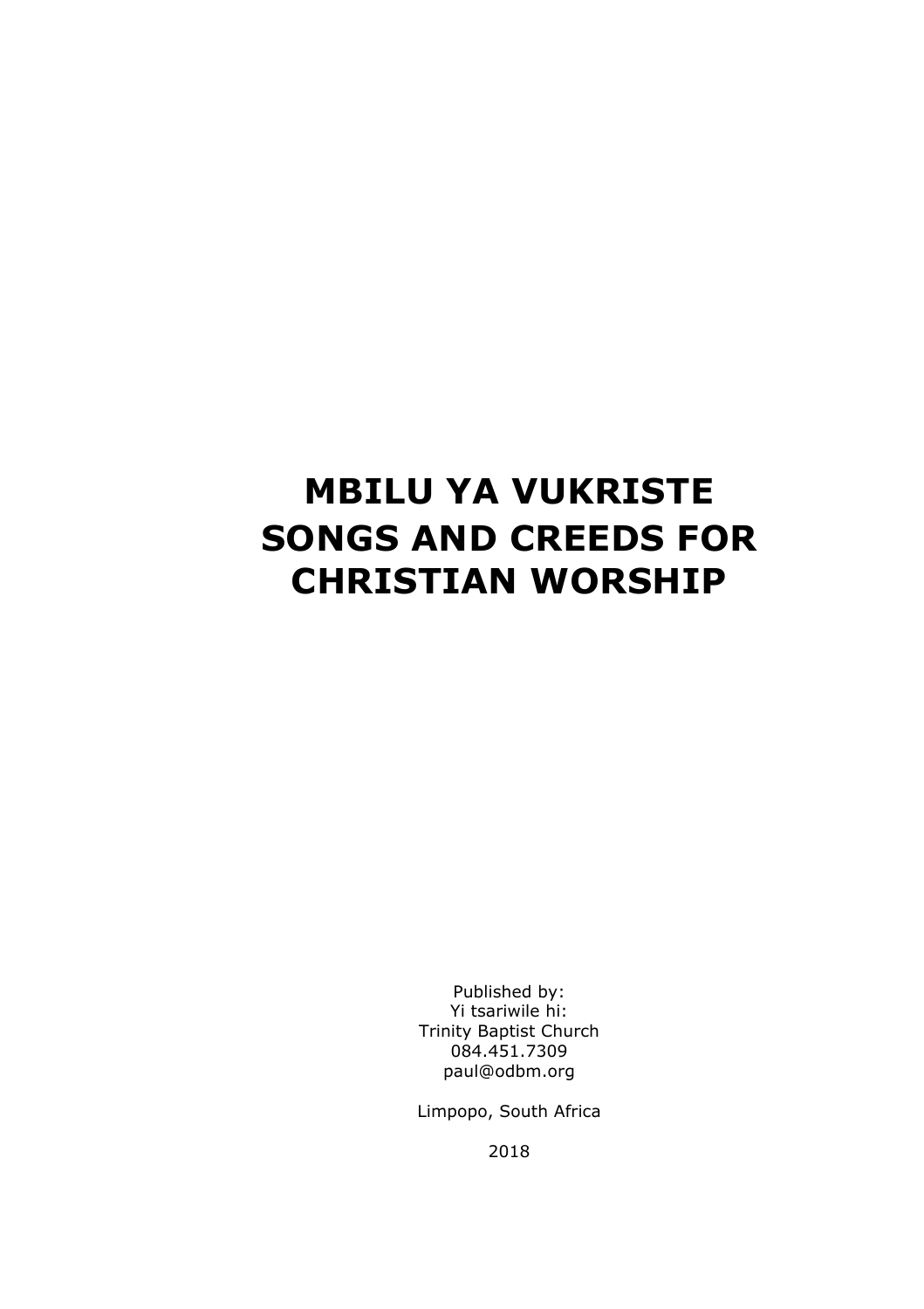# MBILU YA VUKRISTE
# SONGS AND CREEDS FOR CHRISTIAN WORSHIP

Published by:
Yi tsariwile hi:
Trinity Baptist Church
084.451.7309
paul@odbm.org

Limpopo, South Africa

2018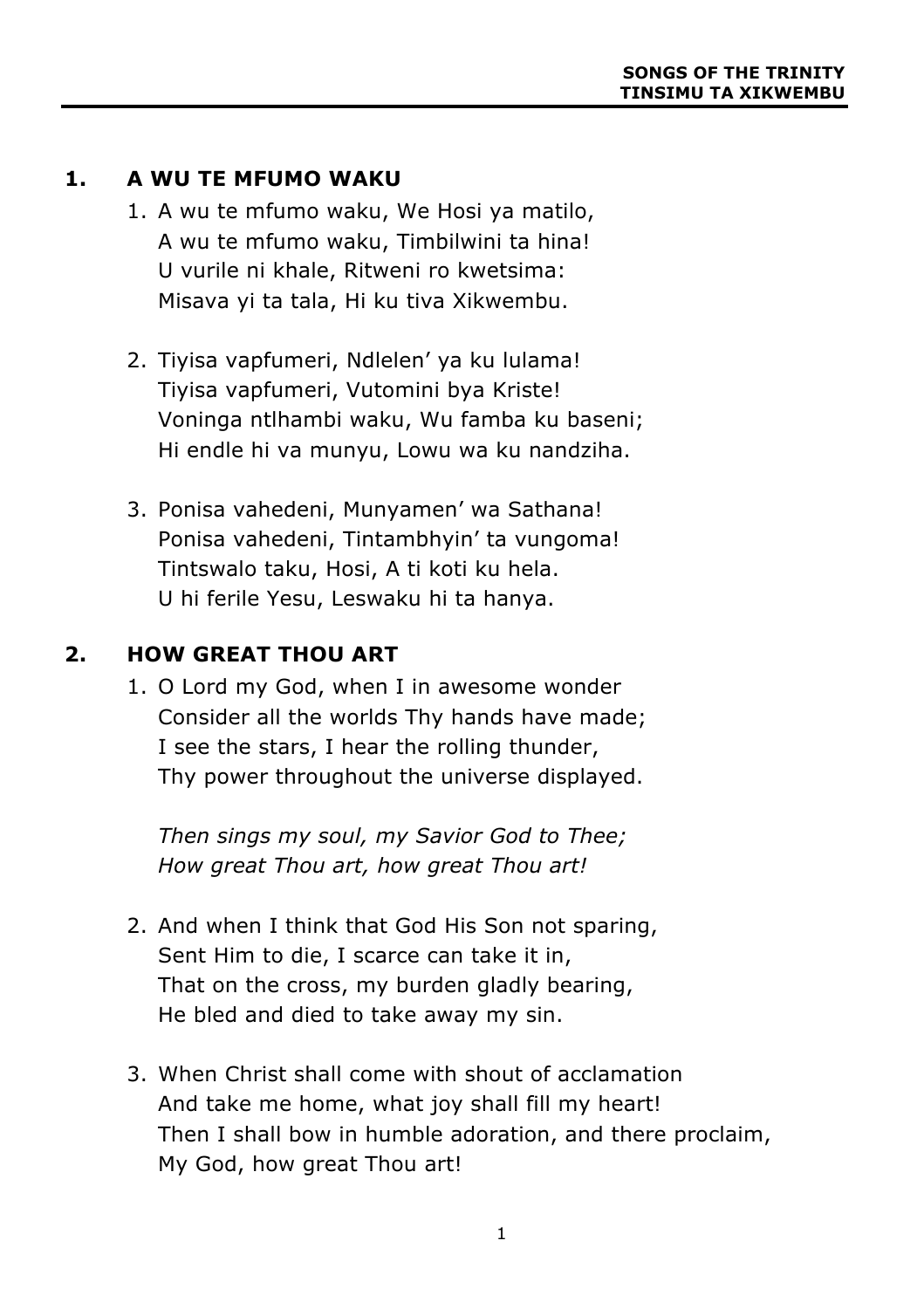## 1. A WU TE MFUMO WAKU

1. A wu te mfumo waku, We Hosi ya matilo,
   A wu te mfumo waku, Timbilwini ta hina!
   U vurile ni khale, Ritweni ro kwetsima:
   Misava yi ta tala, Hi ku tiva Xikwembu.

2. Tiyisa vapfumeri, Ndlelen' ya ku lulama!
   Tiyisa vapfumeri, Vutomini bya Kriste!
   Voninga ntlhambi waku, Wu famba ku baseni;
   Hi endle hi va munyu, Lowu wa ku nandziha.

3. Ponisa vahedeni, Munyamen' wa Sathana!
   Ponisa vahedeni, Tintambhyin' ta vungoma!
   Tintswalo taku, Hosi, A ti koti ku hela.
   U hi ferile Yesu, Leswaku hi ta hanya.

## 2. HOW GREAT THOU ART

1. O Lord my God, when I in awesome wonder
   Consider all the worlds Thy hands have made;
   I see the stars, I hear the rolling thunder,
   Thy power throughout the universe displayed.

   *Then sings my soul, my Savior God to Thee;*
   *How great Thou art, how great Thou art!*

2. And when I think that God His Son not sparing,
   Sent Him to die, I scarce can take it in,
   That on the cross, my burden gladly bearing,
   He bled and died to take away my sin.

3. When Christ shall come with shout of acclamation
   And take me home, what joy shall fill my heart!
   Then I shall bow in humble adoration, and there proclaim,
   My God, how great Thou art!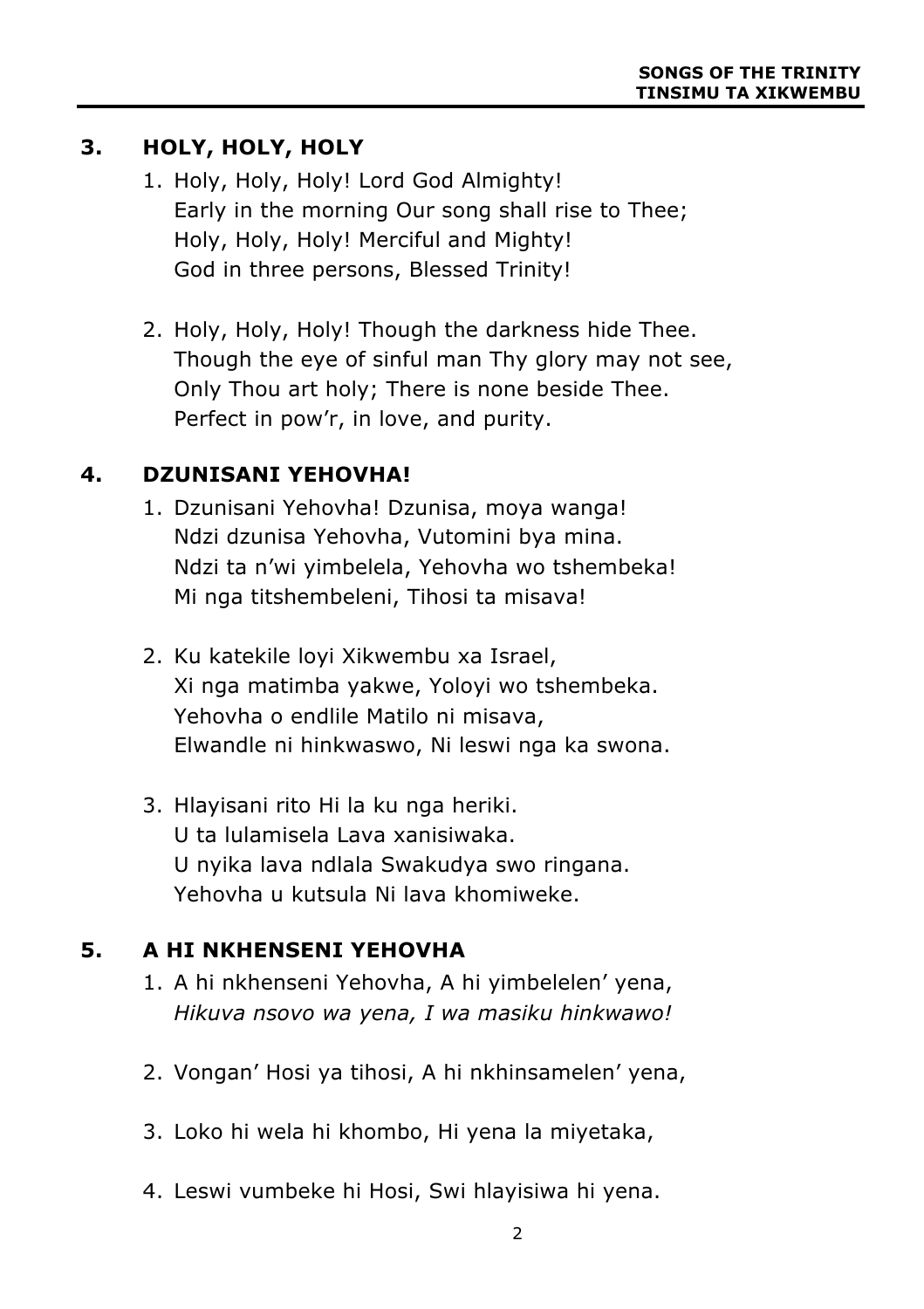## 3. HOLY, HOLY, HOLY

1. Holy, Holy, Holy! Lord God Almighty!
   Early in the morning Our song shall rise to Thee;
   Holy, Holy, Holy! Merciful and Mighty!
   God in three persons, Blessed Trinity!

2. Holy, Holy, Holy! Though the darkness hide Thee.
   Though the eye of sinful man Thy glory may not see,
   Only Thou art holy; There is none beside Thee.
   Perfect in pow'r, in love, and purity.

## 4. DZUNISANI YEHOVHA!

1. Dzunisani Yehovha! Dzunisa, moya wanga!
   Ndzi dzunisa Yehovha, Vutomini bya mina.
   Ndzi ta n'wi yimbelela, Yehovha wo tshembeka!
   Mi nga titshembeleni, Tihosi ta misava!

2. Ku katekile loyi Xikwembu xa Israel,
   Xi nga matimba yakwe, Yoloyi wo tshembeka.
   Yehovha o endlile Matilo ni misava,
   Elwandle ni hinkwaswo, Ni leswi nga ka swona.

3. Hlayisani rito Hi la ku nga heriki.
   U ta lulamisela Lava xanisiwaka.
   U nyika lava ndlala Swakudya swo ringana.
   Yehovha u kutsula Ni lava khomiweke.

## 5. A HI NKHENSENI YEHOVHA

1. A hi nkhenseni Yehovha, A hi yimbelelen' yena,
   *Hikuva nsovo wa yena, I wa masiku hinkwawo!*

2. Vongan' Hosi ya tihosi, A hi nkhinsamelen' yena,

3. Loko hi wela hi khombo, Hi yena la miyetaka,

4. Leswi vumbeke hi Hosi, Swi hlayisiwa hi yena.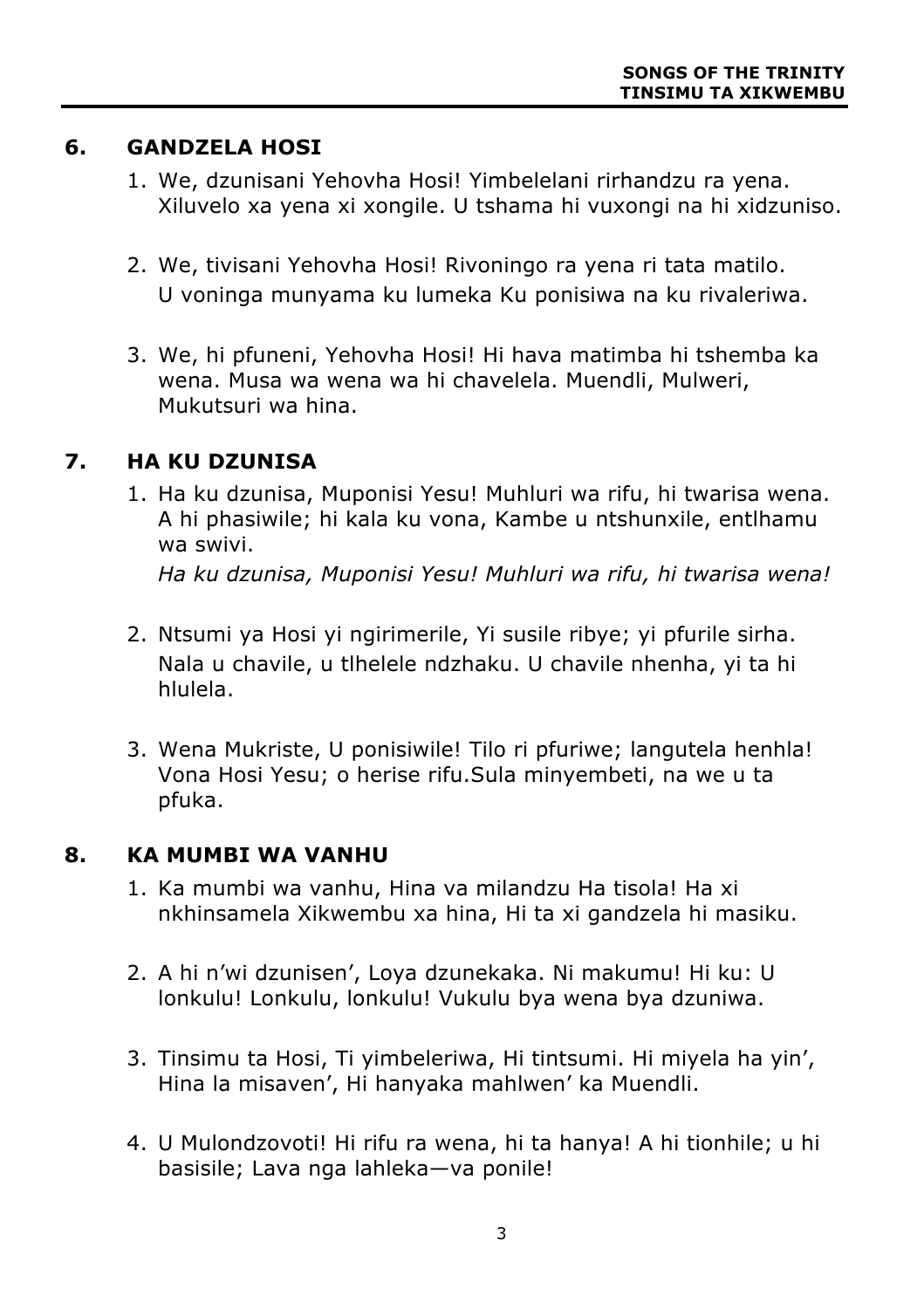## 6. GANDZELA HOSI

1. We, dzunisani Yehovha Hosi! Yimbelelani rirhandzu ra yena. Xiluvelo xa yena xi xongile. U tshama hi vuxongi na hi xidzuniso.

2. We, tivisani Yehovha Hosi! Rivoningo ra yena ri tata matilo. U voninga munyama ku lumeka Ku ponisiwa na ku rivaleriwa.

3. We, hi pfuneni, Yehovha Hosi! Hi hava matimba hi tshemba ka wena. Musa wa wena wa hi chavelela. Muendli, Mulweri, Mukutsuri wa hina.

## 7. HA KU DZUNISA

1. Ha ku dzunisa, Muponisi Yesu! Muhluri wa rifu, hi twarisa wena. A hi phasiwile; hi kala ku vona, Kambe u ntshunxile, entlhamu wa swivi.

   *Ha ku dzunisa, Muponisi Yesu! Muhluri wa rifu, hi twarisa wena!*

2. Ntsumi ya Hosi yi ngirimerile, Yi susile ribye; yi pfurile sirha. Nala u chavile, u tlhelele ndzhaku. U chavile nhenha, yi ta hi hlulela.

3. Wena Mukriste, U ponisiwile! Tilo ri pfuriwe; langutela henhla! Vona Hosi Yesu; o herise rifu.Sula minyembeti, na we u ta pfuka.

## 8. KA MUMBI WA VANHU

1. Ka mumbi wa vanhu, Hina va milandzu Ha tisola! Ha xi nkhinsamela Xikwembu xa hina, Hi ta xi gandzela hi masiku.

2. A hi n'wi dzunisen', Loya dzunekaka. Ni makumu! Hi ku: U lonkulu! Lonkulu, lonkulu! Vukulu bya wena bya dzuniwa.

3. Tinsimu ta Hosi, Ti yimbeleriwa, Hi tintsumi. Hi miyela ha yin', Hina la misaven', Hi hanyaka mahlwen' ka Muendli.

4. U Mulondzovoti! Hi rifu ra wena, hi ta hanya! A hi tionhile; u hi basisile; Lava nga lahleka—va ponile!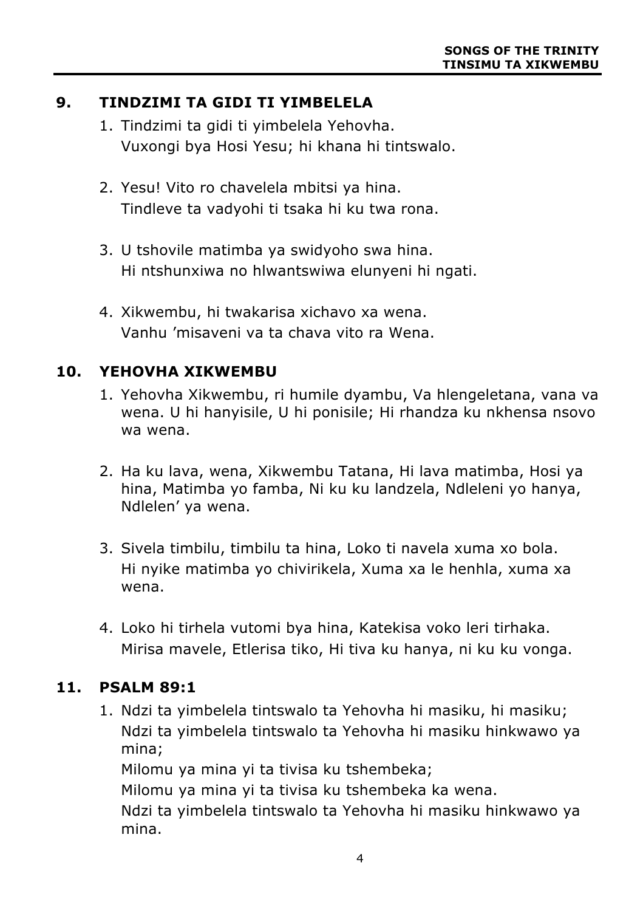## 9. TINDZIMI TA GIDI TI YIMBELELA

1. Tindzimi ta gidi ti yimbelela Yehovha.
   Vuxongi bya Hosi Yesu; hi khana hi tintswalo.

2. Yesu! Vito ro chavelela mbitsi ya hina.
   Tindleve ta vadyohi ti tsaka hi ku twa rona.

3. U tshovile matimba ya swidyoho swa hina.
   Hi ntshunxiwa no hlwantswiwa elunyeni hi ngati.

4. Xikwembu, hi twakarisa xichavo xa wena.
   Vanhu 'misaveni va ta chava vito ra Wena.

## 10. YEHOVHA XIKWEMBU

1. Yehovha Xikwembu, ri humile dyambu, Va hlengeletana, vana va wena. U hi hanyisile, U hi ponisile; Hi rhandza ku nkhensa nsovo wa wena.

2. Ha ku lava, wena, Xikwembu Tatana, Hi lava matimba, Hosi ya hina, Matimba yo famba, Ni ku ku landzela, Ndleleni yo hanya, Ndlelen' ya wena.

3. Sivela timbilu, timbilu ta hina, Loko ti navela xuma xo bola.
   Hi nyike matimba yo chivirikela, Xuma xa le henhla, xuma xa wena.

4. Loko hi tirhela vutomi bya hina, Katekisa voko leri tirhaka.
   Mirisa mavele, Etlerisa tiko, Hi tiva ku hanya, ni ku ku vonga.

## 11. PSALM 89:1

1. Ndzi ta yimbelela tintswalo ta Yehovha hi masiku, hi masiku;
   Ndzi ta yimbelela tintswalo ta Yehovha hi masiku hinkwawo ya mina;
   Milomu ya mina yi ta tivisa ku tshembeka;
   Milomu ya mina yi ta tivisa ku tshembeka ka wena.
   Ndzi ta yimbelela tintswalo ta Yehovha hi masiku hinkwawo ya mina.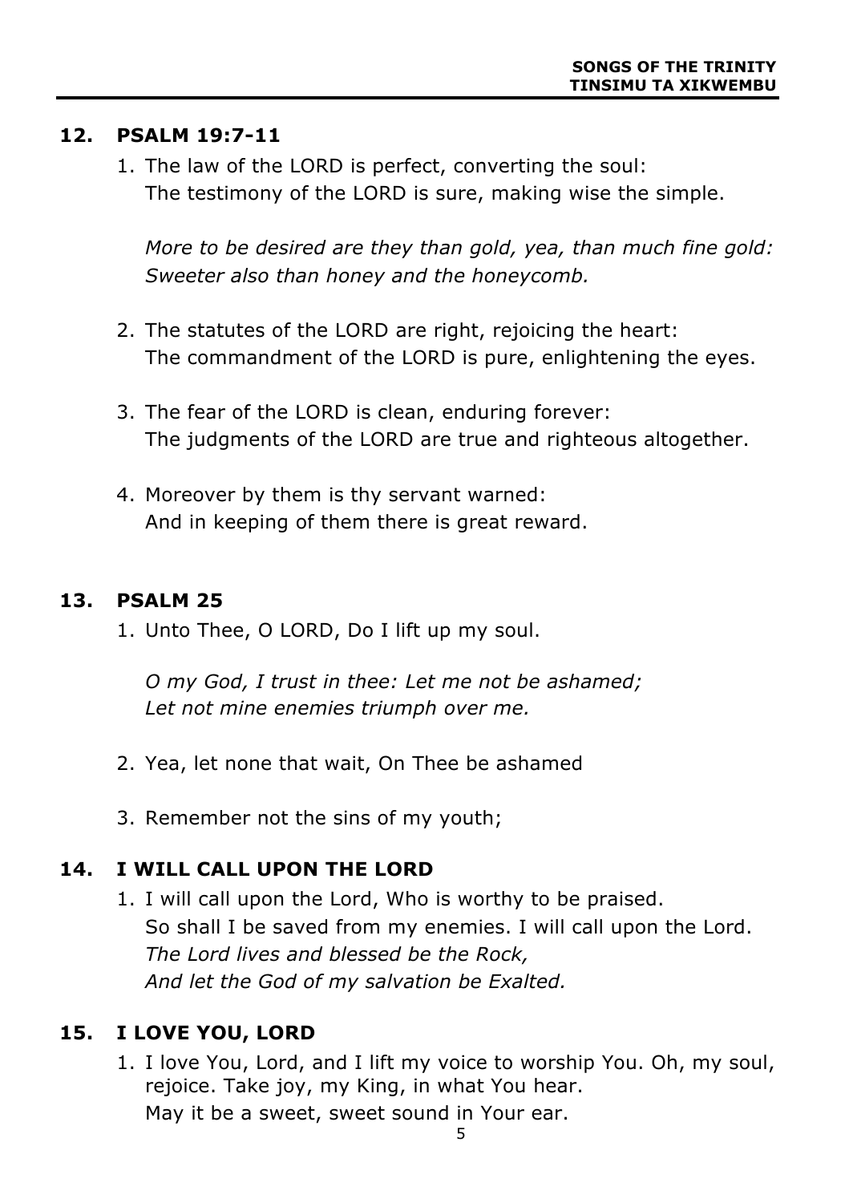## 12. PSALM 19:7-11

1. The law of the LORD is perfect, converting the soul:
   The testimony of the LORD is sure, making wise the simple.

   *More to be desired are they than gold, yea, than much fine gold:*
   *Sweeter also than honey and the honeycomb.*

2. The statutes of the LORD are right, rejoicing the heart:
   The commandment of the LORD is pure, enlightening the eyes.

3. The fear of the LORD is clean, enduring forever:
   The judgments of the LORD are true and righteous altogether.

4. Moreover by them is thy servant warned:
   And in keeping of them there is great reward.

## 13. PSALM 25

1. Unto Thee, O LORD, Do I lift up my soul.

   *O my God, I trust in thee: Let me not be ashamed;*
   *Let not mine enemies triumph over me.*

2. Yea, let none that wait, On Thee be ashamed

3. Remember not the sins of my youth;

## 14. I WILL CALL UPON THE LORD

1. I will call upon the Lord, Who is worthy to be praised.
   So shall I be saved from my enemies. I will call upon the Lord.
   *The Lord lives and blessed be the Rock,*
   *And let the God of my salvation be Exalted.*

## 15. I LOVE YOU, LORD

1. I love You, Lord, and I lift my voice to worship You. Oh, my soul, rejoice. Take joy, my King, in what You hear.
   May it be a sweet, sweet sound in Your ear.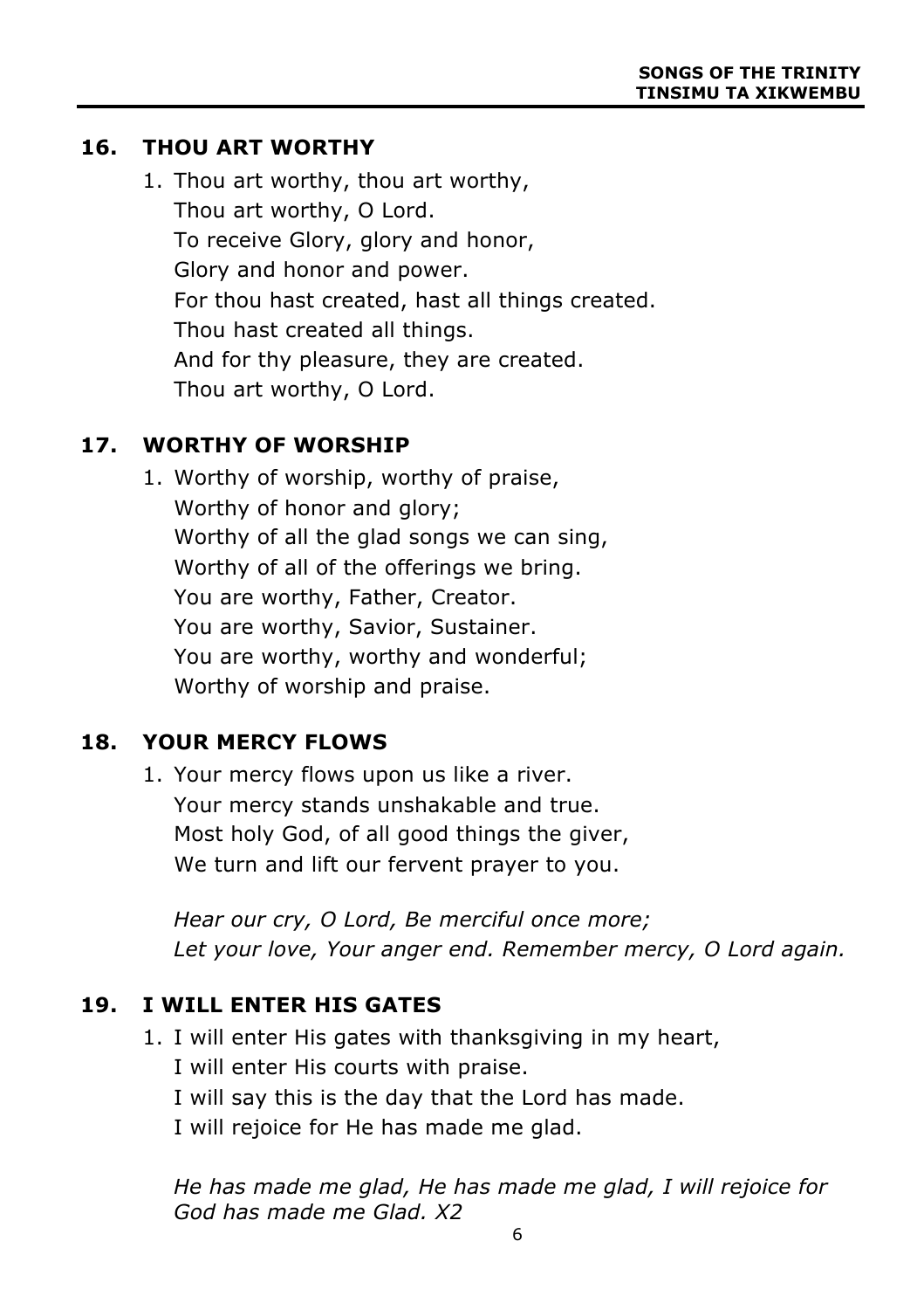## 16. THOU ART WORTHY

1. Thou art worthy, thou art worthy,
   Thou art worthy, O Lord.
   To receive Glory, glory and honor,
   Glory and honor and power.
   For thou hast created, hast all things created.
   Thou hast created all things.
   And for thy pleasure, they are created.
   Thou art worthy, O Lord.

## 17. WORTHY OF WORSHIP

1. Worthy of worship, worthy of praise,
   Worthy of honor and glory;
   Worthy of all the glad songs we can sing,
   Worthy of all of the offerings we bring.
   You are worthy, Father, Creator.
   You are worthy, Savior, Sustainer.
   You are worthy, worthy and wonderful;
   Worthy of worship and praise.

## 18. YOUR MERCY FLOWS

1. Your mercy flows upon us like a river.
   Your mercy stands unshakable and true.
   Most holy God, of all good things the giver,
   We turn and lift our fervent prayer to you.

   *Hear our cry, O Lord, Be merciful once more;*
   *Let your love, Your anger end. Remember mercy, O Lord again.*

## 19. I WILL ENTER HIS GATES

1. I will enter His gates with thanksgiving in my heart,
   I will enter His courts with praise.
   I will say this is the day that the Lord has made.
   I will rejoice for He has made me glad.

   *He has made me glad, He has made me glad, I will rejoice for God has made me Glad. X2*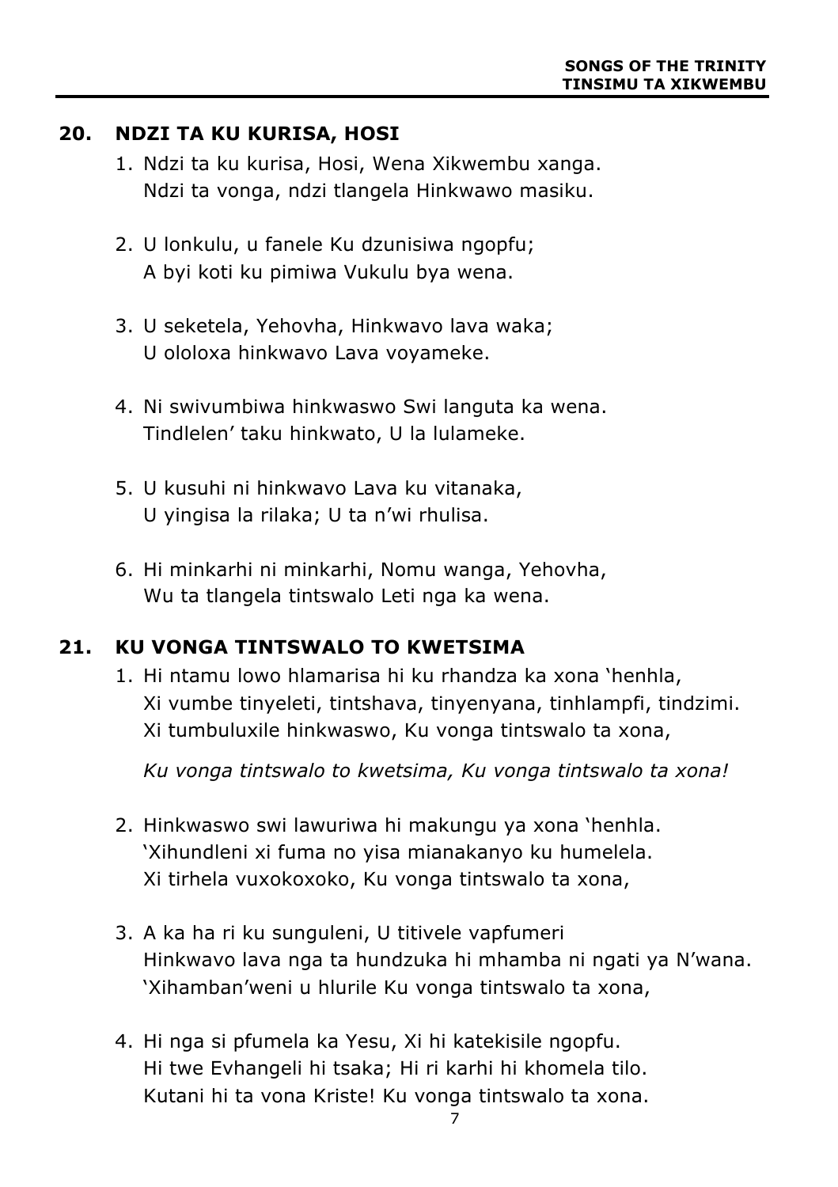## 20. NDZI TA KU KURISA, HOSI

1. Ndzi ta ku kurisa, Hosi, Wena Xikwembu xanga.
   Ndzi ta vonga, ndzi tlangela Hinkwawo masiku.

2. U lonkulu, u fanele Ku dzunisiwa ngopfu;
   A byi koti ku pimiwa Vukulu bya wena.

3. U seketela, Yehovha, Hinkwavo lava waka;
   U ololoxa hinkwavo Lava voyameke.

4. Ni swivumbiwa hinkwaswo Swi languta ka wena.
   Tindlelen' taku hinkwato, U la lulameke.

5. U kusuhi ni hinkwavo Lava ku vitanaka,
   U yingisa la rilaka; U ta n'wi rhulisa.

6. Hi minkarhi ni minkarhi, Nomu wanga, Yehovha,
   Wu ta tlangela tintswalo Leti nga ka wena.

## 21. KU VONGA TINTSWALO TO KWETSIMA

1. Hi ntamu lowo hlamarisa hi ku rhandza ka xona 'henhla,
   Xi vumbe tinyeleti, tintshava, tinyenyana, tinhlampfi, tindzimi.
   Xi tumbuluxile hinkwaswo, Ku vonga tintswalo ta xona,

   *Ku vonga tintswalo to kwetsima, Ku vonga tintswalo ta xona!*

2. Hinkwaswo swi lawuriwa hi makungu ya xona 'henhla.
   'Xihundleni xi fuma no yisa mianakanyo ku humelela.
   Xi tirhela vuxokoxoko, Ku vonga tintswalo ta xona,

3. A ka ha ri ku sunguleni, U titivele vapfumeri
   Hinkwavo lava nga ta hundzuka hi mhamba ni ngati ya N'wana.
   'Xihamban'weni u hlurile Ku vonga tintswalo ta xona,

4. Hi nga si pfumela ka Yesu, Xi hi katekisile ngopfu.
   Hi twe Evhangeli hi tsaka; Hi ri karhi hi khomela tilo.
   Kutani hi ta vona Kriste! Ku vonga tintswalo ta xona.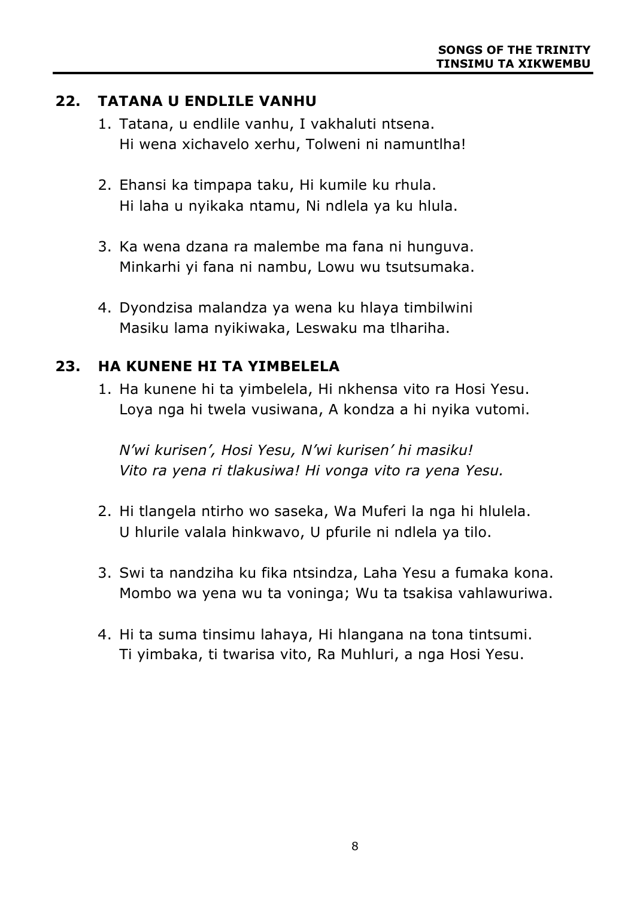## 22. TATANA U ENDLILE VANHU

1. Tatana, u endlile vanhu, I vakhaluti ntsena.
   Hi wena xichavelo xerhu, Tolweni ni namuntlha!

2. Ehansi ka timpapa taku, Hi kumile ku rhula.
   Hi laha u nyikaka ntamu, Ni ndlela ya ku hlula.

3. Ka wena dzana ra malembe ma fana ni hunguva.
   Minkarhi yi fana ni nambu, Lowu wu tsutsumaka.

4. Dyondzisa malandza ya wena ku hlaya timbilwini
   Masiku lama nyikiwaka, Leswaku ma tlhariha.

## 23. HA KUNENE HI TA YIMBELELA

1. Ha kunene hi ta yimbelela, Hi nkhensa vito ra Hosi Yesu.
   Loya nga hi twela vusiwana, A kondza a hi nyika vutomi.

   *N'wi kurisen', Hosi Yesu, N'wi kurisen' hi masiku!*
   *Vito ra yena ri tlakusiwa! Hi vonga vito ra yena Yesu.*

2. Hi tlangela ntirho wo saseka, Wa Muferi la nga hi hlulela.
   U hlurile valala hinkwavo, U pfurile ni ndlela ya tilo.

3. Swi ta nandziha ku fika ntsindza, Laha Yesu a fumaka kona.
   Mombo wa yena wu ta voninga; Wu ta tsakisa vahlawuriwa.

4. Hi ta suma tinsimu lahaya, Hi hlangana na tona tintsumi.
   Ti yimbaka, ti twarisa vito, Ra Muhluri, a nga Hosi Yesu.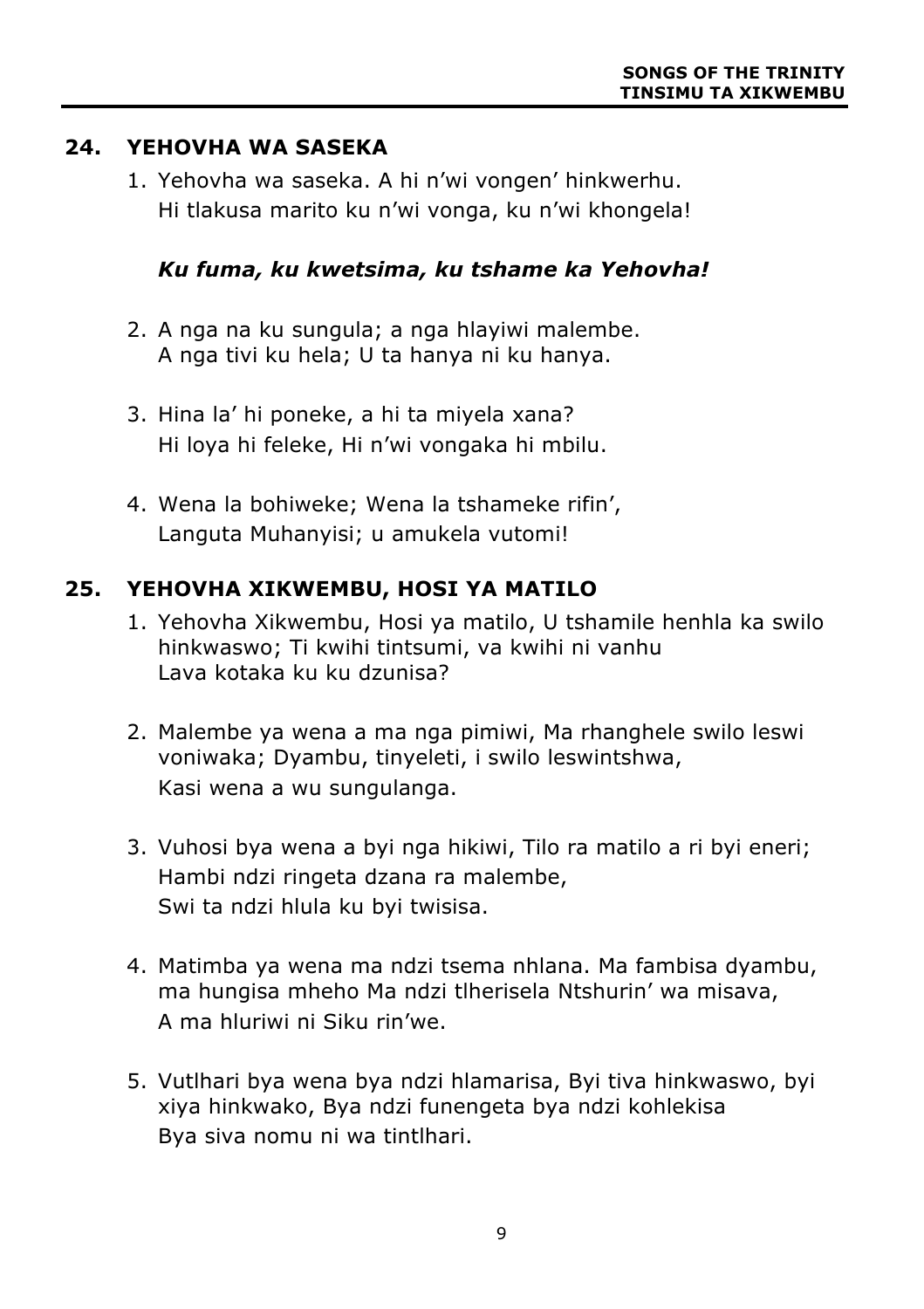## 24. YEHOVHA WA SASEKA

1. Yehovha wa saseka. A hi n'wi vongen' hinkwerhu.
   Hi tlakusa marito ku n'wi vonga, ku n'wi khongela!

   ***Ku fuma, ku kwetsima, ku tshame ka Yehovha!***

2. A nga na ku sungula; a nga hlayiwi malembe.
   A nga tivi ku hela; U ta hanya ni ku hanya.

3. Hina la' hi poneke, a hi ta miyela xana?
   Hi loya hi feleke, Hi n'wi vongaka hi mbilu.

4. Wena la bohiweke; Wena la tshameke rifin',
   Languta Muhanyisi; u amukela vutomi!

## 25. YEHOVHA XIKWEMBU, HOSI YA MATILO

1. Yehovha Xikwembu, Hosi ya matilo, U tshamile henhla ka swilo hinkwaswo; Ti kwihi tintsumi, va kwihi ni vanhu
   Lava kotaka ku ku dzunisa?

2. Malembe ya wena a ma nga pimiwi, Ma rhanghele swilo leswi voniwaka; Dyambu, tinyeleti, i swilo leswintshwa,
   Kasi wena a wu sungulanga.

3. Vuhosi bya wena a byi nga hikiwi, Tilo ra matilo a ri byi eneri;
   Hambi ndzi ringeta dzana ra malembe,
   Swi ta ndzi hlula ku byi twisisa.

4. Matimba ya wena ma ndzi tsema nhlana. Ma fambisa dyambu, ma hungisa mheho Ma ndzi tlherisela Ntshurin' wa misava,
   A ma hluriwi ni Siku rin'we.

5. Vutlhari bya wena bya ndzi hlamarisa, Byi tiva hinkwaswo, byi xiya hinkwako, Bya ndzi funengeta bya ndzi kohlekisa
   Bya siva nomu ni wa tintlhari.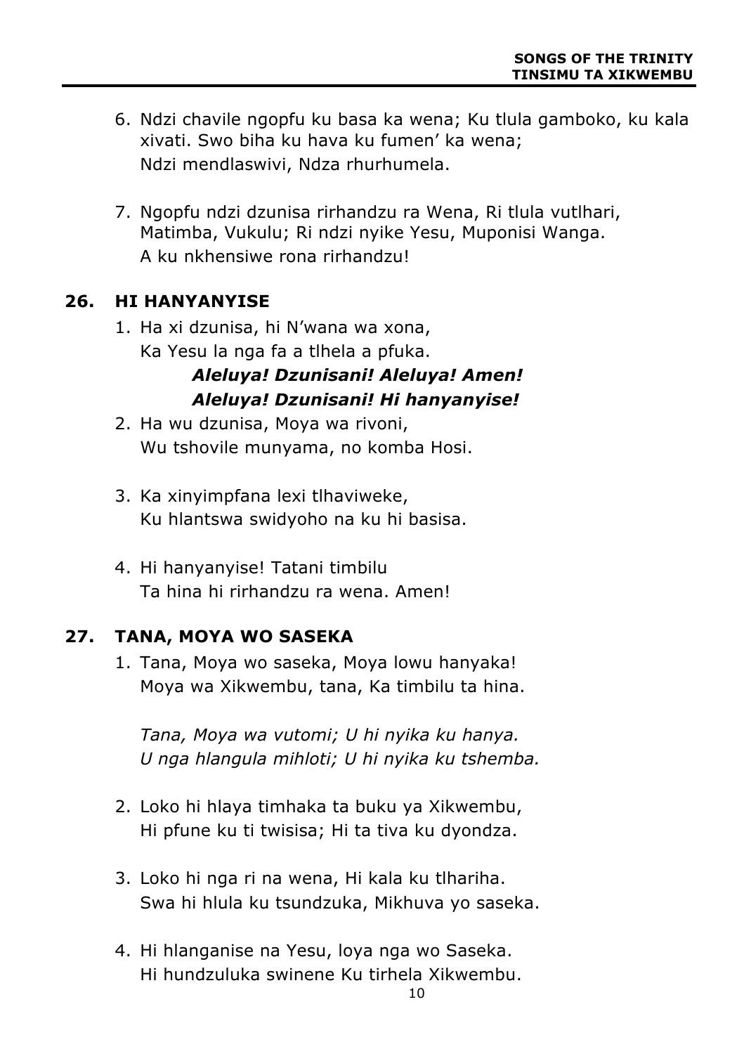6. Ndzi chavile ngopfu ku basa ka wena; Ku tlula gamboko, ku kala xivati. Swo biha ku hava ku fumen' ka wena;
   Ndzi mendlaswivi, Ndza rhurhumela.

7. Ngopfu ndzi dzunisa rirhandzu ra Wena, Ri tlula vutlhari, Matimba, Vukulu; Ri ndzi nyike Yesu, Muponisi Wanga.
   A ku nkhensiwe rona rirhandzu!

## 26. HI HANYANYISE

1. Ha xi dzunisa, hi N'wana wa xona,
   Ka Yesu la nga fa a tlhela a pfuka.
   ***Aleluya! Dzunisani! Aleluya! Amen!***
   ***Aleluya! Dzunisani! Hi hanyanyise!***
2. Ha wu dzunisa, Moya wa rivoni,
   Wu tshovile munyama, no komba Hosi.

3. Ka xinyimpfana lexi tlhaviweke,
   Ku hlantswa swidyoho na ku hi basisa.

4. Hi hanyanyise! Tatani timbilu
   Ta hina hi rirhandzu ra wena. Amen!

## 27. TANA, MOYA WO SASEKA

1. Tana, Moya wo saseka, Moya lowu hanyaka!
   Moya wa Xikwembu, tana, Ka timbilu ta hina.

   *Tana, Moya wa vutomi; U hi nyika ku hanya.*
   *U nga hlangula mihloti; U hi nyika ku tshemba.*

2. Loko hi hlaya timhaka ta buku ya Xikwembu,
   Hi pfune ku ti twisisa; Hi ta tiva ku dyondza.

3. Loko hi nga ri na wena, Hi kala ku tlhariha.
   Swa hi hlula ku tsundzuka, Mikhuva yo saseka.

4. Hi hlanganise na Yesu, loya nga wo Saseka.
   Hi hundzuluka swinene Ku tirhela Xikwembu.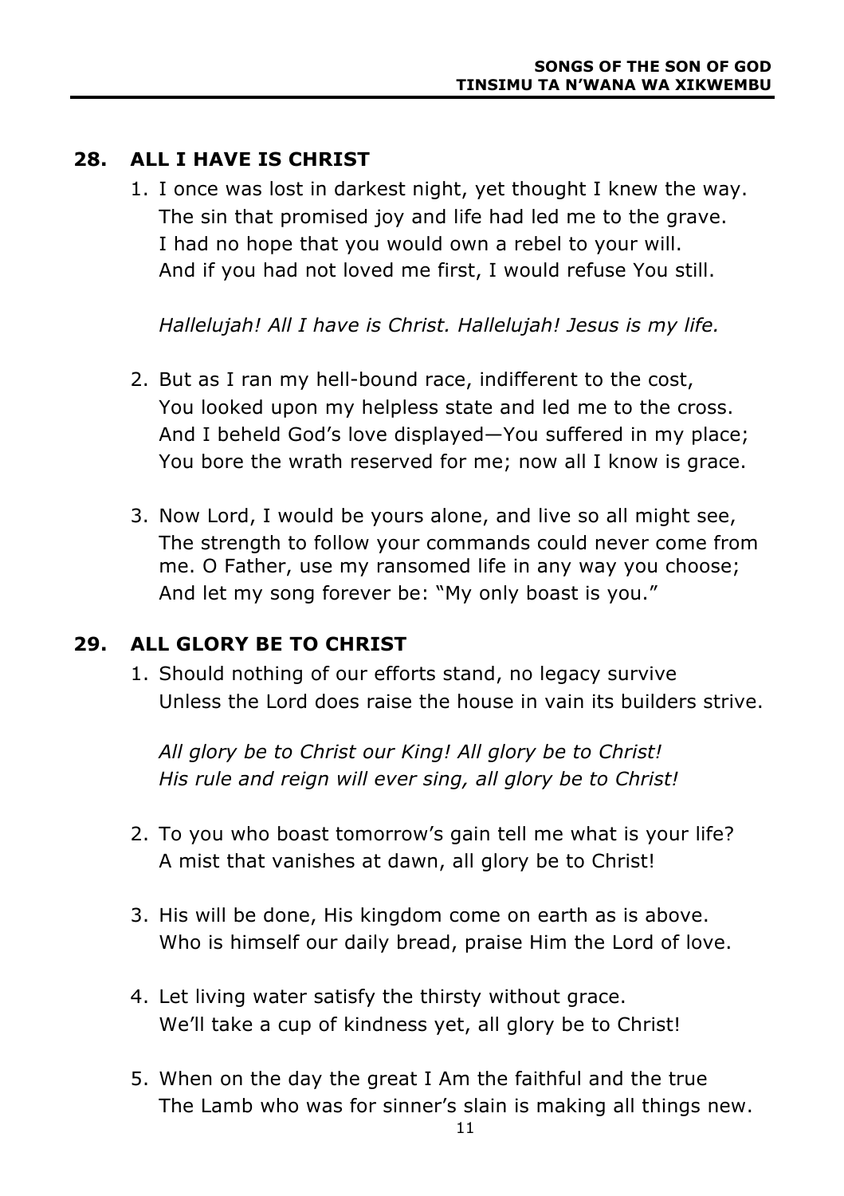## 28. ALL I HAVE IS CHRIST

1. I once was lost in darkest night, yet thought I knew the way.
   The sin that promised joy and life had led me to the grave.
   I had no hope that you would own a rebel to your will.
   And if you had not loved me first, I would refuse You still.

   *Hallelujah! All I have is Christ. Hallelujah! Jesus is my life.*

2. But as I ran my hell-bound race, indifferent to the cost,
   You looked upon my helpless state and led me to the cross.
   And I beheld God's love displayed—You suffered in my place;
   You bore the wrath reserved for me; now all I know is grace.

3. Now Lord, I would be yours alone, and live so all might see,
   The strength to follow your commands could never come from me. O Father, use my ransomed life in any way you choose;
   And let my song forever be: "My only boast is you."

## 29. ALL GLORY BE TO CHRIST

1. Should nothing of our efforts stand, no legacy survive
   Unless the Lord does raise the house in vain its builders strive.

   *All glory be to Christ our King! All glory be to Christ!*
   *His rule and reign will ever sing, all glory be to Christ!*

2. To you who boast tomorrow's gain tell me what is your life?
   A mist that vanishes at dawn, all glory be to Christ!

3. His will be done, His kingdom come on earth as is above.
   Who is himself our daily bread, praise Him the Lord of love.

4. Let living water satisfy the thirsty without grace.
   We'll take a cup of kindness yet, all glory be to Christ!

5. When on the day the great I Am the faithful and the true
   The Lamb who was for sinner's slain is making all things new.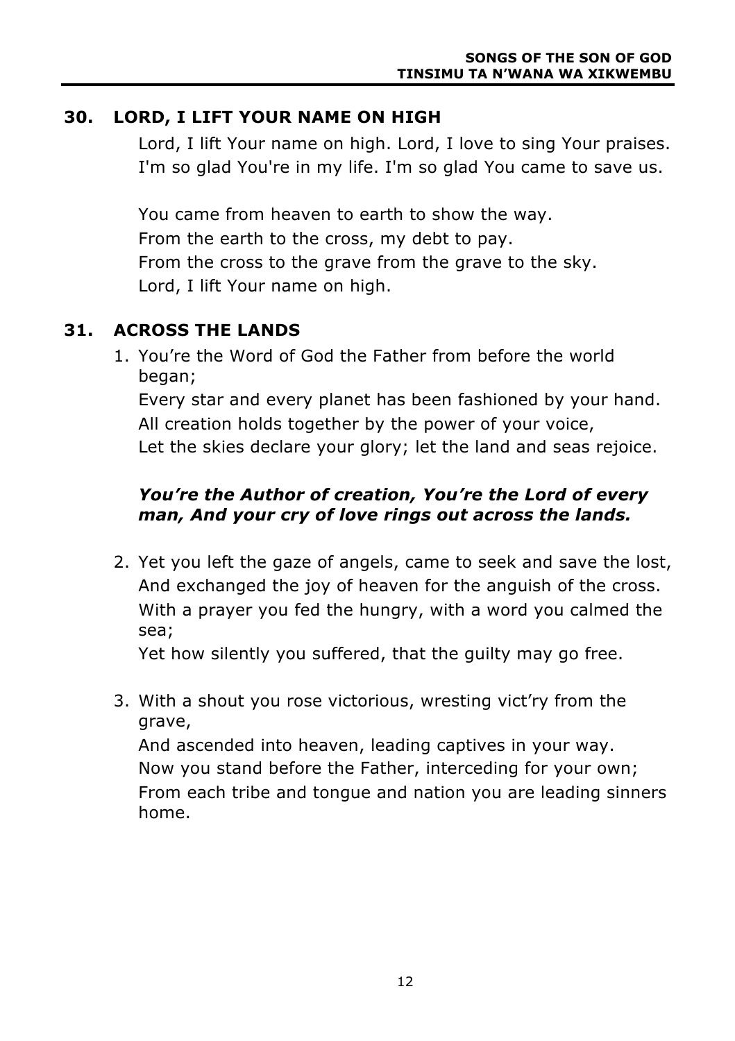## 30. LORD, I LIFT YOUR NAME ON HIGH

Lord, I lift Your name on high. Lord, I love to sing Your praises.
I'm so glad You're in my life. I'm so glad You came to save us.

You came from heaven to earth to show the way.
From the earth to the cross, my debt to pay.
From the cross to the grave from the grave to the sky.
Lord, I lift Your name on high.

## 31. ACROSS THE LANDS

1. You're the Word of God the Father from before the world began;
   Every star and every planet has been fashioned by your hand.
   All creation holds together by the power of your voice,
   Let the skies declare your glory; let the land and seas rejoice.

   ***You're the Author of creation, You're the Lord of every man, And your cry of love rings out across the lands.***

2. Yet you left the gaze of angels, came to seek and save the lost,
   And exchanged the joy of heaven for the anguish of the cross.
   With a prayer you fed the hungry, with a word you calmed the sea;
   Yet how silently you suffered, that the guilty may go free.

3. With a shout you rose victorious, wresting vict'ry from the grave,
   And ascended into heaven, leading captives in your way.
   Now you stand before the Father, interceding for your own;
   From each tribe and tongue and nation you are leading sinners home.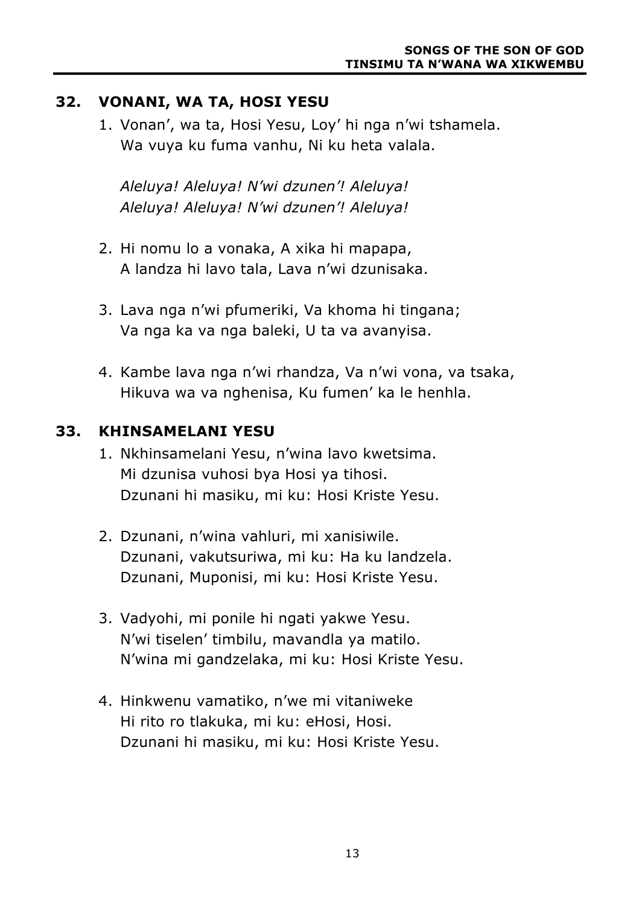## 32. VONANI, WA TA, HOSI YESU

1. Vonan’, wa ta, Hosi Yesu, Loy’ hi nga n’wi tshamela.
   Wa vuya ku fuma vanhu, Ni ku heta valala.

   *Aleluya! Aleluya! N’wi dzunen’! Aleluya!*
   *Aleluya! Aleluya! N’wi dzunen’! Aleluya!*

2. Hi nomu lo a vonaka, A xika hi mapapa,
   A landza hi lavo tala, Lava n’wi dzunisaka.

3. Lava nga n’wi pfumeriki, Va khoma hi tingana;
   Va nga ka va nga baleki, U ta va avanyisa.

4. Kambe lava nga n’wi rhandza, Va n’wi vona, va tsaka,
   Hikuva wa va nghenisa, Ku fumen’ ka le henhla.

## 33. KHINSAMELANI YESU

1. Nkhinsamelani Yesu, n’wina lavo kwetsima.
   Mi dzunisa vuhosi bya Hosi ya tihosi.
   Dzunani hi masiku, mi ku: Hosi Kriste Yesu.

2. Dzunani, n’wina vahluri, mi xanisiwile.
   Dzunani, vakutsuriwa, mi ku: Ha ku landzela.
   Dzunani, Muponisi, mi ku: Hosi Kriste Yesu.

3. Vadyohi, mi ponile hi ngati yakwe Yesu.
   N’wi tiselen’ timbilu, mavandla ya matilo.
   N’wina mi gandzelaka, mi ku: Hosi Kriste Yesu.

4. Hinkwenu vamatiko, n’we mi vitaniweke
   Hi rito ro tlakuka, mi ku: eHosi, Hosi.
   Dzunani hi masiku, mi ku: Hosi Kriste Yesu.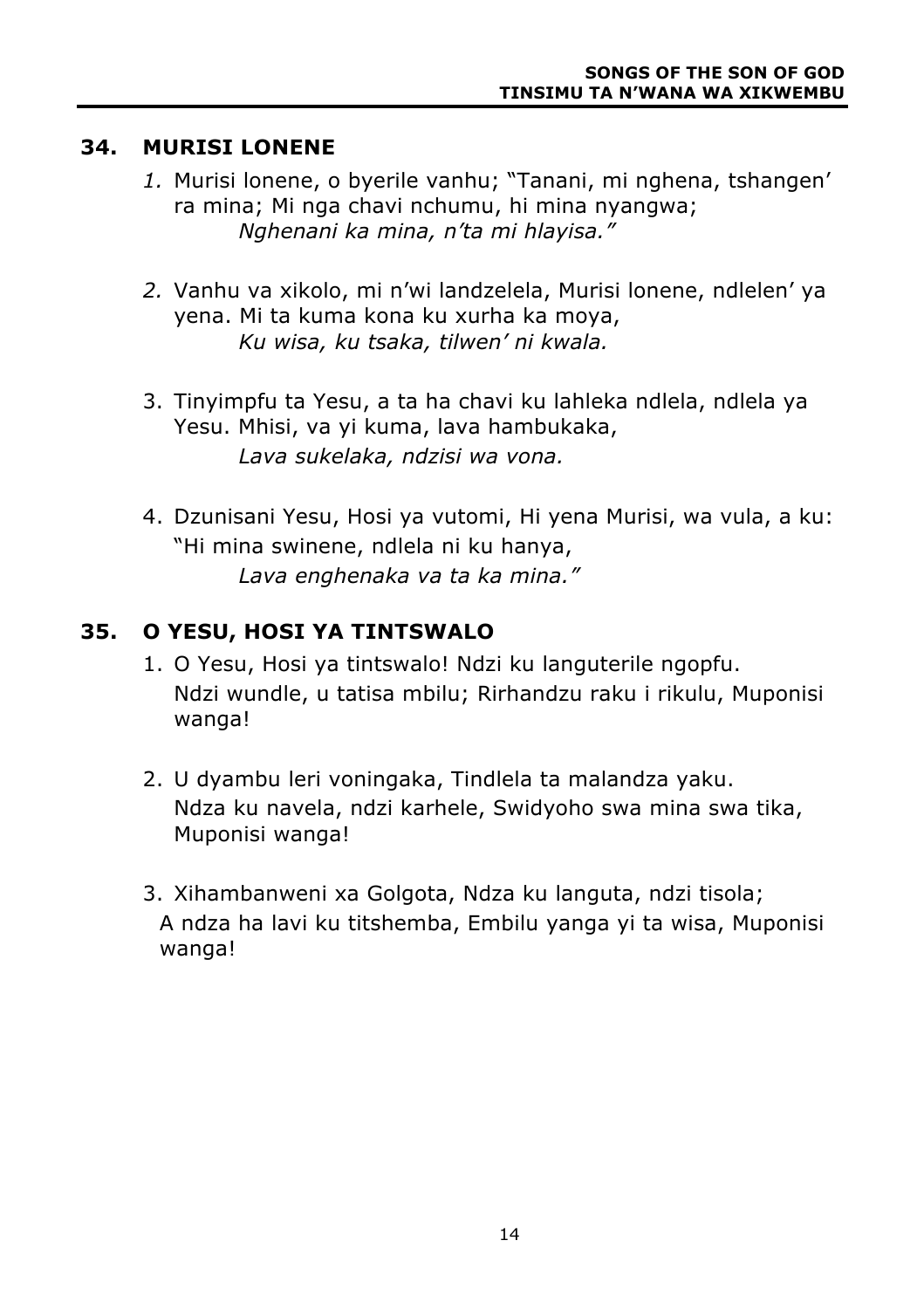## 34. MURISI LONENE

*1.* Murisi lonene, o byerile vanhu; "Tanani, mi nghena, tshangen' ra mina; Mi nga chavi nchumu, hi mina nyangwa;
*Nghenani ka mina, n'ta mi hlayisa."*

*2.* Vanhu va xikolo, mi n'wi landzelela, Murisi lonene, ndlelen' ya yena. Mi ta kuma kona ku xurha ka moya,
*Ku wisa, ku tsaka, tilwen' ni kwala.*

3. Tinyimpfu ta Yesu, a ta ha chavi ku lahleka ndlela, ndlela ya Yesu. Mhisi, va yi kuma, lava hambukaka,
*Lava sukelaka, ndzisi wa vona.*

4. Dzunisani Yesu, Hosi ya vutomi, Hi yena Murisi, wa vula, a ku: "Hi mina swinene, ndlela ni ku hanya,
*Lava enghenaka va ta ka mina."*

## 35. O YESU, HOSI YA TINTSWALO

1. O Yesu, Hosi ya tintswalo! Ndzi ku languterile ngopfu. Ndzi wundle, u tatisa mbilu; Rirhandzu raku i rikulu, Muponisi wanga!

2. U dyambu leri voningaka, Tindlela ta malandza yaku. Ndza ku navela, ndzi karhele, Swidyoho swa mina swa tika, Muponisi wanga!

3. Xihambanweni xa Golgota, Ndza ku languta, ndzi tisola; A ndza ha lavi ku titshemba, Embilu yanga yi ta wisa, Muponisi wanga!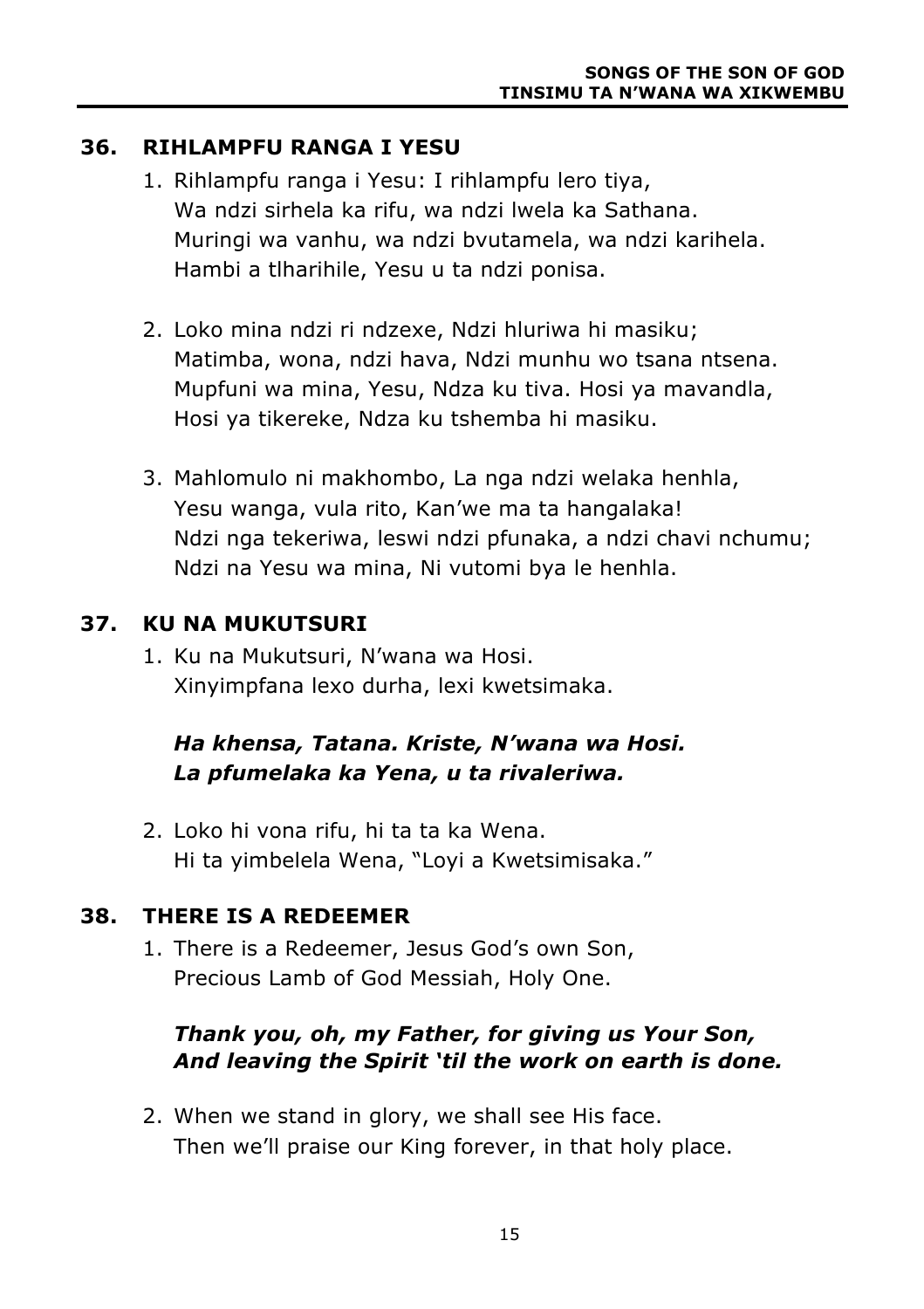## 36. RIHLAMPFU RANGA I YESU

1. Rihlampfu ranga i Yesu: I rihlampfu lero tiya,
   Wa ndzi sirhela ka rifu, wa ndzi lwela ka Sathana.
   Muringi wa vanhu, wa ndzi bvutamela, wa ndzi karihela.
   Hambi a tlharihile, Yesu u ta ndzi ponisa.

2. Loko mina ndzi ri ndzexe, Ndzi hluriwa hi masiku;
   Matimba, wona, ndzi hava, Ndzi munhu wo tsana ntsena.
   Mupfuni wa mina, Yesu, Ndza ku tiva. Hosi ya mavandla,
   Hosi ya tikereke, Ndza ku tshemba hi masiku.

3. Mahlomulo ni makhombo, La nga ndzi welaka henhla,
   Yesu wanga, vula rito, Kan'we ma ta hangalaka!
   Ndzi nga tekeriwa, leswi ndzi pfunaka, a ndzi chavi nchumu;
   Ndzi na Yesu wa mina, Ni vutomi bya le henhla.

## 37. KU NA MUKUTSURI

1. Ku na Mukutsuri, N'wana wa Hosi.
   Xinyimpfana lexo durha, lexi kwetsimaka.

   ***Ha khensa, Tatana. Kriste, N'wana wa Hosi.***
   ***La pfumelaka ka Yena, u ta rivaleriwa.***

2. Loko hi vona rifu, hi ta ta ka Wena.
   Hi ta yimbelela Wena, "Loyi a Kwetsimisaka."

## 38. THERE IS A REDEEMER

1. There is a Redeemer, Jesus God's own Son,
   Precious Lamb of God Messiah, Holy One.

   ***Thank you, oh, my Father, for giving us Your Son,***
   ***And leaving the Spirit 'til the work on earth is done.***

2. When we stand in glory, we shall see His face.
   Then we'll praise our King forever, in that holy place.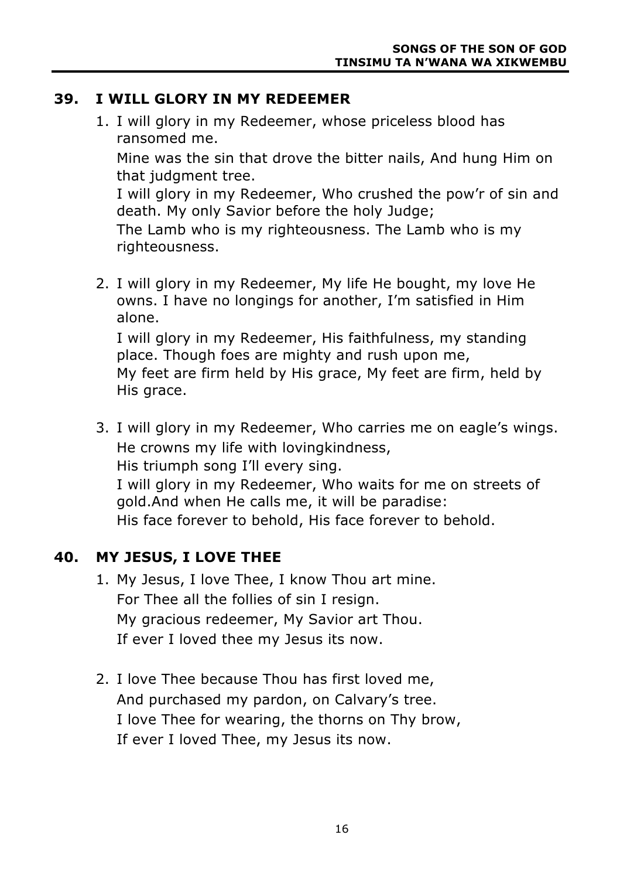## 39. I WILL GLORY IN MY REDEEMER

1. I will glory in my Redeemer, whose priceless blood has ransomed me.
   Mine was the sin that drove the bitter nails, And hung Him on that judgment tree.
   I will glory in my Redeemer, Who crushed the pow'r of sin and death. My only Savior before the holy Judge;
   The Lamb who is my righteousness. The Lamb who is my righteousness.

2. I will glory in my Redeemer, My life He bought, my love He owns. I have no longings for another, I'm satisfied in Him alone.
   I will glory in my Redeemer, His faithfulness, my standing place. Though foes are mighty and rush upon me,
   My feet are firm held by His grace, My feet are firm, held by His grace.

3. I will glory in my Redeemer, Who carries me on eagle's wings.
   He crowns my life with lovingkindness,
   His triumph song I'll every sing.
   I will glory in my Redeemer, Who waits for me on streets of gold.And when He calls me, it will be paradise:
   His face forever to behold, His face forever to behold.

## 40. MY JESUS, I LOVE THEE

1. My Jesus, I love Thee, I know Thou art mine.
   For Thee all the follies of sin I resign.
   My gracious redeemer, My Savior art Thou.
   If ever I loved thee my Jesus its now.

2. I love Thee because Thou has first loved me,
   And purchased my pardon, on Calvary's tree.
   I love Thee for wearing, the thorns on Thy brow,
   If ever I loved Thee, my Jesus its now.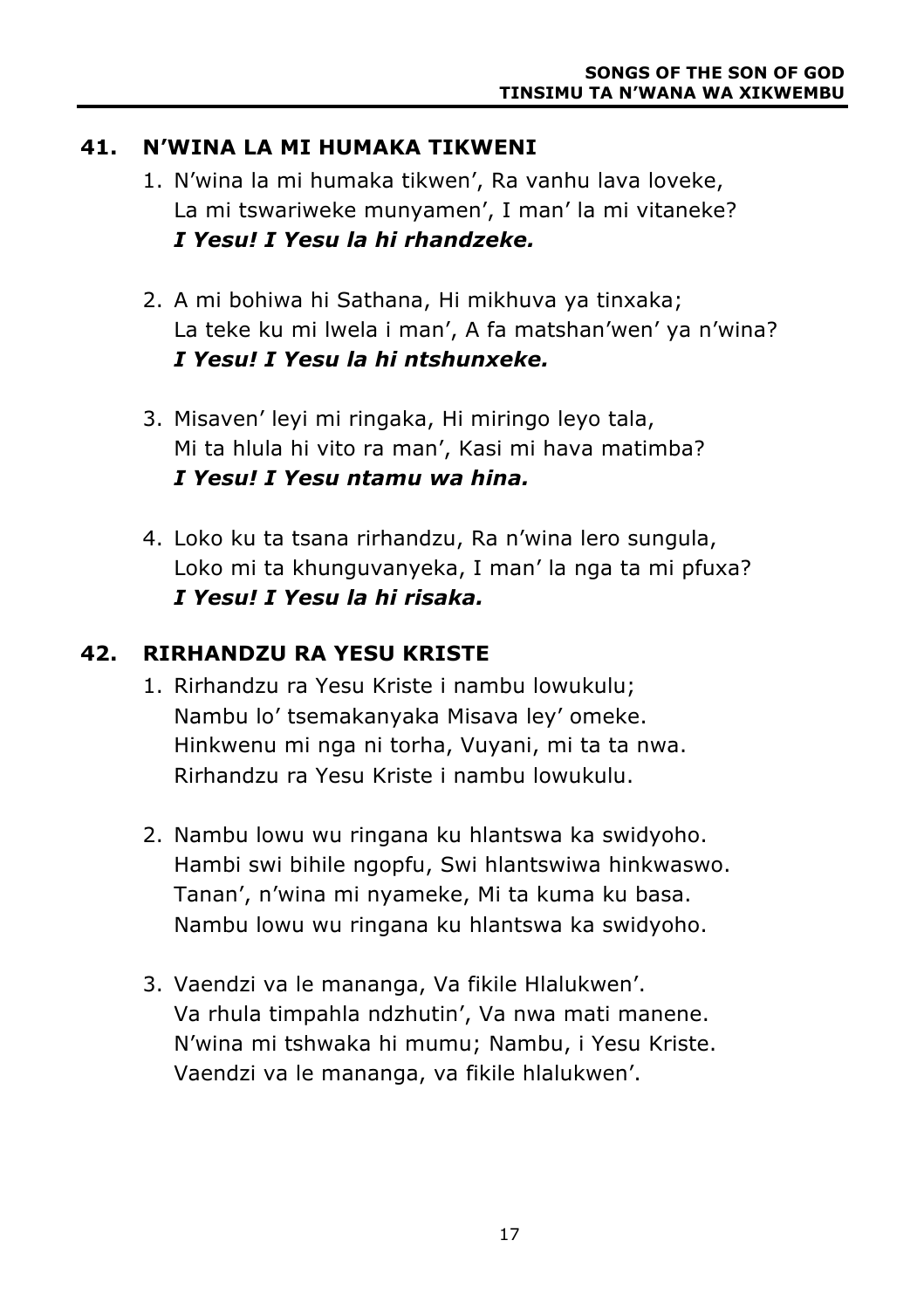## 41. N'WINA LA MI HUMAKA TIKWENI

1. N'wina la mi humaka tikwen', Ra vanhu lava loveke,  
   La mi tswariweke munyamen', I man' la mi vitaneke?  
   ***I Yesu! I Yesu la hi rhandzeke.***

2. A mi bohiwa hi Sathana, Hi mikhuva ya tinxaka;  
   La teke ku mi lwela i man', A fa matshan'wen' ya n'wina?  
   ***I Yesu! I Yesu la hi ntshunxeke.***

3. Misaven' leyi mi ringaka, Hi miringo leyo tala,  
   Mi ta hlula hi vito ra man', Kasi mi hava matimba?  
   ***I Yesu! I Yesu ntamu wa hina.***

4. Loko ku ta tsana rirhandzu, Ra n'wina lero sungula,  
   Loko mi ta khunguvanyeka, I man' la nga ta mi pfuxa?  
   ***I Yesu! I Yesu la hi risaka.***

## 42. RIRHANDZU RA YESU KRISTE

1. Rirhandzu ra Yesu Kriste i nambu lowukulu;  
   Nambu lo' tsemakanyaka Misava ley' omeke.  
   Hinkwenu mi nga ni torha, Vuyani, mi ta ta nwa.  
   Rirhandzu ra Yesu Kriste i nambu lowukulu.

2. Nambu lowu wu ringana ku hlantswa ka swidyoho.  
   Hambi swi bihile ngopfu, Swi hlantswiwa hinkwaswo.  
   Tanan', n'wina mi nyameke, Mi ta kuma ku basa.  
   Nambu lowu wu ringana ku hlantswa ka swidyoho.

3. Vaendzi va le mananga, Va fikile Hlalukwen'.  
   Va rhula timpahla ndzhutin', Va nwa mati manene.  
   N'wina mi tshwaka hi mumu; Nambu, i Yesu Kriste.  
   Vaendzi va le mananga, va fikile hlalukwen'.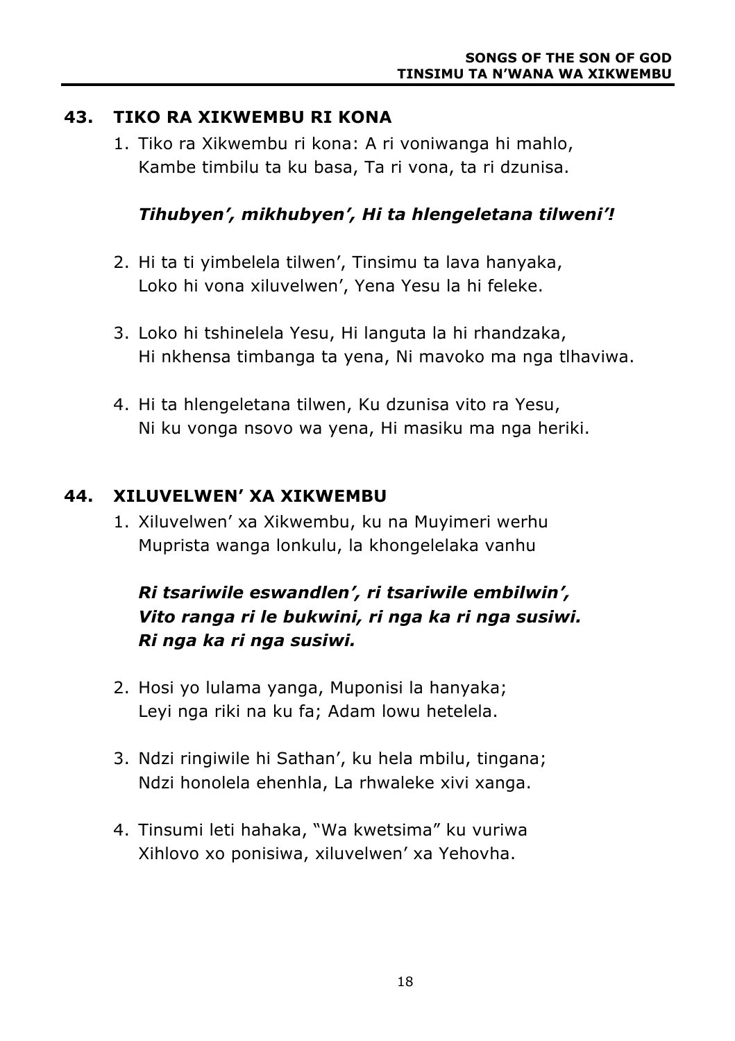## 43. TIKO RA XIKWEMBU RI KONA

1. Tiko ra Xikwembu ri kona: A ri voniwanga hi mahlo,
   Kambe timbilu ta ku basa, Ta ri vona, ta ri dzunisa.

   ***Tihubyen', mikhubyen', Hi ta hlengeletana tilweni'!***

2. Hi ta ti yimbelela tilwen', Tinsimu ta lava hanyaka,
   Loko hi vona xiluvelwen', Yena Yesu la hi feleke.

3. Loko hi tshinelela Yesu, Hi languta la hi rhandzaka,
   Hi nkhensa timbanga ta yena, Ni mavoko ma nga tlhaviwa.

4. Hi ta hlengeletana tilwen, Ku dzunisa vito ra Yesu,
   Ni ku vonga nsovo wa yena, Hi masiku ma nga heriki.

## 44. XILUVELWEN' XA XIKWEMBU

1. Xiluvelwen' xa Xikwembu, ku na Muyimeri werhu
   Muprista wanga lonkulu, la khongelelaka vanhu

   ***Ri tsariwile eswandlen', ri tsariwile embilwin',***
   ***Vito ranga ri le bukwini, ri nga ka ri nga susiwi.***
   ***Ri nga ka ri nga susiwi.***

2. Hosi yo lulama yanga, Muponisi la hanyaka;
   Leyi nga riki na ku fa; Adam lowu hetelela.

3. Ndzi ringiwile hi Sathan', ku hela mbilu, tingana;
   Ndzi honolela ehenhla, La rhwaleke xivi xanga.

4. Tinsumi leti hahaka, "Wa kwetsima" ku vuriwa
   Xihlovo xo ponisiwa, xiluvelwen' xa Yehovha.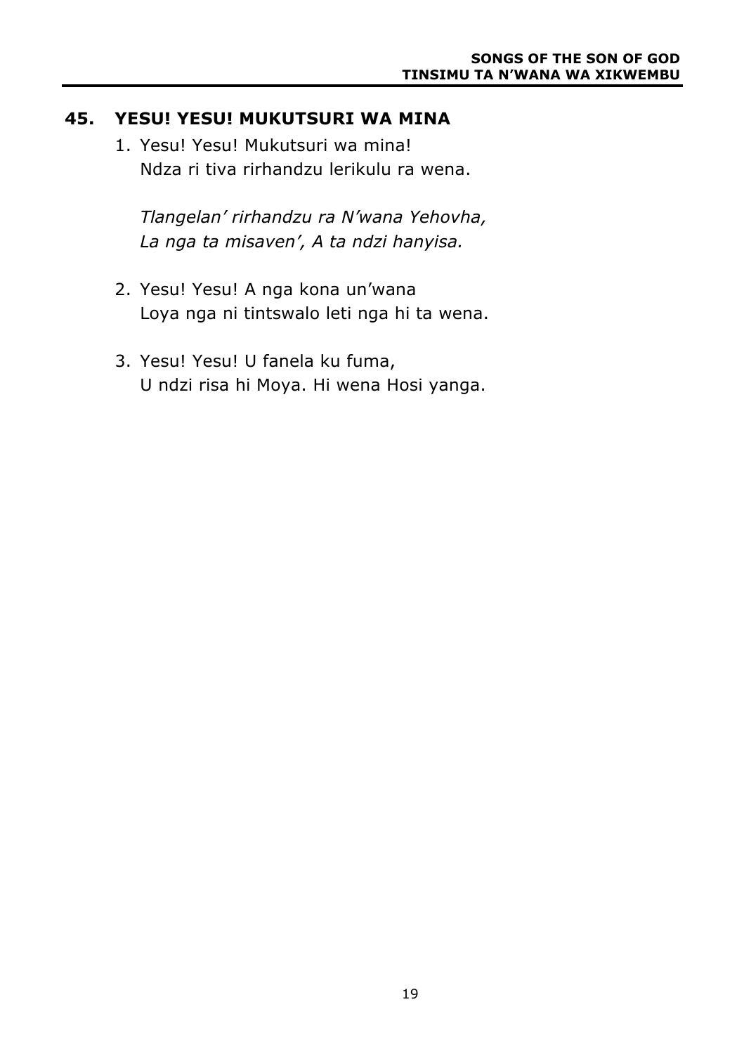## 45. YESU! YESU! MUKUTSURI WA MINA

1. Yesu! Yesu! Mukutsuri wa mina!
   Ndza ri tiva rirhandzu lerikulu ra wena.

   *Tlangelan' rirhandzu ra N'wana Yehovha,*
   *La nga ta misaven', A ta ndzi hanyisa.*

2. Yesu! Yesu! A nga kona un'wana
   Loya nga ni tintswalo leti nga hi ta wena.

3. Yesu! Yesu! U fanela ku fuma,
   U ndzi risa hi Moya. Hi wena Hosi yanga.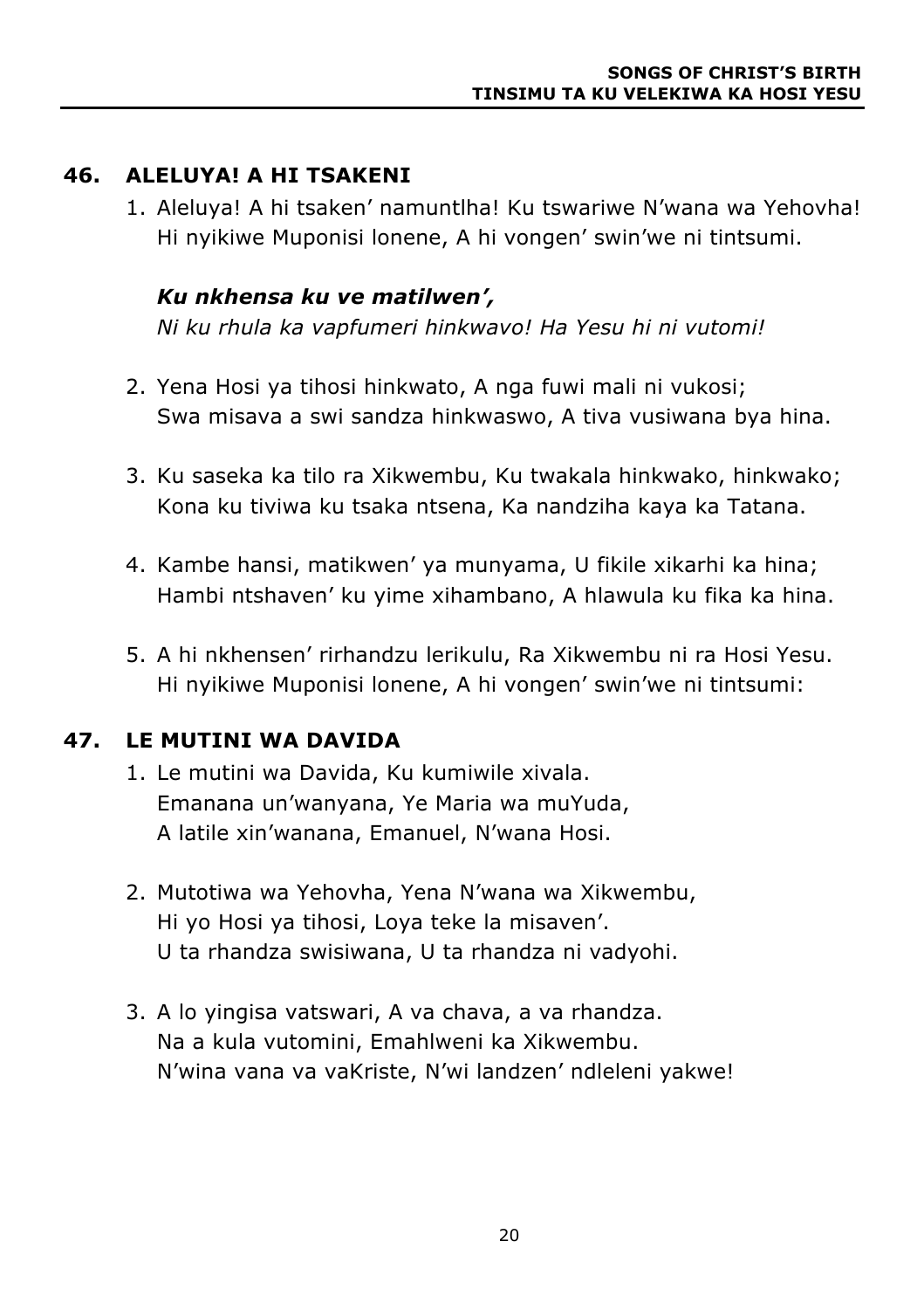## 46. ALELUYA! A HI TSAKENI

1. Aleluya! A hi tsaken' namuntlha! Ku tswariwe N'wana wa Yehovha!
   Hi nyikiwe Muponisi lonene, A hi vongen' swin'we ni tintsumi.

   ***Ku nkhensa ku ve matilwen',***
   *Ni ku rhula ka vapfumeri hinkwavo! Ha Yesu hi ni vutomi!*

2. Yena Hosi ya tihosi hinkwato, A nga fuwi mali ni vukosi;
   Swa misava a swi sandza hinkwaswo, A tiva vusiwana bya hina.

3. Ku saseka ka tilo ra Xikwembu, Ku twakala hinkwako, hinkwako;
   Kona ku tiviwa ku tsaka ntsena, Ka nandziha kaya ka Tatana.

4. Kambe hansi, matikwen' ya munyama, U fikile xikarhi ka hina;
   Hambi ntshaven' ku yime xihambano, A hlawula ku fika ka hina.

5. A hi nkhensen' rirhandzu lerikulu, Ra Xikwembu ni ra Hosi Yesu.
   Hi nyikiwe Muponisi lonene, A hi vongen' swin'we ni tintsumi:

## 47. LE MUTINI WA DAVIDA

1. Le mutini wa Davida, Ku kumiwile xivala.
   Emanana un'wanyana, Ye Maria wa muYuda,
   A latile xin'wanana, Emanuel, N'wana Hosi.

2. Mutotiwa wa Yehovha, Yena N'wana wa Xikwembu,
   Hi yo Hosi ya tihosi, Loya teke la misaven'.
   U ta rhandza swisiwana, U ta rhandza ni vadyohi.

3. A lo yingisa vatswari, A va chava, a va rhandza.
   Na a kula vutomini, Emahlweni ka Xikwembu.
   N'wina vana va vaKriste, N'wi landzen' ndleleni yakwe!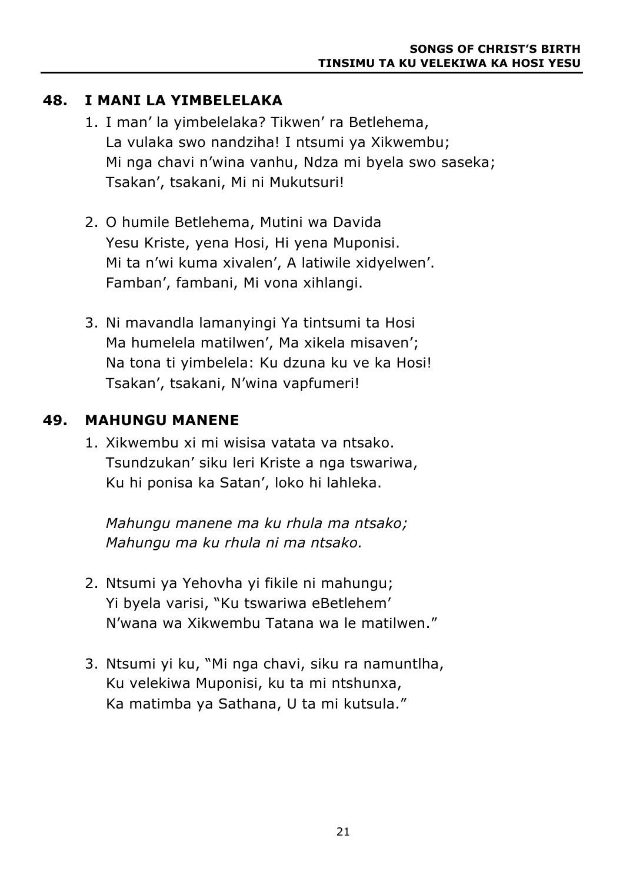## 48. I MANI LA YIMBELELAKA

1. I man’ la yimbelelaka? Tikwen’ ra Betlehema,
   La vulaka swo nandziha! I ntsumi ya Xikwembu;
   Mi nga chavi n’wina vanhu, Ndza mi byela swo saseka;
   Tsakan’, tsakani, Mi ni Mukutsuri!

2. O humile Betlehema, Mutini wa Davida
   Yesu Kriste, yena Hosi, Hi yena Muponisi.
   Mi ta n’wi kuma xivalen’, A latiwile xidyelwen’.
   Famban’, fambani, Mi vona xihlangi.

3. Ni mavandla lamanyingi Ya tintsumi ta Hosi
   Ma humelela matilwen’, Ma xikela misaven’;
   Na tona ti yimbelela: Ku dzuna ku ve ka Hosi!
   Tsakan’, tsakani, N’wina vapfumeri!

## 49. MAHUNGU MANENE

1. Xikwembu xi mi wisisa vatata va ntsako.
   Tsundzukan’ siku leri Kriste a nga tswariwa,
   Ku hi ponisa ka Satan’, loko hi lahleka.

   *Mahungu manene ma ku rhula ma ntsako;*
   *Mahungu ma ku rhula ni ma ntsako.*

2. Ntsumi ya Yehovha yi fikile ni mahungu;
   Yi byela varisi, “Ku tswariwa eBetlehem’
   N’wana wa Xikwembu Tatana wa le matilwen.”

3. Ntsumi yi ku, “Mi nga chavi, siku ra namuntlha,
   Ku velekiwa Muponisi, ku ta mi ntshunxa,
   Ka matimba ya Sathana, U ta mi kutsula.”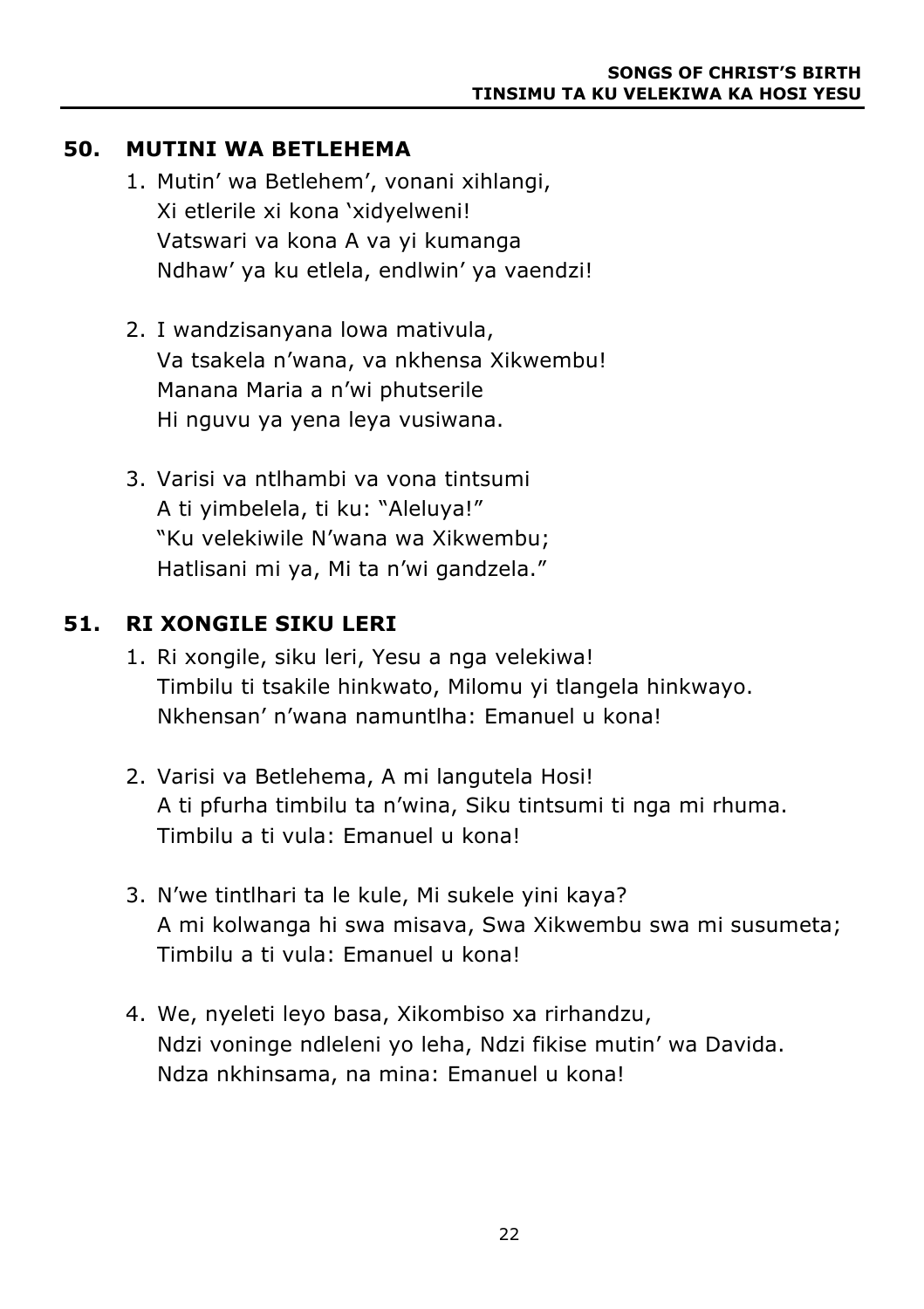## 50. MUTINI WA BETLEHEMA

1. Mutin’ wa Betlehem’, vonani xihlangi,
   Xi etlerile xi kona ‘xidyelweni!
   Vatswari va kona A va yi kumanga
   Ndhaw’ ya ku etlela, endlwin’ ya vaendzi!

2. I wandzisanyana lowa mativula,
   Va tsakela n’wana, va nkhensa Xikwembu!
   Manana Maria a n’wi phutserile
   Hi nguvu ya yena leya vusiwana.

3. Varisi va ntlhambi va vona tintsumi
   A ti yimbelela, ti ku: “Aleluya!”
   “Ku velekiwile N’wana wa Xikwembu;
   Hatlisani mi ya, Mi ta n’wi gandzela.”

## 51. RI XONGILE SIKU LERI

1. Ri xongile, siku leri, Yesu a nga velekiwa!
   Timbilu ti tsakile hinkwato, Milomu yi tlangela hinkwayo.
   Nkhensan’ n’wana namuntlha: Emanuel u kona!

2. Varisi va Betlehema, A mi langutela Hosi!
   A ti pfurha timbilu ta n’wina, Siku tintsumi ti nga mi rhuma.
   Timbilu a ti vula: Emanuel u kona!

3. N’we tintlhari ta le kule, Mi sukele yini kaya?
   A mi kolwanga hi swa misava, Swa Xikwembu swa mi susumeta;
   Timbilu a ti vula: Emanuel u kona!

4. We, nyeleti leyo basa, Xikombiso xa rirhandzu,
   Ndzi voninge ndleleni yo leha, Ndzi fikise mutin’ wa Davida.
   Ndza nkhinsama, na mina: Emanuel u kona!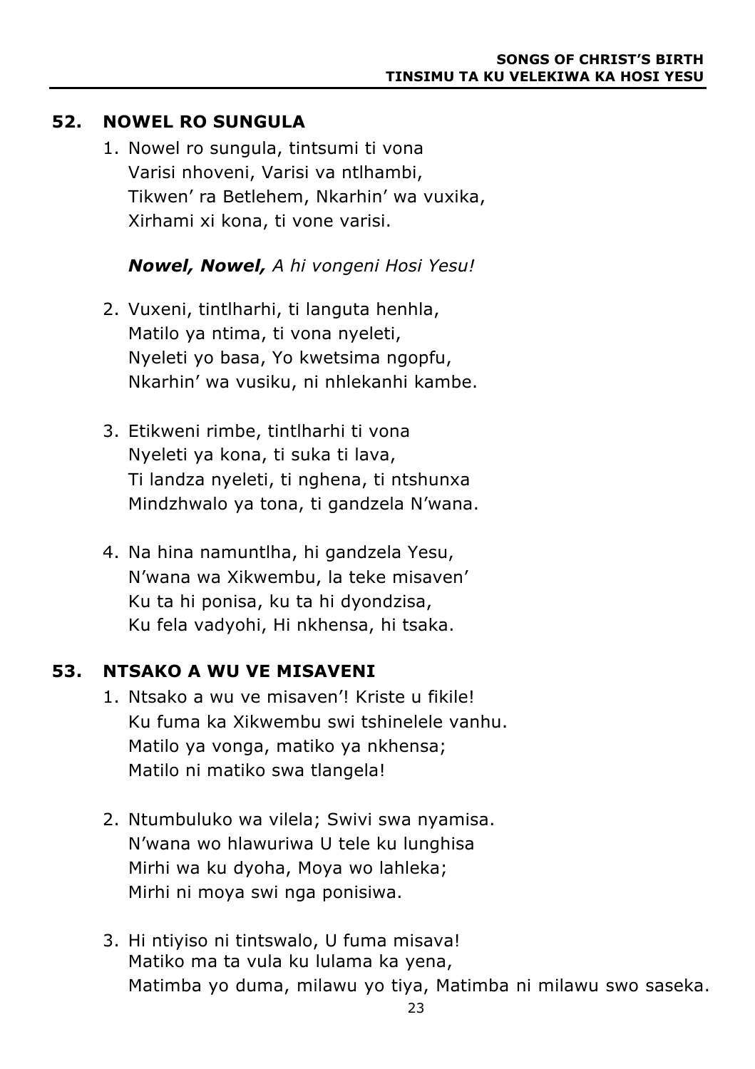## 52. NOWEL RO SUNGULA

1. Nowel ro sungula, tintsumi ti vona
   Varisi nhoveni, Varisi va ntlhambi,
   Tikwen' ra Betlehem, Nkarhin' wa vuxika,
   Xirhami xi kona, ti vone varisi.

   ***Nowel, Nowel,*** *A hi vongeni Hosi Yesu!*

2. Vuxeni, tintlharhi, ti languta henhla,
   Matilo ya ntima, ti vona nyeleti,
   Nyeleti yo basa, Yo kwetsima ngopfu,
   Nkarhin' wa vusiku, ni nhlekanhi kambe.

3. Etikweni rimbe, tintlharhi ti vona
   Nyeleti ya kona, ti suka ti lava,
   Ti landza nyeleti, ti nghena, ti ntshunxa
   Mindzhwalo ya tona, ti gandzela N'wana.

4. Na hina namuntlha, hi gandzela Yesu,
   N'wana wa Xikwembu, la teke misaven'
   Ku ta hi ponisa, ku ta hi dyondzisa,
   Ku fela vadyohi, Hi nkhensa, hi tsaka.

## 53. NTSAKO A WU VE MISAVENI

1. Ntsako a wu ve misaven'! Kriste u fikile!
   Ku fuma ka Xikwembu swi tshinelele vanhu.
   Matilo ya vonga, matiko ya nkhensa;
   Matilo ni matiko swa tlangela!

2. Ntumbuluko wa vilela; Swivi swa nyamisa.
   N'wana wo hlawuriwa U tele ku lunghisa
   Mirhi wa ku dyoha, Moya wo lahleka;
   Mirhi ni moya swi nga ponisiwa.

3. Hi ntiyiso ni tintswalo, U fuma misava!
   Matiko ma ta vula ku lulama ka yena,
   Matimba yo duma, milawu yo tiya, Matimba ni milawu swo saseka.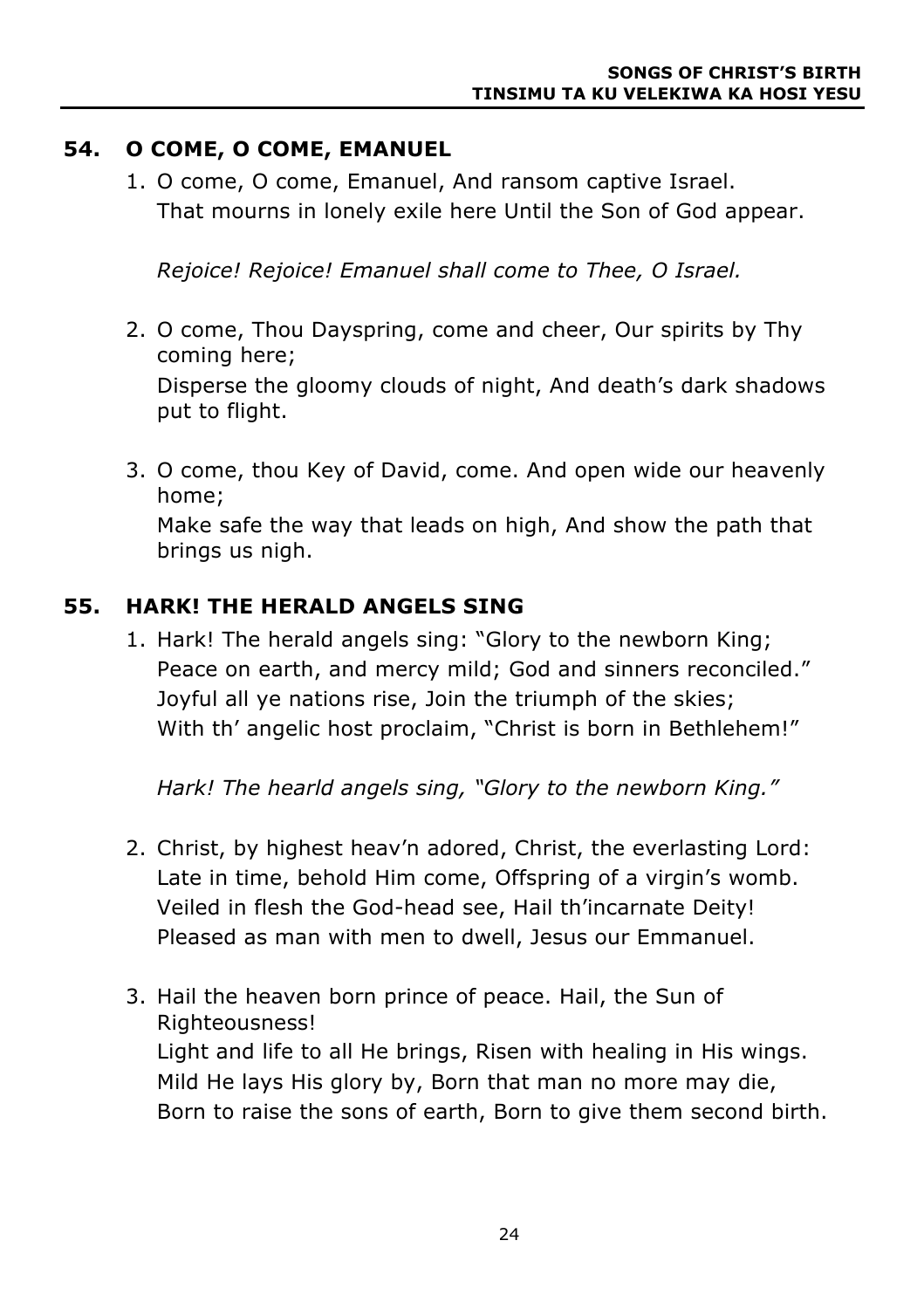## 54. O COME, O COME, EMANUEL

1. O come, O come, Emanuel, And ransom captive Israel.
   That mourns in lonely exile here Until the Son of God appear.

   *Rejoice! Rejoice! Emanuel shall come to Thee, O Israel.*

2. O come, Thou Dayspring, come and cheer, Our spirits by Thy coming here;
   Disperse the gloomy clouds of night, And death's dark shadows put to flight.

3. O come, thou Key of David, come. And open wide our heavenly home;
   Make safe the way that leads on high, And show the path that brings us nigh.

## 55. HARK! THE HERALD ANGELS SING

1. Hark! The herald angels sing: "Glory to the newborn King;
   Peace on earth, and mercy mild; God and sinners reconciled."
   Joyful all ye nations rise, Join the triumph of the skies;
   With th' angelic host proclaim, "Christ is born in Bethlehem!"

   *Hark! The hearld angels sing, "Glory to the newborn King."*

2. Christ, by highest heav'n adored, Christ, the everlasting Lord:
   Late in time, behold Him come, Offspring of a virgin's womb.
   Veiled in flesh the God-head see, Hail th'incarnate Deity!
   Pleased as man with men to dwell, Jesus our Emmanuel.

3. Hail the heaven born prince of peace. Hail, the Sun of Righteousness!
   Light and life to all He brings, Risen with healing in His wings.
   Mild He lays His glory by, Born that man no more may die,
   Born to raise the sons of earth, Born to give them second birth.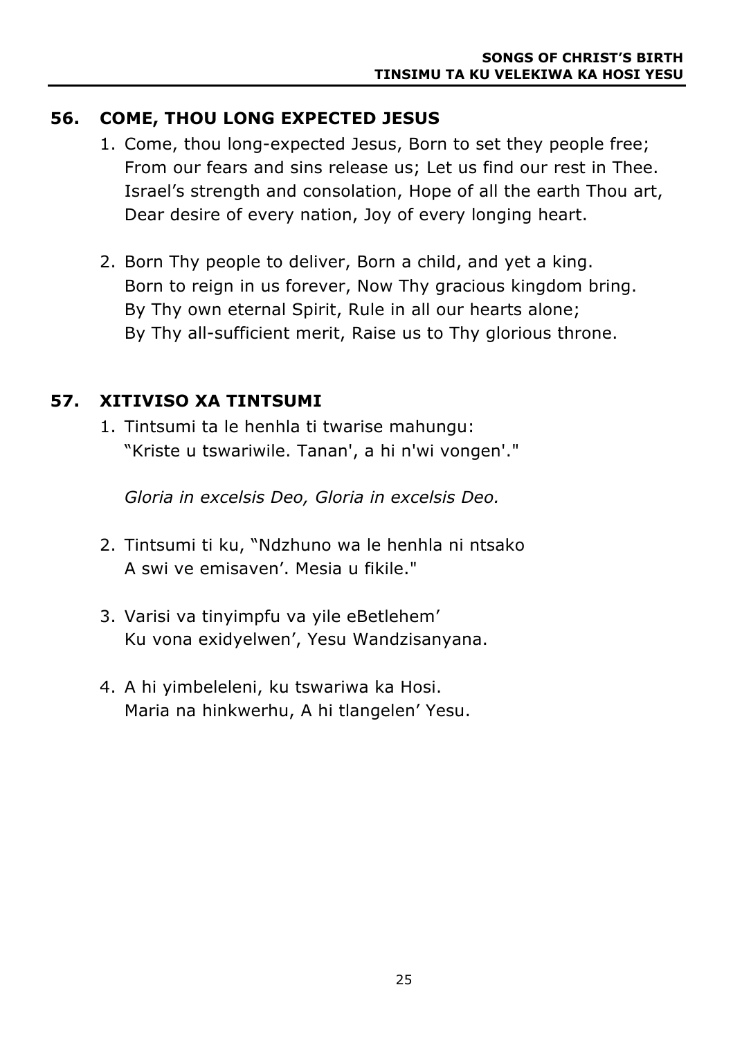## 56. COME, THOU LONG EXPECTED JESUS

1. Come, thou long-expected Jesus, Born to set they people free;
   From our fears and sins release us; Let us find our rest in Thee.
   Israel's strength and consolation, Hope of all the earth Thou art,
   Dear desire of every nation, Joy of every longing heart.

2. Born Thy people to deliver, Born a child, and yet a king.
   Born to reign in us forever, Now Thy gracious kingdom bring.
   By Thy own eternal Spirit, Rule in all our hearts alone;
   By Thy all-sufficient merit, Raise us to Thy glorious throne.

## 57. XITIVISO XA TINTSUMI

1. Tintsumi ta le henhla ti twarise mahungu:
   "Kriste u tswariwile. Tanan', a hi n'wi vongen'."

   *Gloria in excelsis Deo, Gloria in excelsis Deo.*

2. Tintsumi ti ku, "Ndzhuno wa le henhla ni ntsako
   A swi ve emisaven'. Mesia u fikile."

3. Varisi va tinyimpfu va yile eBetlehem'
   Ku vona exidyelwen', Yesu Wandzisanyana.

4. A hi yimbeleleni, ku tswariwa ka Hosi.
   Maria na hinkwerhu, A hi tlangelen' Yesu.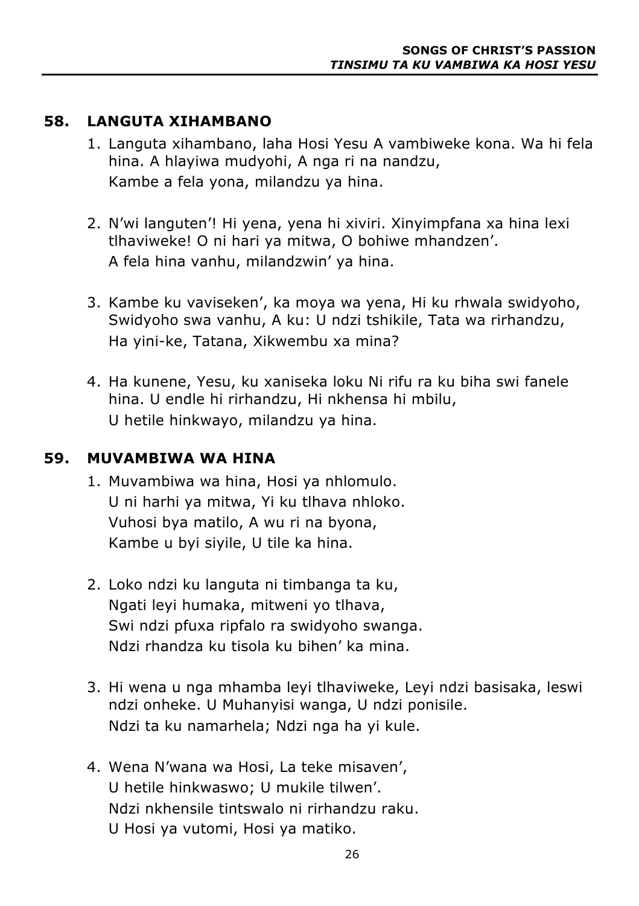## 58. LANGUTA XIHAMBANO

1. Languta xihambano, laha Hosi Yesu A vambiweke kona. Wa hi fela hina. A hlayiwa mudyohi, A nga ri na nandzu,
   Kambe a fela yona, milandzu ya hina.

2. N'wi languten'! Hi yena, yena hi xiviri. Xinyimpfana xa hina lexi tlhaviweke! O ni hari ya mitwa, O bohiwe mhandzen'.
   A fela hina vanhu, milandzwin' ya hina.

3. Kambe ku vaviseken', ka moya wa yena, Hi ku rhwala swidyoho, Swidyoho swa vanhu, A ku: U ndzi tshikile, Tata wa rirhandzu,
   Ha yini-ke, Tatana, Xikwembu xa mina?

4. Ha kunene, Yesu, ku xaniseka loku Ni rifu ra ku biha swi fanele hina. U endle hi rirhandzu, Hi nkhensa hi mbilu,
   U hetile hinkwayo, milandzu ya hina.

## 59. MUVAMBIWA WA HINA

1. Muvambiwa wa hina, Hosi ya nhlomulo.
   U ni harhi ya mitwa, Yi ku tlhava nhloko.
   Vuhosi bya matilo, A wu ri na byona,
   Kambe u byi siyile, U tile ka hina.

2. Loko ndzi ku languta ni timbanga ta ku,
   Ngati leyi humaka, mitweni yo tlhava,
   Swi ndzi pfuxa ripfalo ra swidyoho swanga.
   Ndzi rhandza ku tisola ku bihen' ka mina.

3. Hi wena u nga mhamba leyi tlhaviweke, Leyi ndzi basisaka, leswi ndzi onheke. U Muhanyisi wanga, U ndzi ponisile.
   Ndzi ta ku namarhela; Ndzi nga ha yi kule.

4. Wena N'wana wa Hosi, La teke misaven',
   U hetile hinkwaswo; U mukile tilwen'.
   Ndzi nkhensile tintswalo ni rirhandzu raku.
   U Hosi ya vutomi, Hosi ya matiko.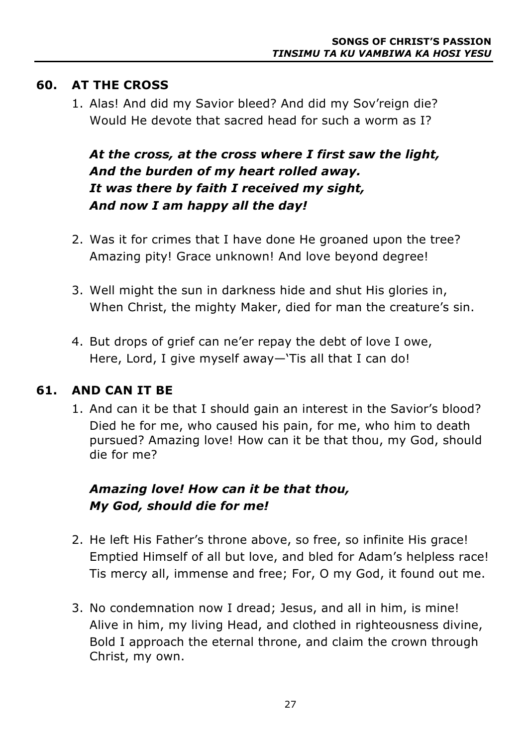## 60. AT THE CROSS

1. Alas! And did my Savior bleed? And did my Sov'reign die?
   Would He devote that sacred head for such a worm as I?

   ***At the cross, at the cross where I first saw the light,***
   ***And the burden of my heart rolled away.***
   ***It was there by faith I received my sight,***
   ***And now I am happy all the day!***

2. Was it for crimes that I have done He groaned upon the tree?
   Amazing pity! Grace unknown! And love beyond degree!

3. Well might the sun in darkness hide and shut His glories in,
   When Christ, the mighty Maker, died for man the creature's sin.

4. But drops of grief can ne'er repay the debt of love I owe,
   Here, Lord, I give myself away—'Tis all that I can do!

## 61. AND CAN IT BE

1. And can it be that I should gain an interest in the Savior's blood?
   Died he for me, who caused his pain, for me, who him to death pursued? Amazing love! How can it be that thou, my God, should die for me?

   ***Amazing love! How can it be that thou,***
   ***My God, should die for me!***

2. He left His Father's throne above, so free, so infinite His grace!
   Emptied Himself of all but love, and bled for Adam's helpless race!
   Tis mercy all, immense and free; For, O my God, it found out me.

3. No condemnation now I dread; Jesus, and all in him, is mine!
   Alive in him, my living Head, and clothed in righteousness divine,
   Bold I approach the eternal throne, and claim the crown through Christ, my own.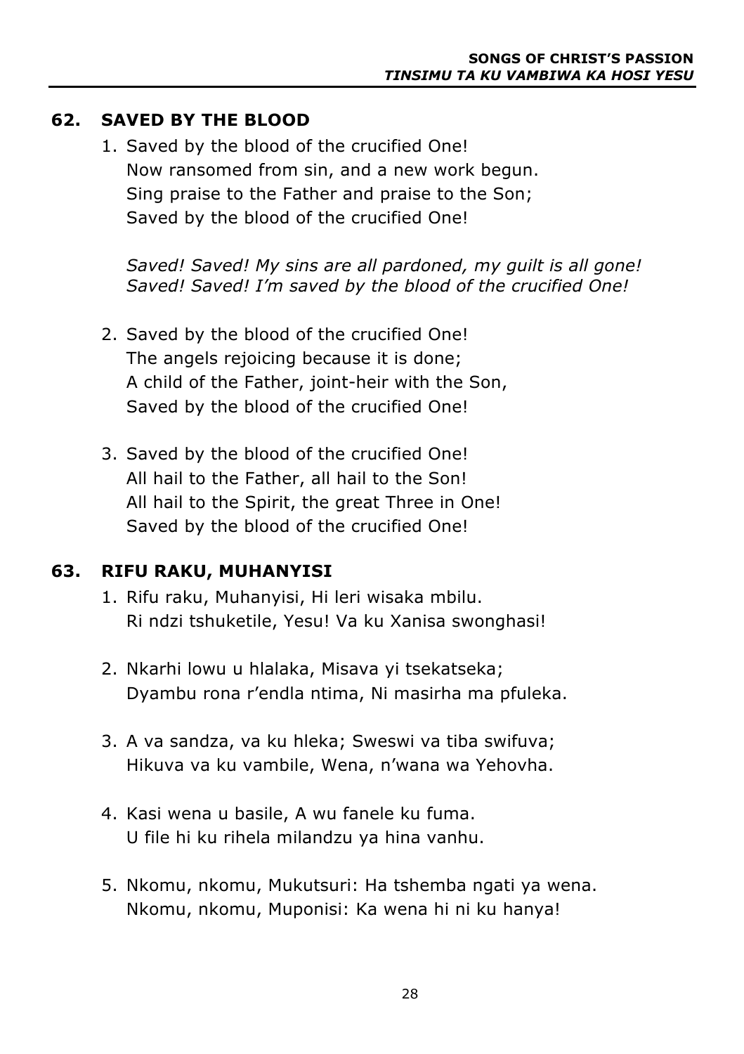## 62. SAVED BY THE BLOOD

1. Saved by the blood of the crucified One!
   Now ransomed from sin, and a new work begun.
   Sing praise to the Father and praise to the Son;
   Saved by the blood of the crucified One!

   *Saved! Saved! My sins are all pardoned, my guilt is all gone!*
   *Saved! Saved! I'm saved by the blood of the crucified One!*

2. Saved by the blood of the crucified One!
   The angels rejoicing because it is done;
   A child of the Father, joint-heir with the Son,
   Saved by the blood of the crucified One!

3. Saved by the blood of the crucified One!
   All hail to the Father, all hail to the Son!
   All hail to the Spirit, the great Three in One!
   Saved by the blood of the crucified One!

## 63. RIFU RAKU, MUHANYISI

1. Rifu raku, Muhanyisi, Hi leri wisaka mbilu.
   Ri ndzi tshuketile, Yesu! Va ku Xanisa swonghasi!

2. Nkarhi lowu u hlalaka, Misava yi tsekatseka;
   Dyambu rona r'endla ntima, Ni masirha ma pfuleka.

3. A va sandza, va ku hleka; Sweswi va tiba swifuva;
   Hikuva va ku vambile, Wena, n'wana wa Yehovha.

4. Kasi wena u basile, A wu fanele ku fuma.
   U file hi ku rihela milandzu ya hina vanhu.

5. Nkomu, nkomu, Mukutsuri: Ha tshemba ngati ya wena.
   Nkomu, nkomu, Muponisi: Ka wena hi ni ku hanya!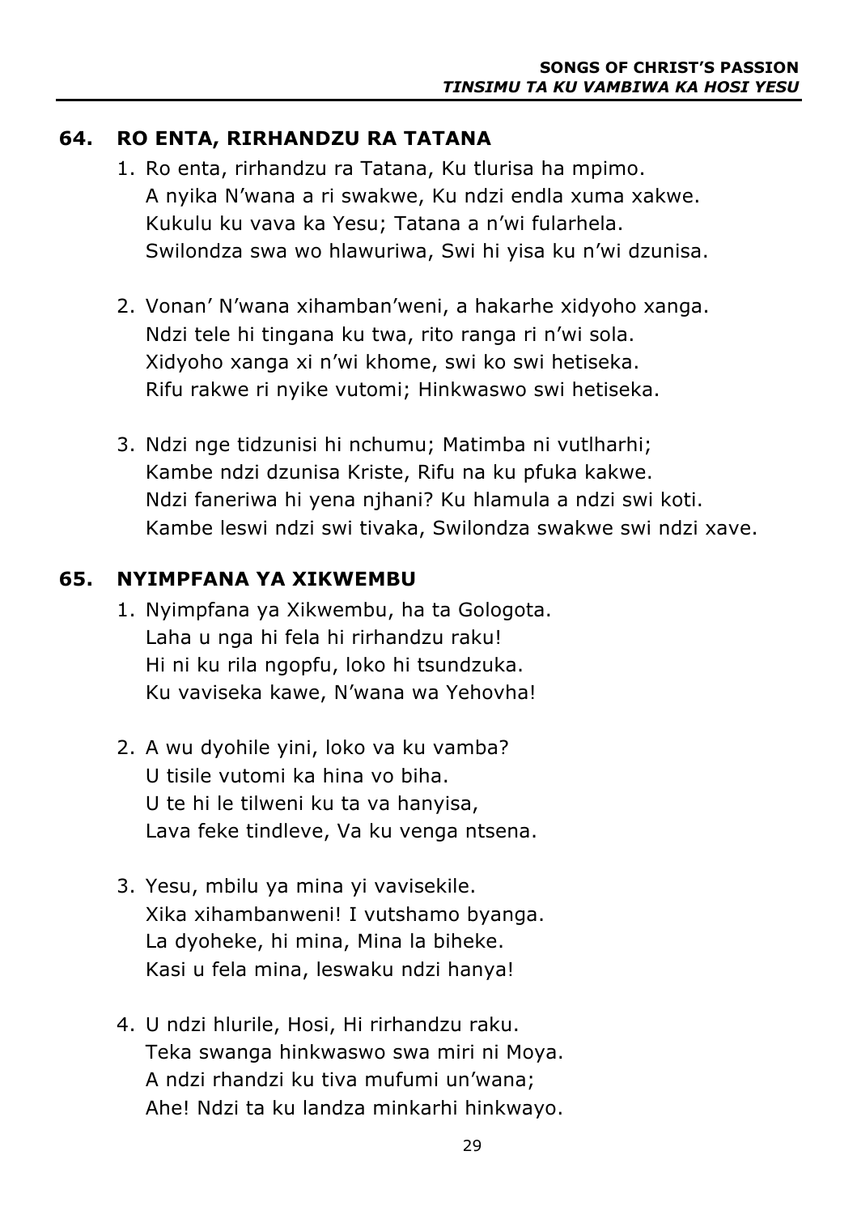## 64. RO ENTA, RIRHANDZU RA TATANA

1. Ro enta, rirhandzu ra Tatana, Ku tlurisa ha mpimo.
   A nyika N'wana a ri swakwe, Ku ndzi endla xuma xakwe.
   Kukulu ku vava ka Yesu; Tatana a n'wi fularhela.
   Swilondza swa wo hlawuriwa, Swi hi yisa ku n'wi dzunisa.

2. Vonan' N'wana xihamban'weni, a hakarhe xidyoho xanga.
   Ndzi tele hi tingana ku twa, rito ranga ri n'wi sola.
   Xidyoho xanga xi n'wi khome, swi ko swi hetiseka.
   Rifu rakwe ri nyike vutomi; Hinkwaswo swi hetiseka.

3. Ndzi nge tidzunisi hi nchumu; Matimba ni vutlharhi;
   Kambe ndzi dzunisa Kriste, Rifu na ku pfuka kakwe.
   Ndzi faneriwa hi yena njhani? Ku hlamula a ndzi swi koti.
   Kambe leswi ndzi swi tivaka, Swilondza swakwe swi ndzi xave.

## 65. NYIMPFANA YA XIKWEMBU

1. Nyimpfana ya Xikwembu, ha ta Gologota.
   Laha u nga hi fela hi rirhandzu raku!
   Hi ni ku rila ngopfu, loko hi tsundzuka.
   Ku vaviseka kawe, N'wana wa Yehovha!

2. A wu dyohile yini, loko va ku vamba?
   U tisile vutomi ka hina vo biha.
   U te hi le tilweni ku ta va hanyisa,
   Lava feke tindleve, Va ku venga ntsena.

3. Yesu, mbilu ya mina yi vavisekile.
   Xika xihambanweni! I vutshamo byanga.
   La dyoheke, hi mina, Mina la biheke.
   Kasi u fela mina, leswaku ndzi hanya!

4. U ndzi hlurile, Hosi, Hi rirhandzu raku.
   Teka swanga hinkwaswo swa miri ni Moya.
   A ndzi rhandzi ku tiva mufumi un'wana;
   Ahe! Ndzi ta ku landza minkarhi hinkwayo.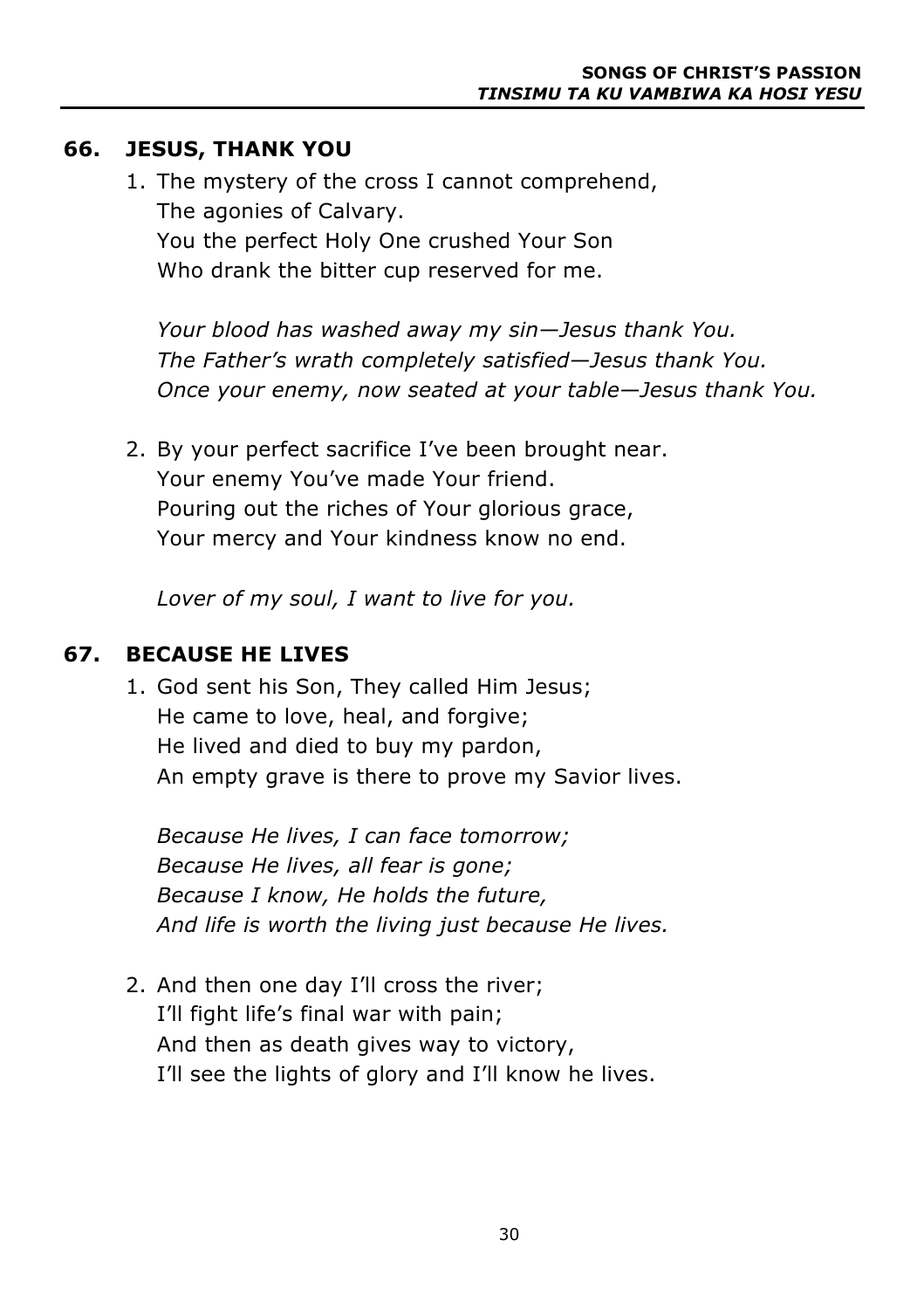## 66. JESUS, THANK YOU

1. The mystery of the cross I cannot comprehend,
   The agonies of Calvary.
   You the perfect Holy One crushed Your Son
   Who drank the bitter cup reserved for me.

   *Your blood has washed away my sin—Jesus thank You.*
   *The Father's wrath completely satisfied—Jesus thank You.*
   *Once your enemy, now seated at your table—Jesus thank You.*

2. By your perfect sacrifice I've been brought near.
   Your enemy You've made Your friend.
   Pouring out the riches of Your glorious grace,
   Your mercy and Your kindness know no end.

   *Lover of my soul, I want to live for you.*

## 67. BECAUSE HE LIVES

1. God sent his Son, They called Him Jesus;
   He came to love, heal, and forgive;
   He lived and died to buy my pardon,
   An empty grave is there to prove my Savior lives.

   *Because He lives, I can face tomorrow;*
   *Because He lives, all fear is gone;*
   *Because I know, He holds the future,*
   *And life is worth the living just because He lives.*

2. And then one day I'll cross the river;
   I'll fight life's final war with pain;
   And then as death gives way to victory,
   I'll see the lights of glory and I'll know he lives.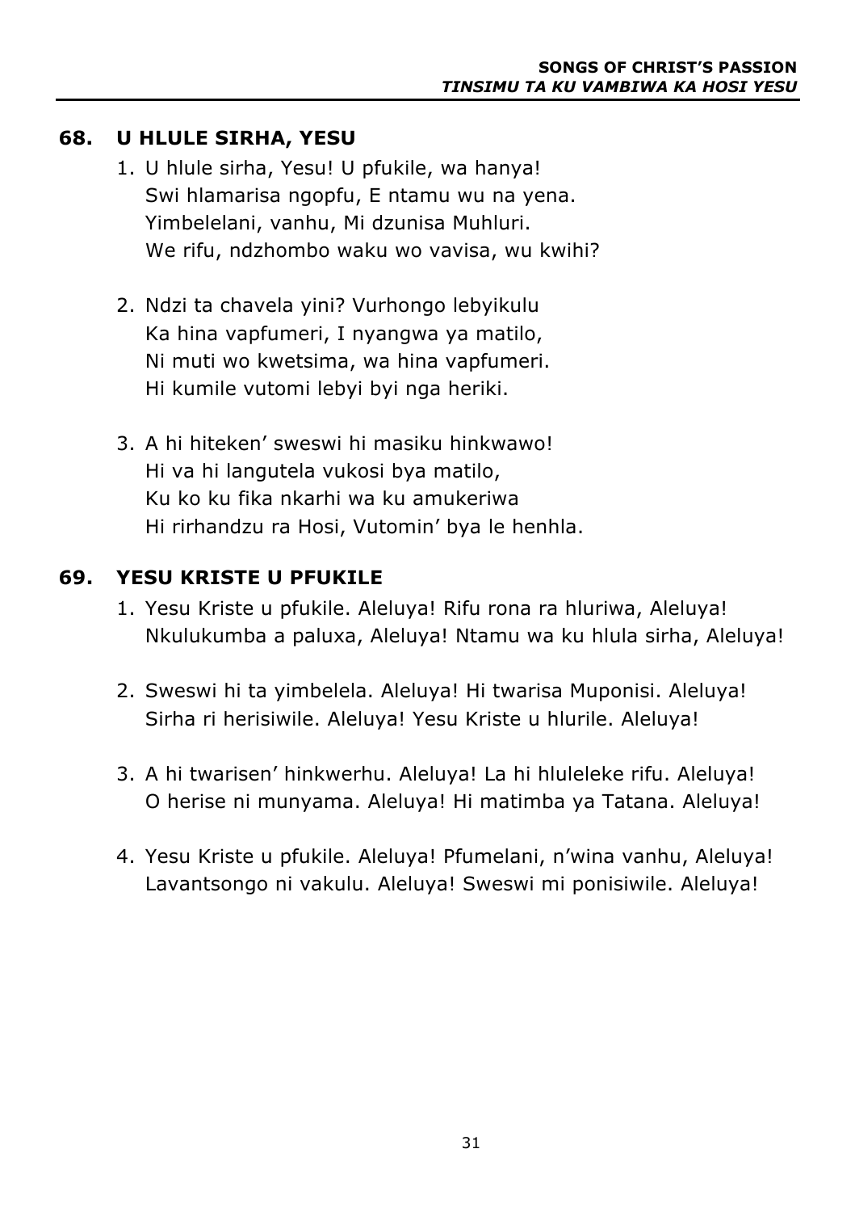## 68. U HLULE SIRHA, YESU

1. U hlule sirha, Yesu! U pfukile, wa hanya!
   Swi hlamarisa ngopfu, E ntamu wu na yena.
   Yimbelelani, vanhu, Mi dzunisa Muhluri.
   We rifu, ndzhombo waku wo vavisa, wu kwihi?

2. Ndzi ta chavela yini? Vurhongo lebyikulu
   Ka hina vapfumeri, I nyangwa ya matilo,
   Ni muti wo kwetsima, wa hina vapfumeri.
   Hi kumile vutomi lebyi byi nga heriki.

3. A hi hiteken' sweswi hi masiku hinkwawo!
   Hi va hi langutela vukosi bya matilo,
   Ku ko ku fika nkarhi wa ku amukeriwa
   Hi rirhandzu ra Hosi, Vutomin' bya le henhla.

## 69. YESU KRISTE U PFUKILE

1. Yesu Kriste u pfukile. Aleluya! Rifu rona ra hluriwa, Aleluya!
   Nkulukumba a paluxa, Aleluya! Ntamu wa ku hlula sirha, Aleluya!

2. Sweswi hi ta yimbelela. Aleluya! Hi twarisa Muponisi. Aleluya!
   Sirha ri herisiwile. Aleluya! Yesu Kriste u hlurile. Aleluya!

3. A hi twarisen' hinkwerhu. Aleluya! La hi hluleleke rifu. Aleluya!
   O herise ni munyama. Aleluya! Hi matimba ya Tatana. Aleluya!

4. Yesu Kriste u pfukile. Aleluya! Pfumelani, n'wina vanhu, Aleluya!
   Lavantsongo ni vakulu. Aleluya! Sweswi mi ponisiwile. Aleluya!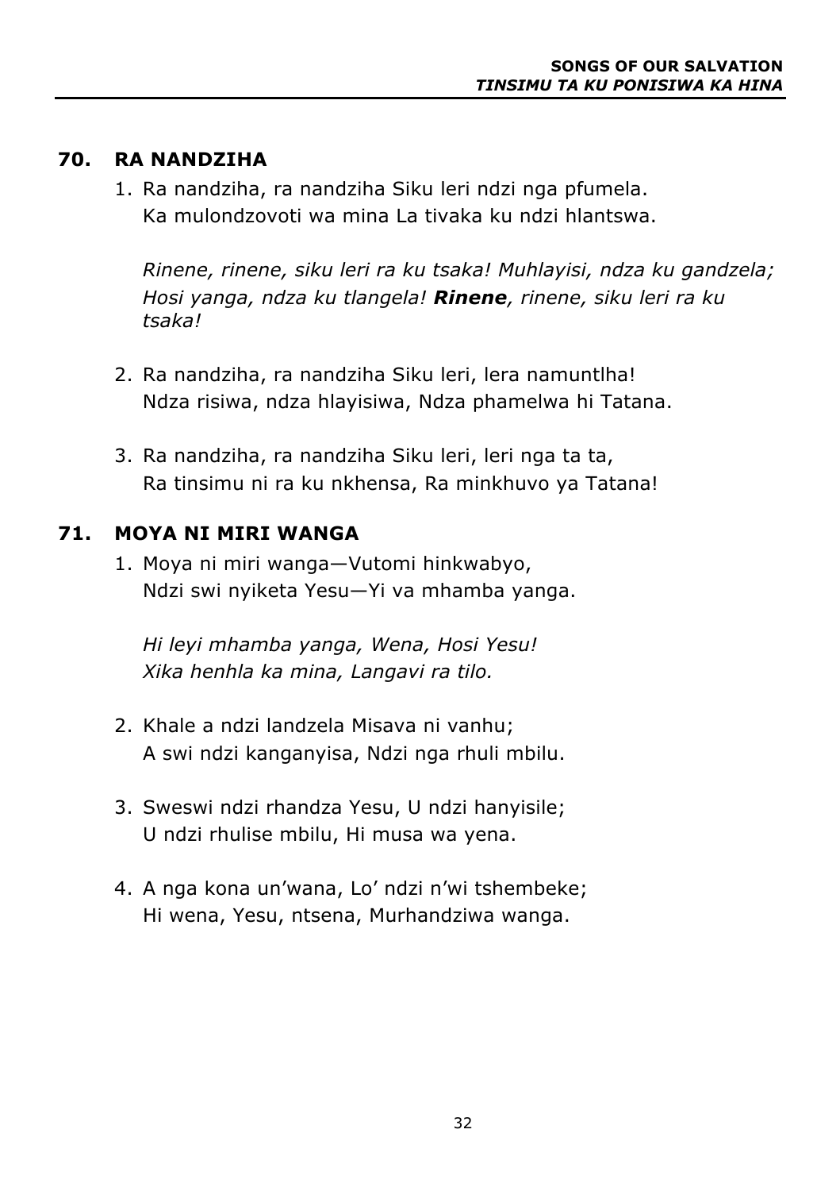## 70. RA NANDZIHA

1. Ra nandziha, ra nandziha Siku leri ndzi nga pfumela.  
   Ka mulondzovoti wa mina La tivaka ku ndzi hlantswa.

   *Rinene, rinene, siku leri ra ku tsaka! Muhlayisi, ndza ku gandzela; Hosi yanga, ndza ku tlangela! **Rinene**, rinene, siku leri ra ku tsaka!*

2. Ra nandziha, ra nandziha Siku leri, lera namuntlha!  
   Ndza risiwa, ndza hlayisiwa, Ndza phamelwa hi Tatana.

3. Ra nandziha, ra nandziha Siku leri, leri nga ta ta,  
   Ra tinsimu ni ra ku nkhensa, Ra minkhuvo ya Tatana!

## 71. MOYA NI MIRI WANGA

1. Moya ni miri wanga—Vutomi hinkwabyo,  
   Ndzi swi nyiketa Yesu—Yi va mhamba yanga.

   *Hi leyi mhamba yanga, Wena, Hosi Yesu!*  
   *Xika henhla ka mina, Langavi ra tilo.*

2. Khale a ndzi landzela Misava ni vanhu;  
   A swi ndzi kanganyisa, Ndzi nga rhuli mbilu.

3. Sweswi ndzi rhandza Yesu, U ndzi hanyisile;  
   U ndzi rhulise mbilu, Hi musa wa yena.

4. A nga kona un'wana, Lo' ndzi n'wi tshembeke;  
   Hi wena, Yesu, ntsena, Murhandziwa wanga.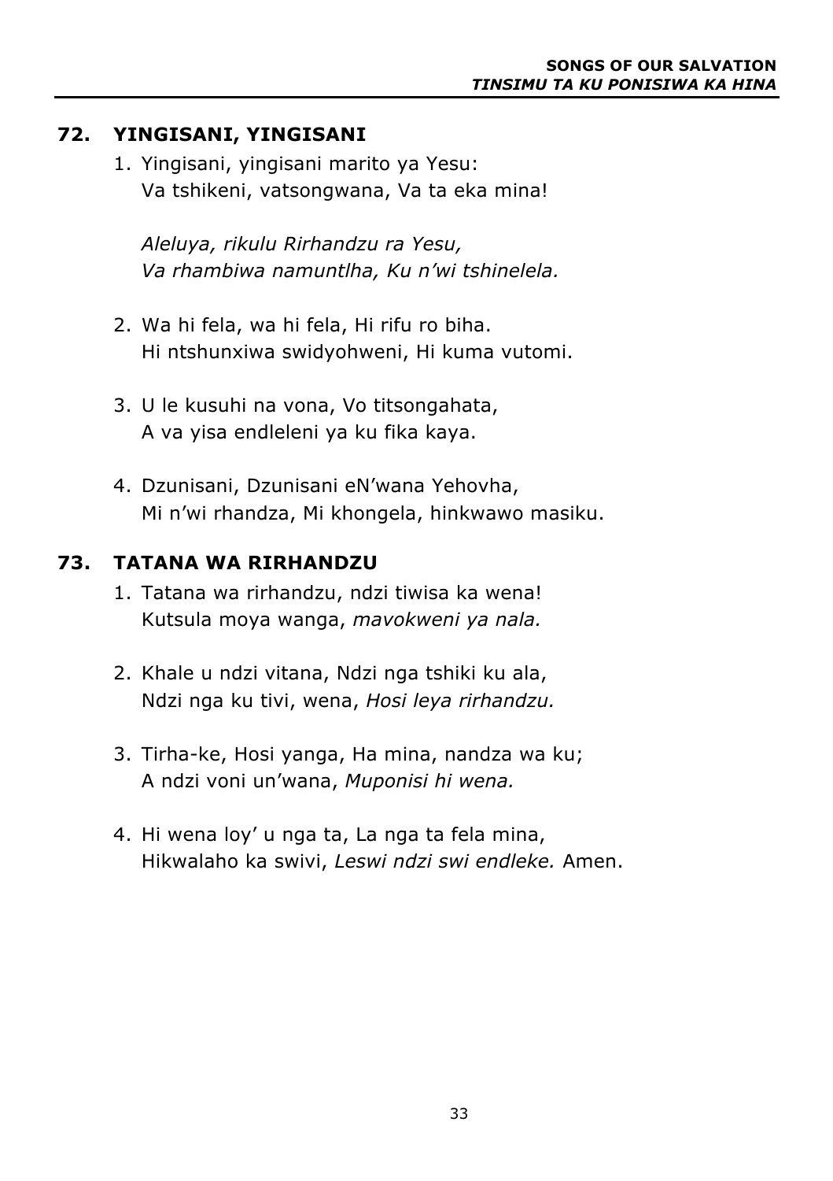## 72. YINGISANI, YINGISANI

1. Yingisani, yingisani marito ya Yesu:
   Va tshikeni, vatsongwana, Va ta eka mina!

   *Aleluya, rikulu Rirhandzu ra Yesu,*
   *Va rhambiwa namuntlha, Ku n'wi tshinelela.*

2. Wa hi fela, wa hi fela, Hi rifu ro biha.
   Hi ntshunxiwa swidyohweni, Hi kuma vutomi.

3. U le kusuhi na vona, Vo titsongahata,
   A va yisa endleleni ya ku fika kaya.

4. Dzunisani, Dzunisani eN'wana Yehovha,
   Mi n'wi rhandza, Mi khongela, hinkwawo masiku.

## 73. TATANA WA RIRHANDZU

1. Tatana wa rirhandzu, ndzi tiwisa ka wena!
   Kutsula moya wanga, *mavokweni ya nala.*

2. Khale u ndzi vitana, Ndzi nga tshiki ku ala,
   Ndzi nga ku tivi, wena, *Hosi leya rirhandzu.*

3. Tirha-ke, Hosi yanga, Ha mina, nandza wa ku;
   A ndzi voni un'wana, *Muponisi hi wena.*

4. Hi wena loy' u nga ta, La nga ta fela mina,
   Hikwalaho ka swivi, *Leswi ndzi swi endleke.* Amen.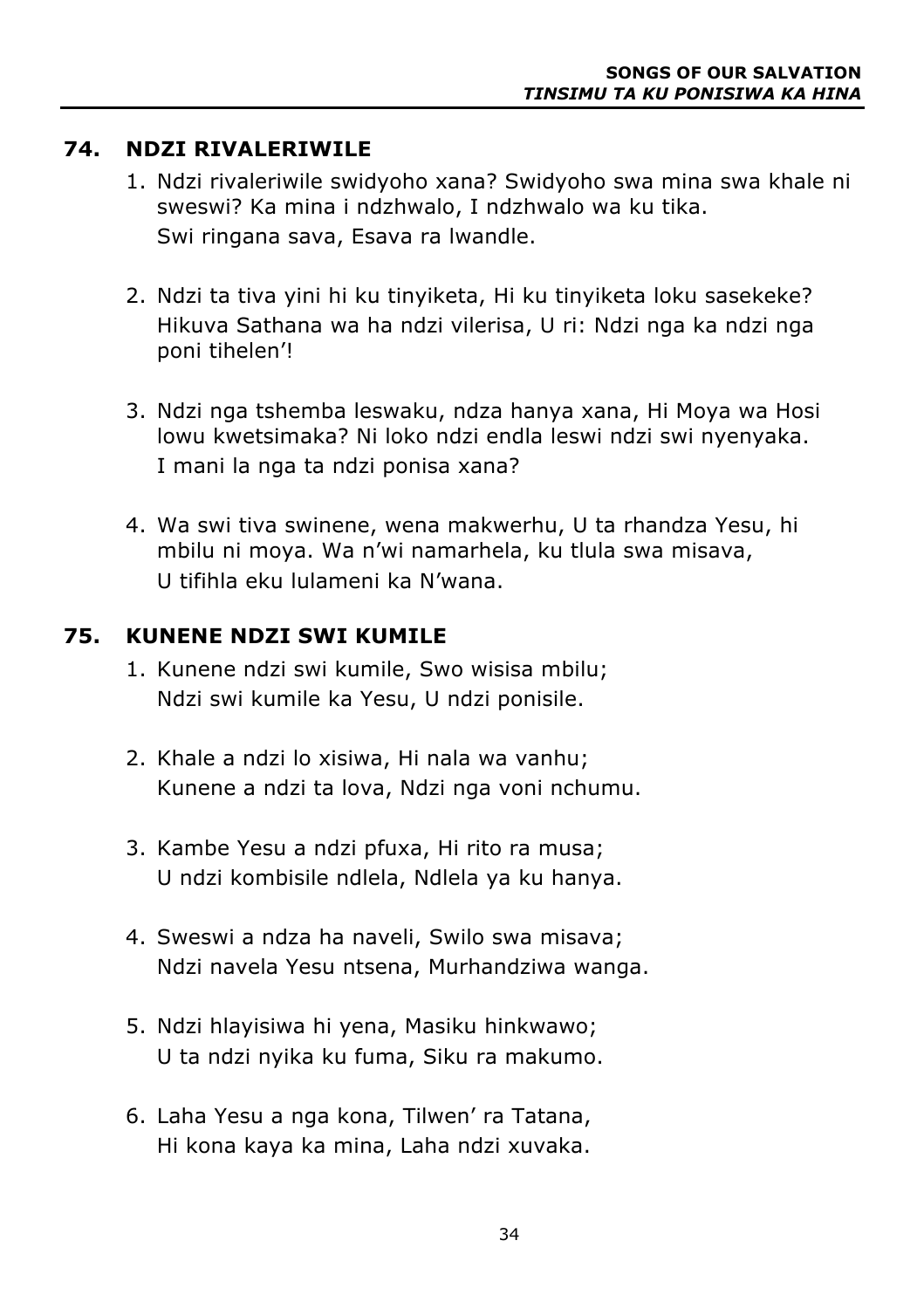## 74. NDZI RIVALERIWILE

1. Ndzi rivaleriwile swidyoho xana? Swidyoho swa mina swa khale ni sweswi? Ka mina i ndzhwalo, I ndzhwalo wa ku tika.
   Swi ringana sava, Esava ra lwandle.

2. Ndzi ta tiva yini hi ku tinyiketa, Hi ku tinyiketa loku sasekeke?
   Hikuva Sathana wa ha ndzi vilerisa, U ri: Ndzi nga ka ndzi nga poni tihelen'!

3. Ndzi nga tshemba leswaku, ndza hanya xana, Hi Moya wa Hosi lowu kwetsimaka? Ni loko ndzi endla leswi ndzi swi nyenyaka.
   I mani la nga ta ndzi ponisa xana?

4. Wa swi tiva swinene, wena makwerhu, U ta rhandza Yesu, hi mbilu ni moya. Wa n'wi namarhela, ku tlula swa misava,
   U tifihla eku lulameni ka N'wana.

## 75. KUNENE NDZI SWI KUMILE

1. Kunene ndzi swi kumile, Swo wisisa mbilu;
   Ndzi swi kumile ka Yesu, U ndzi ponisile.

2. Khale a ndzi lo xisiwa, Hi nala wa vanhu;
   Kunene a ndzi ta lova, Ndzi nga voni nchumu.

3. Kambe Yesu a ndzi pfuxa, Hi rito ra musa;
   U ndzi kombisile ndlela, Ndlela ya ku hanya.

4. Sweswi a ndza ha naveli, Swilo swa misava;
   Ndzi navela Yesu ntsena, Murhandziwa wanga.

5. Ndzi hlayisiwa hi yena, Masiku hinkwawo;
   U ta ndzi nyika ku fuma, Siku ra makumo.

6. Laha Yesu a nga kona, Tilwen' ra Tatana,
   Hi kona kaya ka mina, Laha ndzi xuvaka.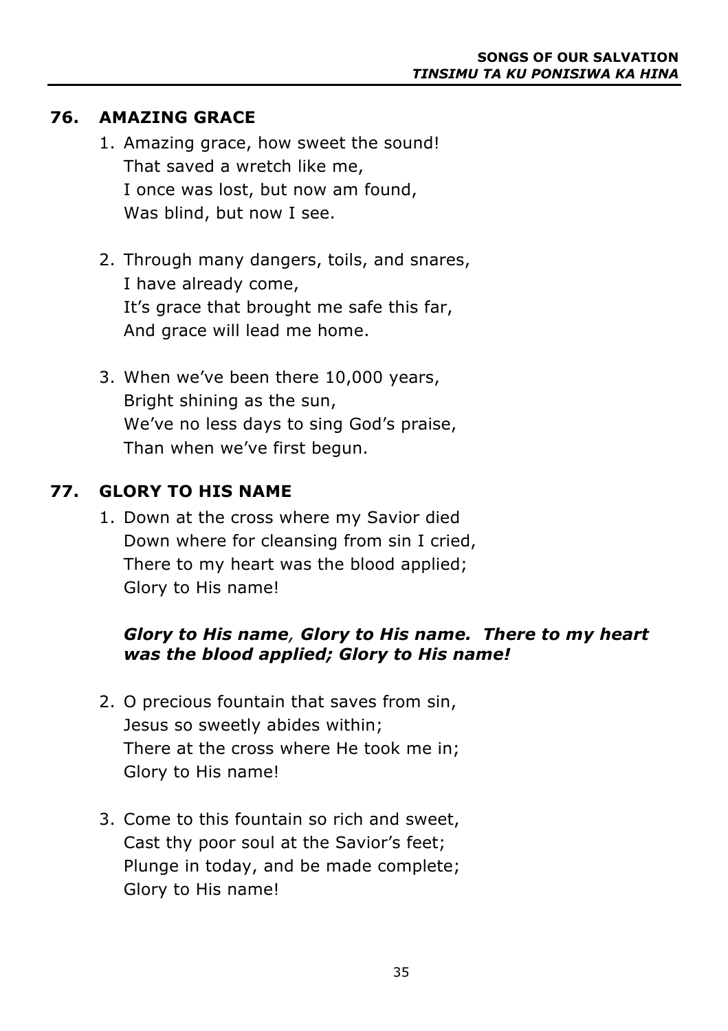## 76. AMAZING GRACE

1. Amazing grace, how sweet the sound!
   That saved a wretch like me,
   I once was lost, but now am found,
   Was blind, but now I see.

2. Through many dangers, toils, and snares,
   I have already come,
   It's grace that brought me safe this far,
   And grace will lead me home.

3. When we've been there 10,000 years,
   Bright shining as the sun,
   We've no less days to sing God's praise,
   Than when we've first begun.

## 77. GLORY TO HIS NAME

1. Down at the cross where my Savior died
   Down where for cleansing from sin I cried,
   There to my heart was the blood applied;
   Glory to His name!

   ***Glory to His name, Glory to His name. There to my heart was the blood applied; Glory to His name!***

2. O precious fountain that saves from sin,
   Jesus so sweetly abides within;
   There at the cross where He took me in;
   Glory to His name!

3. Come to this fountain so rich and sweet,
   Cast thy poor soul at the Savior's feet;
   Plunge in today, and be made complete;
   Glory to His name!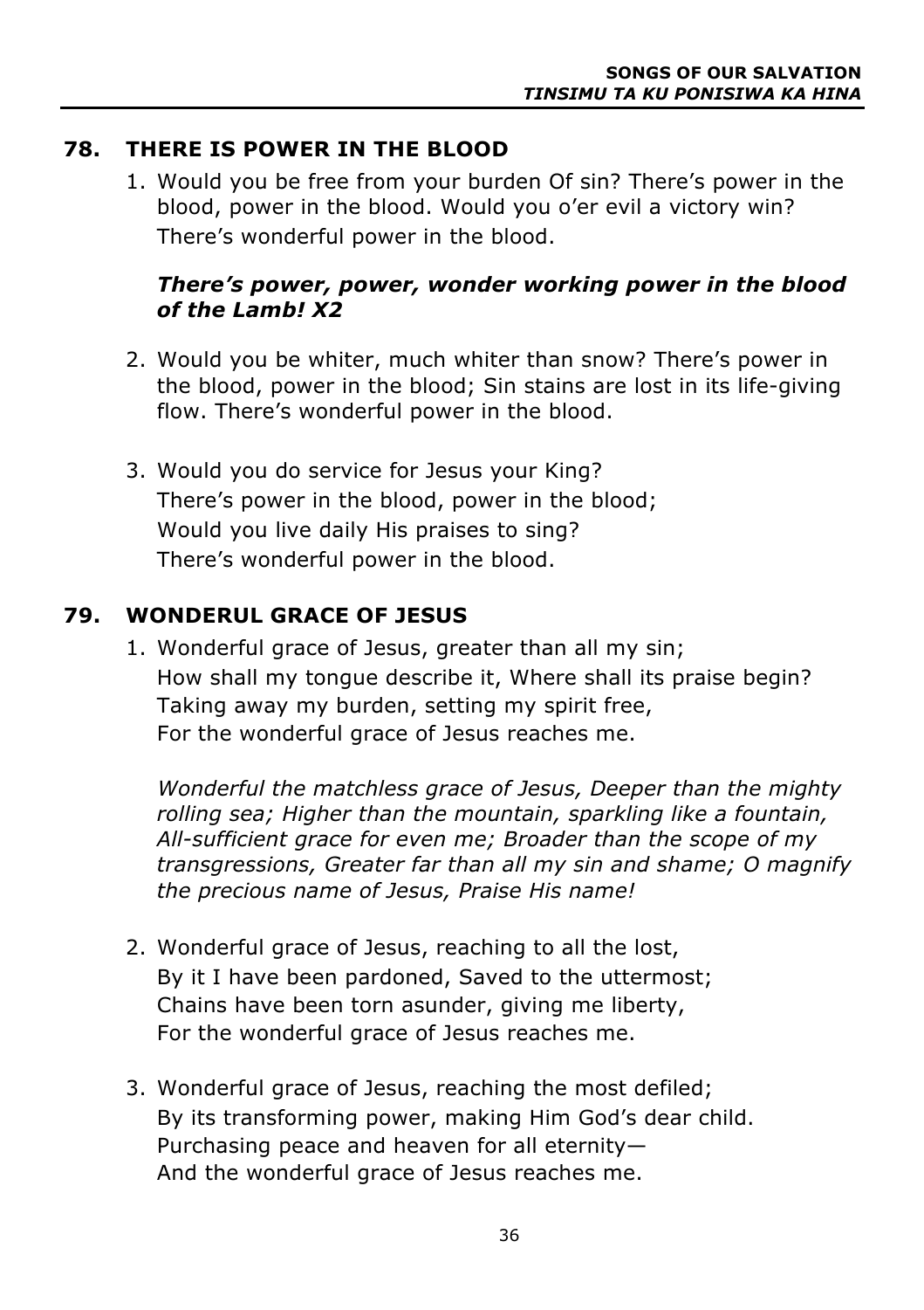## 78. THERE IS POWER IN THE BLOOD

1. Would you be free from your burden Of sin? There's power in the blood, power in the blood. Would you o'er evil a victory win?
   There's wonderful power in the blood.

   ***There's power, power, wonder working power in the blood of the Lamb! X2***

2. Would you be whiter, much whiter than snow? There's power in the blood, power in the blood; Sin stains are lost in its life-giving flow. There's wonderful power in the blood.

3. Would you do service for Jesus your King?
   There's power in the blood, power in the blood;
   Would you live daily His praises to sing?
   There's wonderful power in the blood.

## 79. WONDERUL GRACE OF JESUS

1. Wonderful grace of Jesus, greater than all my sin;
   How shall my tongue describe it, Where shall its praise begin?
   Taking away my burden, setting my spirit free,
   For the wonderful grace of Jesus reaches me.

   *Wonderful the matchless grace of Jesus, Deeper than the mighty rolling sea; Higher than the mountain, sparkling like a fountain, All-sufficient grace for even me; Broader than the scope of my transgressions, Greater far than all my sin and shame; O magnify the precious name of Jesus, Praise His name!*

2. Wonderful grace of Jesus, reaching to all the lost,
   By it I have been pardoned, Saved to the uttermost;
   Chains have been torn asunder, giving me liberty,
   For the wonderful grace of Jesus reaches me.

3. Wonderful grace of Jesus, reaching the most defiled;
   By its transforming power, making Him God's dear child.
   Purchasing peace and heaven for all eternity—
   And the wonderful grace of Jesus reaches me.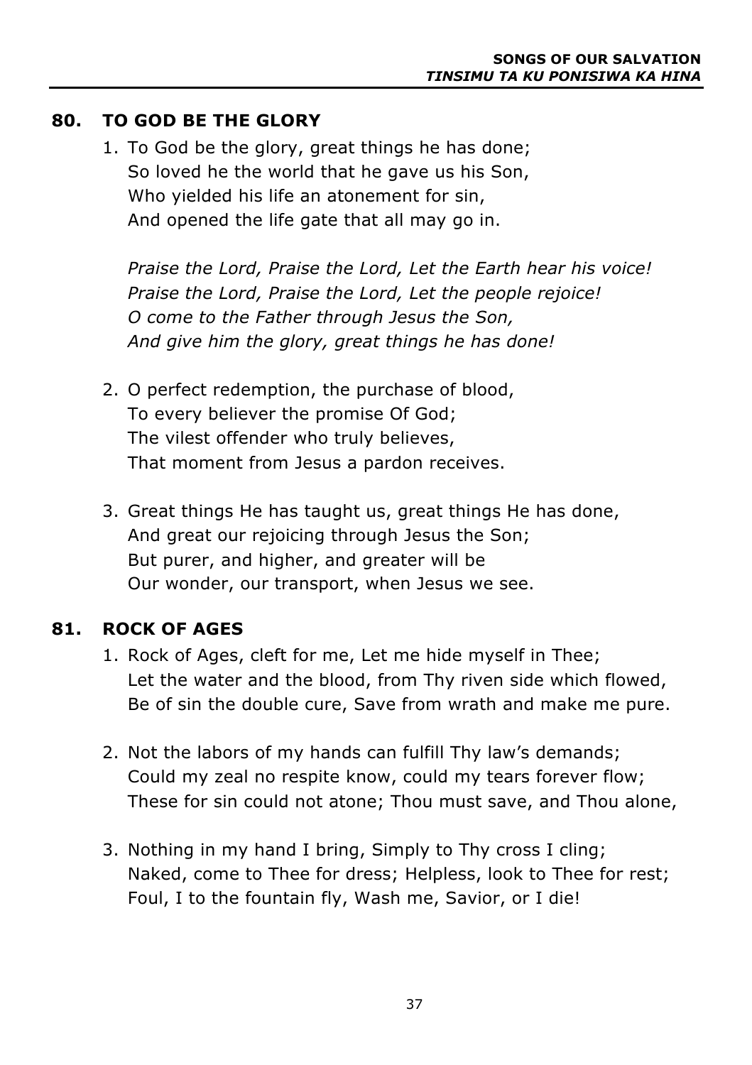## 80. TO GOD BE THE GLORY

1. To God be the glory, great things he has done;
   So loved he the world that he gave us his Son,
   Who yielded his life an atonement for sin,
   And opened the life gate that all may go in.

   *Praise the Lord, Praise the Lord, Let the Earth hear his voice!*
   *Praise the Lord, Praise the Lord, Let the people rejoice!*
   *O come to the Father through Jesus the Son,*
   *And give him the glory, great things he has done!*

2. O perfect redemption, the purchase of blood,
   To every believer the promise Of God;
   The vilest offender who truly believes,
   That moment from Jesus a pardon receives.

3. Great things He has taught us, great things He has done,
   And great our rejoicing through Jesus the Son;
   But purer, and higher, and greater will be
   Our wonder, our transport, when Jesus we see.

## 81. ROCK OF AGES

1. Rock of Ages, cleft for me, Let me hide myself in Thee;
   Let the water and the blood, from Thy riven side which flowed,
   Be of sin the double cure, Save from wrath and make me pure.

2. Not the labors of my hands can fulfill Thy law's demands;
   Could my zeal no respite know, could my tears forever flow;
   These for sin could not atone; Thou must save, and Thou alone,

3. Nothing in my hand I bring, Simply to Thy cross I cling;
   Naked, come to Thee for dress; Helpless, look to Thee for rest;
   Foul, I to the fountain fly, Wash me, Savior, or I die!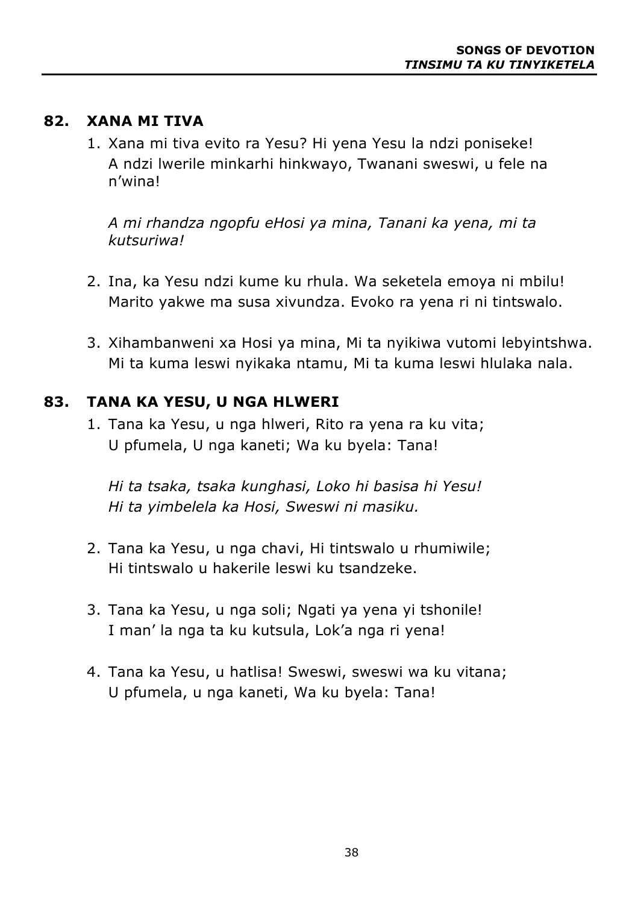## 82. XANA MI TIVA

1. Xana mi tiva evito ra Yesu? Hi yena Yesu la ndzi poniseke! A ndzi lwerile minkarhi hinkwayo, Twanani sweswi, u fele na n'wina!

   *A mi rhandza ngopfu eHosi ya mina, Tanani ka yena, mi ta kutsuriwa!*

2. Ina, ka Yesu ndzi kume ku rhula. Wa seketela emoya ni mbilu! Marito yakwe ma susa xivundza. Evoko ra yena ri ni tintswalo.

3. Xihambanweni xa Hosi ya mina, Mi ta nyikiwa vutomi lebyintshwa. Mi ta kuma leswi nyikaka ntamu, Mi ta kuma leswi hlulaka nala.

## 83. TANA KA YESU, U NGA HLWERI

1. Tana ka Yesu, u nga hlweri, Rito ra yena ra ku vita; U pfumela, U nga kaneti; Wa ku byela: Tana!

   *Hi ta tsaka, tsaka kunghasi, Loko hi basisa hi Yesu!*
   *Hi ta yimbelela ka Hosi, Sweswi ni masiku.*

2. Tana ka Yesu, u nga chavi, Hi tintswalo u rhumiwile; Hi tintswalo u hakerile leswi ku tsandzeke.

3. Tana ka Yesu, u nga soli; Ngati ya yena yi tshonile! I man' la nga ta ku kutsula, Lok'a nga ri yena!

4. Tana ka Yesu, u hatlisa! Sweswi, sweswi wa ku vitana; U pfumela, u nga kaneti, Wa ku byela: Tana!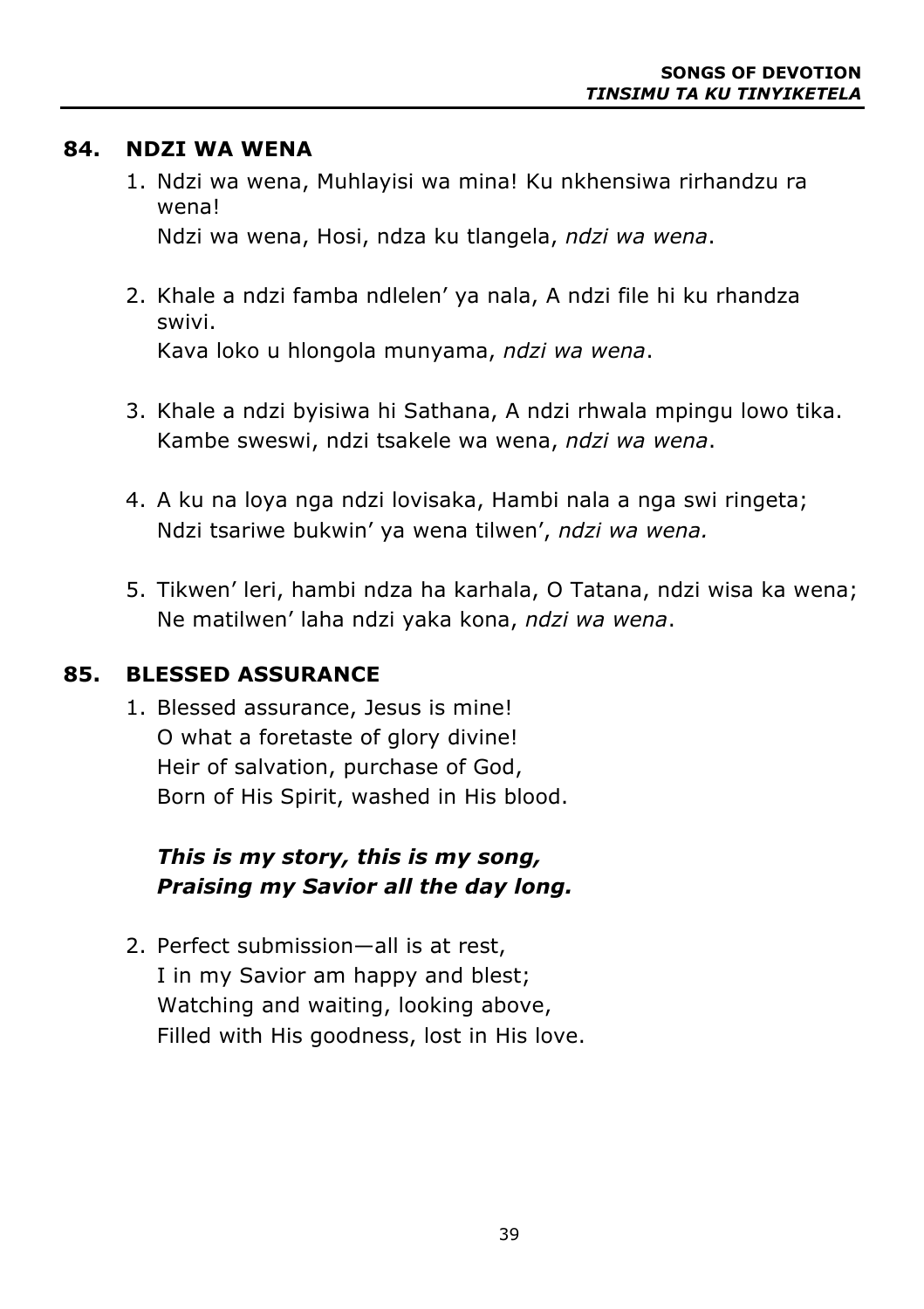## 84. NDZI WA WENA

1. Ndzi wa wena, Muhlayisi wa mina! Ku nkhensiwa rirhandzu ra wena!
   Ndzi wa wena, Hosi, ndza ku tlangela, *ndzi wa wena*.

2. Khale a ndzi famba ndlelen' ya nala, A ndzi file hi ku rhandza swivi.
   Kava loko u hlongola munyama, *ndzi wa wena*.

3. Khale a ndzi byisiwa hi Sathana, A ndzi rhwala mpingu lowo tika.
   Kambe sweswi, ndzi tsakele wa wena, *ndzi wa wena*.

4. A ku na loya nga ndzi lovisaka, Hambi nala a nga swi ringeta;
   Ndzi tsariwe bukwin' ya wena tilwen', *ndzi wa wena.*

5. Tikwen' leri, hambi ndza ha karhala, O Tatana, ndzi wisa ka wena;
   Ne matilwen' laha ndzi yaka kona, *ndzi wa wena*.

## 85. BLESSED ASSURANCE

1. Blessed assurance, Jesus is mine!
   O what a foretaste of glory divine!
   Heir of salvation, purchase of God,
   Born of His Spirit, washed in His blood.

   ***This is my story, this is my song,***
   ***Praising my Savior all the day long.***

2. Perfect submission—all is at rest,
   I in my Savior am happy and blest;
   Watching and waiting, looking above,
   Filled with His goodness, lost in His love.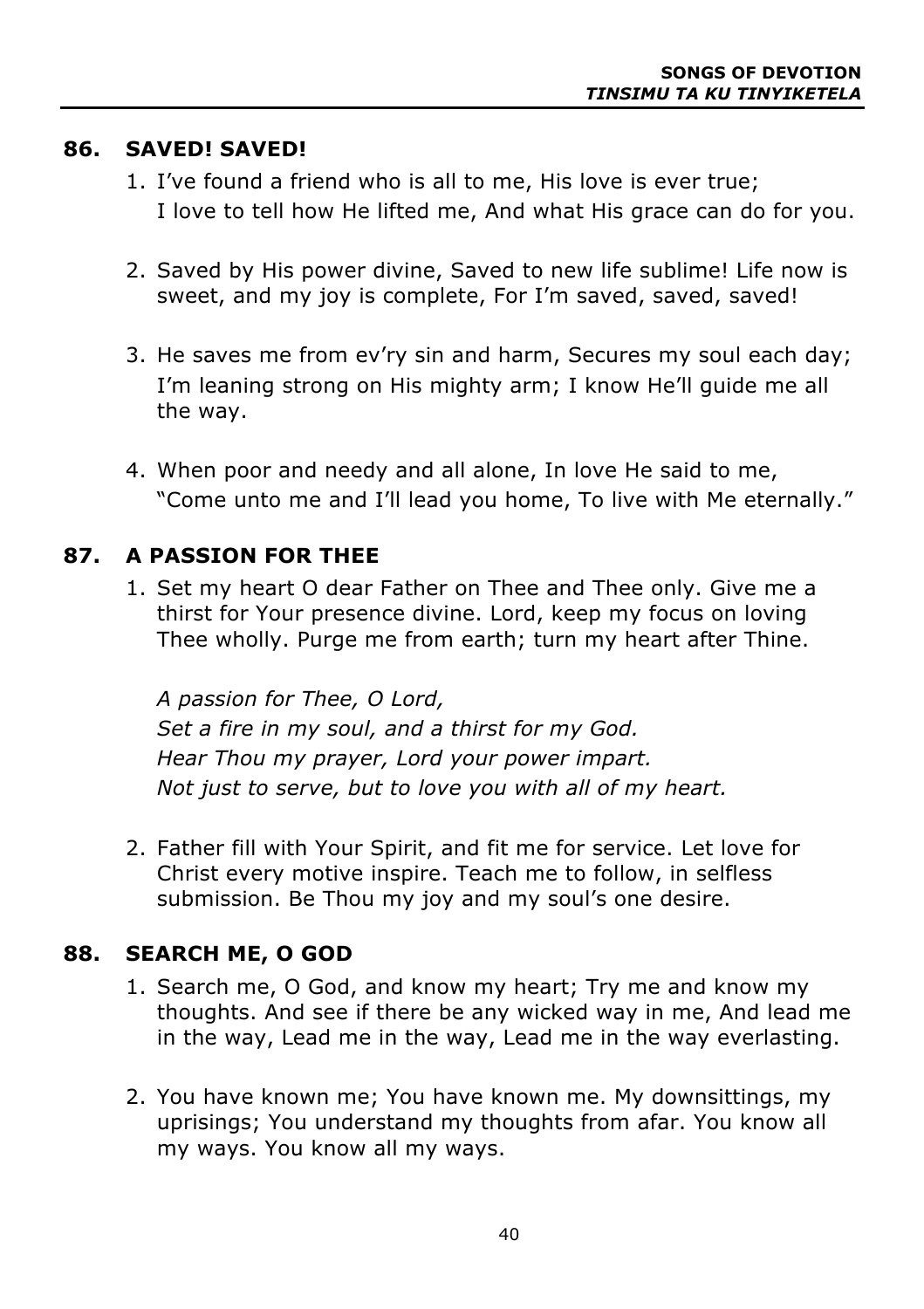## 86. SAVED! SAVED!

1. I've found a friend who is all to me, His love is ever true; I love to tell how He lifted me, And what His grace can do for you.

2. Saved by His power divine, Saved to new life sublime! Life now is sweet, and my joy is complete, For I'm saved, saved, saved!

3. He saves me from ev'ry sin and harm, Secures my soul each day; I'm leaning strong on His mighty arm; I know He'll guide me all the way.

4. When poor and needy and all alone, In love He said to me, "Come unto me and I'll lead you home, To live with Me eternally."

## 87. A PASSION FOR THEE

1. Set my heart O dear Father on Thee and Thee only. Give me a thirst for Your presence divine. Lord, keep my focus on loving Thee wholly. Purge me from earth; turn my heart after Thine.

   *A passion for Thee, O Lord,*
   *Set a fire in my soul, and a thirst for my God.*
   *Hear Thou my prayer, Lord your power impart.*
   *Not just to serve, but to love you with all of my heart.*

2. Father fill with Your Spirit, and fit me for service. Let love for Christ every motive inspire. Teach me to follow, in selfless submission. Be Thou my joy and my soul's one desire.

## 88. SEARCH ME, O GOD

1. Search me, O God, and know my heart; Try me and know my thoughts. And see if there be any wicked way in me, And lead me in the way, Lead me in the way, Lead me in the way everlasting.

2. You have known me; You have known me. My downsittings, my uprisings; You understand my thoughts from afar. You know all my ways. You know all my ways.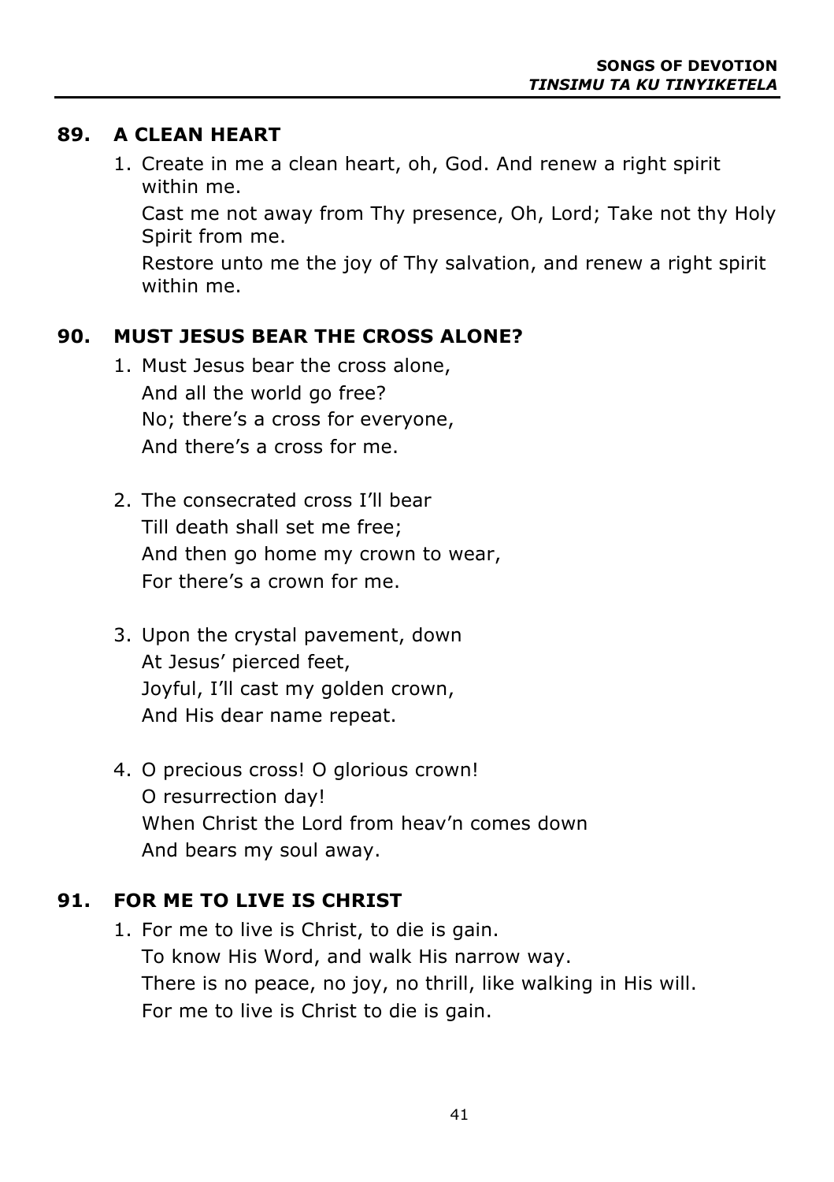## 89. A CLEAN HEART

1. Create in me a clean heart, oh, God. And renew a right spirit within me.
   Cast me not away from Thy presence, Oh, Lord; Take not thy Holy Spirit from me.
   Restore unto me the joy of Thy salvation, and renew a right spirit within me.

## 90. MUST JESUS BEAR THE CROSS ALONE?

1. Must Jesus bear the cross alone,
   And all the world go free?
   No; there's a cross for everyone,
   And there's a cross for me.

2. The consecrated cross I'll bear
   Till death shall set me free;
   And then go home my crown to wear,
   For there's a crown for me.

3. Upon the crystal pavement, down
   At Jesus' pierced feet,
   Joyful, I'll cast my golden crown,
   And His dear name repeat.

4. O precious cross! O glorious crown!
   O resurrection day!
   When Christ the Lord from heav'n comes down
   And bears my soul away.

## 91. FOR ME TO LIVE IS CHRIST

1. For me to live is Christ, to die is gain.
   To know His Word, and walk His narrow way.
   There is no peace, no joy, no thrill, like walking in His will.
   For me to live is Christ to die is gain.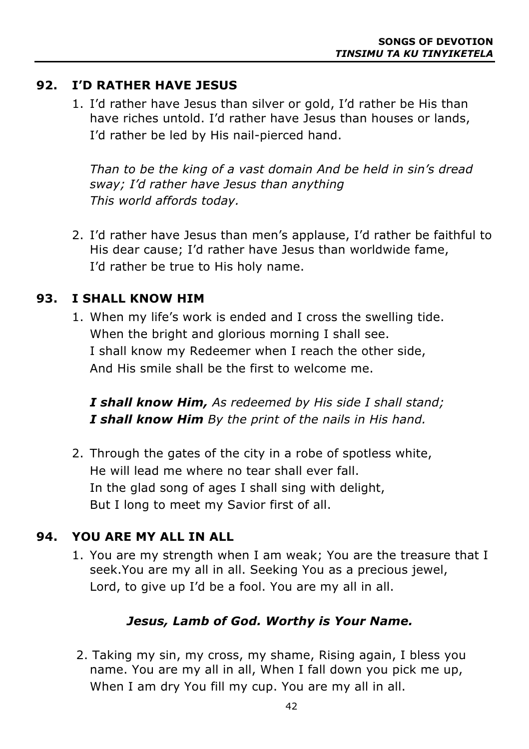## 92. I'D RATHER HAVE JESUS

1. I'd rather have Jesus than silver or gold, I'd rather be His than have riches untold. I'd rather have Jesus than houses or lands,
   I'd rather be led by His nail-pierced hand.

   *Than to be the king of a vast domain And be held in sin's dread sway; I'd rather have Jesus than anything*
   *This world affords today.*

2. I'd rather have Jesus than men's applause, I'd rather be faithful to His dear cause; I'd rather have Jesus than worldwide fame,
   I'd rather be true to His holy name.

## 93. I SHALL KNOW HIM

1. When my life's work is ended and I cross the swelling tide.
   When the bright and glorious morning I shall see.
   I shall know my Redeemer when I reach the other side,
   And His smile shall be the first to welcome me.

   ***I shall know Him,*** *As redeemed by His side I shall stand;*
   ***I shall know Him*** *By the print of the nails in His hand.*

2. Through the gates of the city in a robe of spotless white,
   He will lead me where no tear shall ever fall.
   In the glad song of ages I shall sing with delight,
   But I long to meet my Savior first of all.

## 94. YOU ARE MY ALL IN ALL

1. You are my strength when I am weak; You are the treasure that I seek.You are my all in all. Seeking You as a precious jewel,
   Lord, to give up I'd be a fool. You are my all in all.

   ***Jesus, Lamb of God. Worthy is Your Name.***

2. Taking my sin, my cross, my shame, Rising again, I bless you name. You are my all in all, When I fall down you pick me up,
   When I am dry You fill my cup. You are my all in all.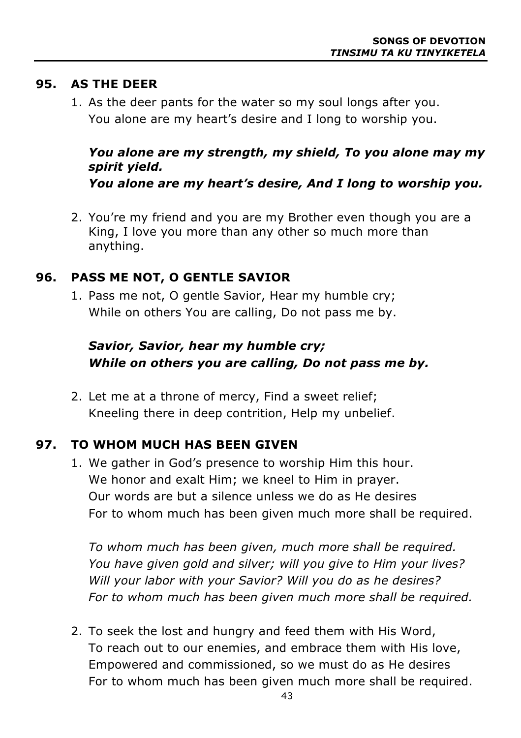## 95. AS THE DEER

1. As the deer pants for the water so my soul longs after you.
   You alone are my heart's desire and I long to worship you.

   ***You alone are my strength, my shield, To you alone may my spirit yield.***
   ***You alone are my heart's desire, And I long to worship you.***

2. You're my friend and you are my Brother even though you are a King, I love you more than any other so much more than anything.

## 96. PASS ME NOT, O GENTLE SAVIOR

1. Pass me not, O gentle Savior, Hear my humble cry;
   While on others You are calling, Do not pass me by.

   ***Savior, Savior, hear my humble cry;***
   ***While on others you are calling, Do not pass me by.***

2. Let me at a throne of mercy, Find a sweet relief;
   Kneeling there in deep contrition, Help my unbelief.

## 97. TO WHOM MUCH HAS BEEN GIVEN

1. We gather in God's presence to worship Him this hour.
   We honor and exalt Him; we kneel to Him in prayer.
   Our words are but a silence unless we do as He desires
   For to whom much has been given much more shall be required.

   *To whom much has been given, much more shall be required.*
   *You have given gold and silver; will you give to Him your lives?*
   *Will your labor with your Savior? Will you do as he desires?*
   *For to whom much has been given much more shall be required.*

2. To seek the lost and hungry and feed them with His Word,
   To reach out to our enemies, and embrace them with His love,
   Empowered and commissioned, so we must do as He desires
   For to whom much has been given much more shall be required.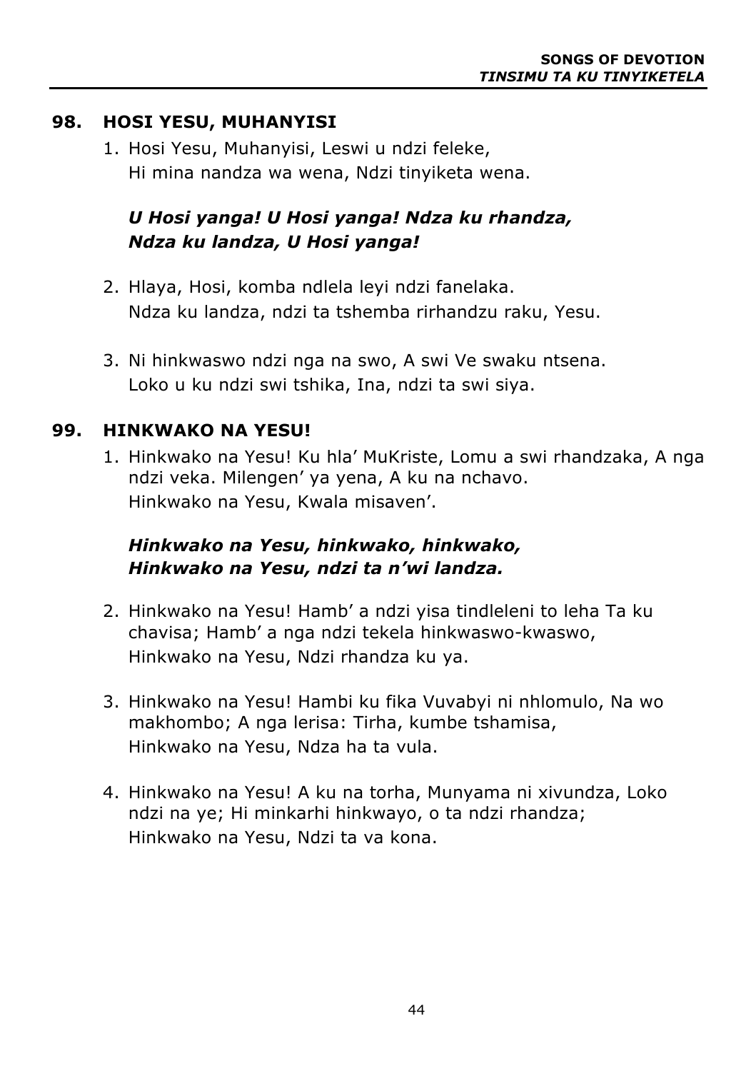## 98. HOSI YESU, MUHANYISI

1. Hosi Yesu, Muhanyisi, Leswi u ndzi feleke,
   Hi mina nandza wa wena, Ndzi tinyiketa wena.

   ***U Hosi yanga! U Hosi yanga! Ndza ku rhandza,
   Ndza ku landza, U Hosi yanga!***

2. Hlaya, Hosi, komba ndlela leyi ndzi fanelaka.
   Ndza ku landza, ndzi ta tshemba rirhandzu raku, Yesu.

3. Ni hinkwaswo ndzi nga na swo, A swi Ve swaku ntsena.
   Loko u ku ndzi swi tshika, Ina, ndzi ta swi siya.

## 99. HINKWAKO NA YESU!

1. Hinkwako na Yesu! Ku hla' MuKriste, Lomu a swi rhandzaka, A nga ndzi veka. Milengen' ya yena, A ku na nchavo.
   Hinkwako na Yesu, Kwala misaven'.

   ***Hinkwako na Yesu, hinkwako, hinkwako,
   Hinkwako na Yesu, ndzi ta n'wi landza.***

2. Hinkwako na Yesu! Hamb' a ndzi yisa tindleleni to leha Ta ku chavisa; Hamb' a nga ndzi tekela hinkwaswo-kwaswo,
   Hinkwako na Yesu, Ndzi rhandza ku ya.

3. Hinkwako na Yesu! Hambi ku fika Vuvabyi ni nhlomulo, Na wo makhombo; A nga lerisa: Tirha, kumbe tshamisa,
   Hinkwako na Yesu, Ndza ha ta vula.

4. Hinkwako na Yesu! A ku na torha, Munyama ni xivundza, Loko ndzi na ye; Hi minkarhi hinkwayo, o ta ndzi rhandza;
   Hinkwako na Yesu, Ndzi ta va kona.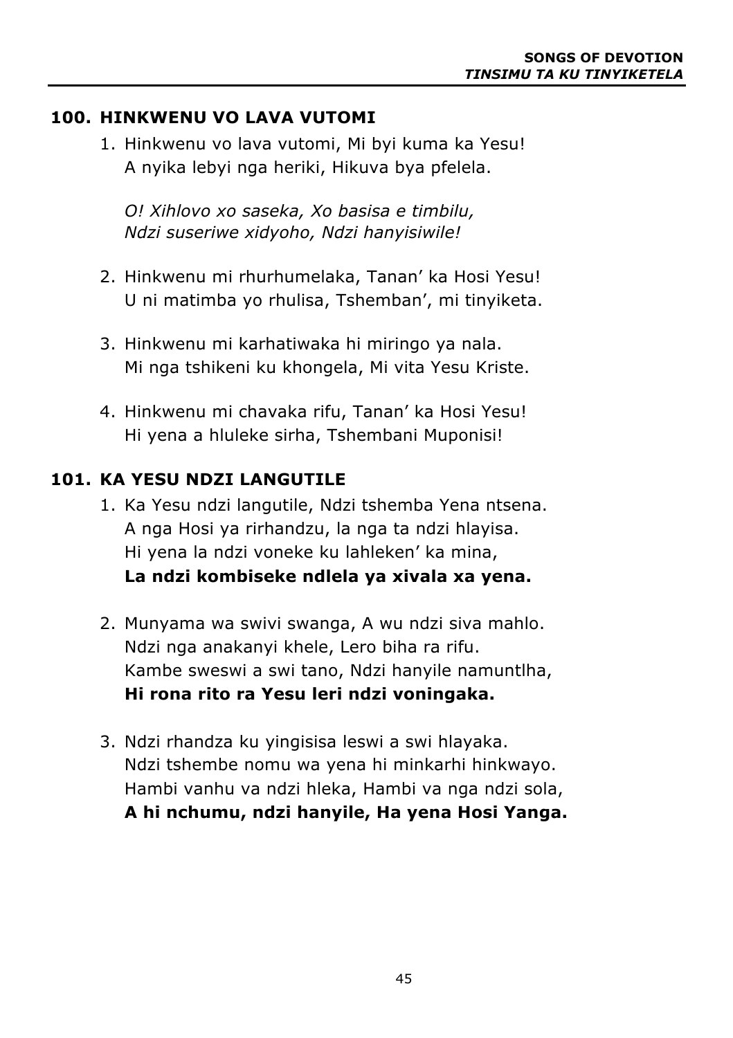## 100. HINKWENU VO LAVA VUTOMI

1. Hinkwenu vo lava vutomi, Mi byi kuma ka Yesu!  
   A nyika lebyi nga heriki, Hikuva bya pfelela.

   *O! Xihlovo xo saseka, Xo basisa e timbilu,*  
   *Ndzi suseriwe xidyoho, Ndzi hanyisiwile!*

2. Hinkwenu mi rhurhumelaka, Tanan' ka Hosi Yesu!  
   U ni matimba yo rhulisa, Tshemban', mi tinyiketa.

3. Hinkwenu mi karhatiwaka hi miringo ya nala.  
   Mi nga tshikeni ku khongela, Mi vita Yesu Kriste.

4. Hinkwenu mi chavaka rifu, Tanan' ka Hosi Yesu!  
   Hi yena a hluleke sirha, Tshembani Muponisi!

## 101. KA YESU NDZI LANGUTILE

1. Ka Yesu ndzi langutile, Ndzi tshemba Yena ntsena.  
   A nga Hosi ya rirhandzu, la nga ta ndzi hlayisa.  
   Hi yena la ndzi voneke ku lahleken' ka mina,  
   **La ndzi kombiseke ndlela ya xivala xa yena.**

2. Munyama wa swivi swanga, A wu ndzi siva mahlo.  
   Ndzi nga anakanyi khele, Lero biha ra rifu.  
   Kambe sweswi a swi tano, Ndzi hanyile namuntlha,  
   **Hi rona rito ra Yesu leri ndzi voningaka.**

3. Ndzi rhandza ku yingisisa leswi a swi hlayaka.  
   Ndzi tshembe nomu wa yena hi minkarhi hinkwayo.  
   Hambi vanhu va ndzi hleka, Hambi va nga ndzi sola,  
   **A hi nchumu, ndzi hanyile, Ha yena Hosi Yanga.**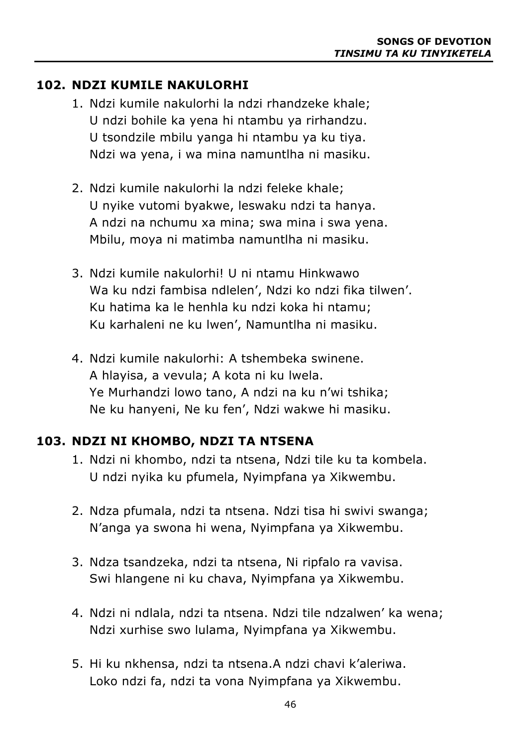## 102. NDZI KUMILE NAKULORHI

1. Ndzi kumile nakulorhi la ndzi rhandzeke khale;
   U ndzi bohile ka yena hi ntambu ya rirhandzu.
   U tsondzile mbilu yanga hi ntambu ya ku tiya.
   Ndzi wa yena, i wa mina namuntlha ni masiku.

2. Ndzi kumile nakulorhi la ndzi feleke khale;
   U nyike vutomi byakwe, leswaku ndzi ta hanya.
   A ndzi na nchumu xa mina; swa mina i swa yena.
   Mbilu, moya ni matimba namuntlha ni masiku.

3. Ndzi kumile nakulorhi! U ni ntamu Hinkwawo
   Wa ku ndzi fambisa ndlelen', Ndzi ko ndzi fika tilwen'.
   Ku hatima ka le henhla ku ndzi koka hi ntamu;
   Ku karhaleni ne ku lwen', Namuntlha ni masiku.

4. Ndzi kumile nakulorhi: A tshembeka swinene.
   A hlayisa, a vevula; A kota ni ku lwela.
   Ye Murhandzi lowo tano, A ndzi na ku n'wi tshika;
   Ne ku hanyeni, Ne ku fen', Ndzi wakwe hi masiku.

## 103. NDZI NI KHOMBO, NDZI TA NTSENA

1. Ndzi ni khombo, ndzi ta ntsena, Ndzi tile ku ta kombela.
   U ndzi nyika ku pfumela, Nyimpfana ya Xikwembu.

2. Ndza pfumala, ndzi ta ntsena. Ndzi tisa hi swivi swanga;
   N'anga ya swona hi wena, Nyimpfana ya Xikwembu.

3. Ndza tsandzeka, ndzi ta ntsena, Ni ripfalo ra vavisa.
   Swi hlangene ni ku chava, Nyimpfana ya Xikwembu.

4. Ndzi ni ndlala, ndzi ta ntsena. Ndzi tile ndzalwen' ka wena;
   Ndzi xurhise swo lulama, Nyimpfana ya Xikwembu.

5. Hi ku nkhensa, ndzi ta ntsena.A ndzi chavi k'aleriwa.
   Loko ndzi fa, ndzi ta vona Nyimpfana ya Xikwembu.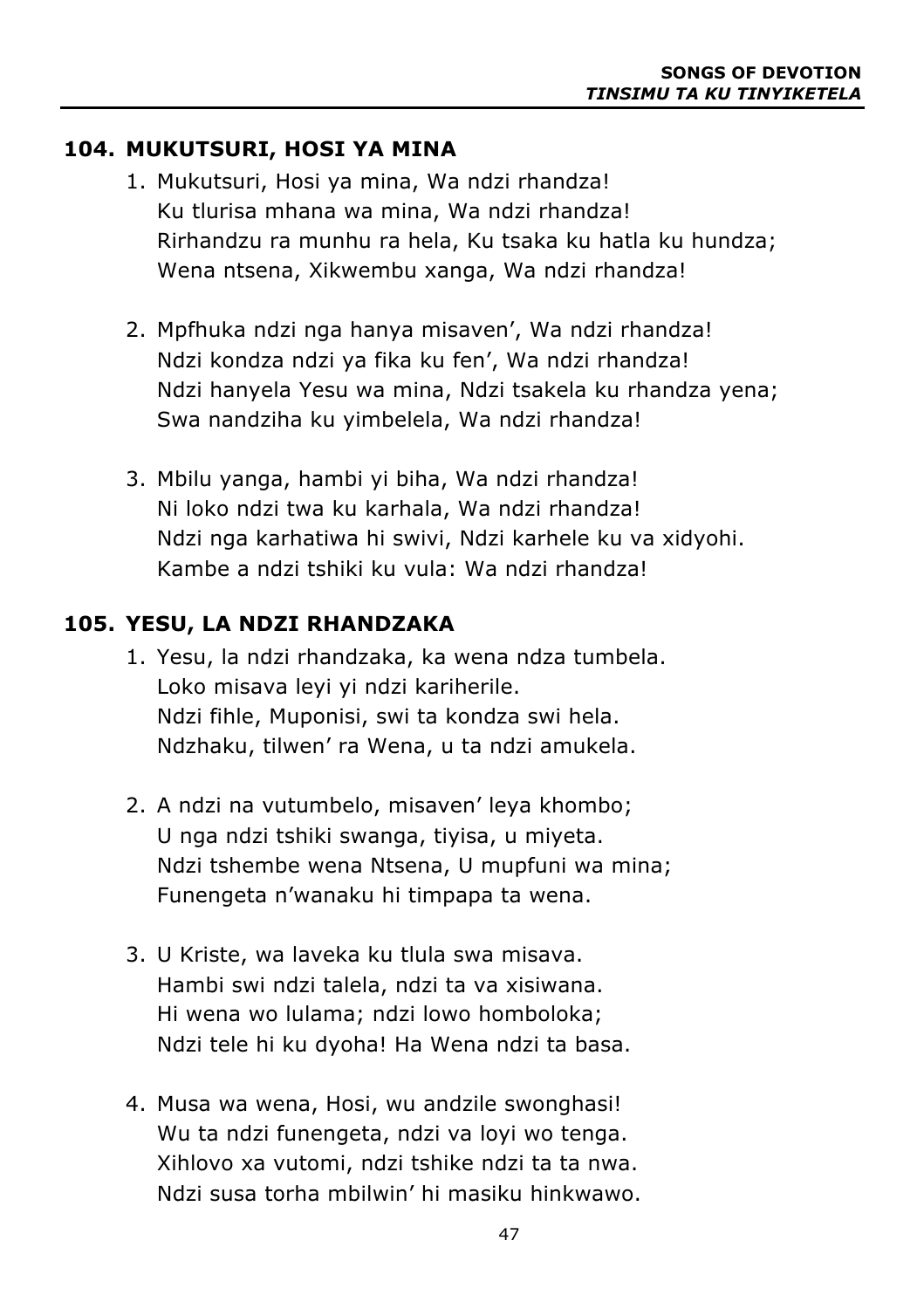## 104. MUKUTSURI, HOSI YA MINA

1. Mukutsuri, Hosi ya mina, Wa ndzi rhandza!
   Ku tlurisa mhana wa mina, Wa ndzi rhandza!
   Rirhandzu ra munhu ra hela, Ku tsaka ku hatla ku hundza;
   Wena ntsena, Xikwembu xanga, Wa ndzi rhandza!

2. Mpfhuka ndzi nga hanya misaven', Wa ndzi rhandza!
   Ndzi kondza ndzi ya fika ku fen', Wa ndzi rhandza!
   Ndzi hanyela Yesu wa mina, Ndzi tsakela ku rhandza yena;
   Swa nandziha ku yimbelela, Wa ndzi rhandza!

3. Mbilu yanga, hambi yi biha, Wa ndzi rhandza!
   Ni loko ndzi twa ku karhala, Wa ndzi rhandza!
   Ndzi nga karhatiwa hi swivi, Ndzi karhele ku va xidyohi.
   Kambe a ndzi tshiki ku vula: Wa ndzi rhandza!

## 105. YESU, LA NDZI RHANDZAKA

1. Yesu, la ndzi rhandzaka, ka wena ndza tumbela.
   Loko misava leyi yi ndzi kariherile.
   Ndzi fihle, Muponisi, swi ta kondza swi hela.
   Ndzhaku, tilwen' ra Wena, u ta ndzi amukela.

2. A ndzi na vutumbelo, misaven' leya khombo;
   U nga ndzi tshiki swanga, tiyisa, u miyeta.
   Ndzi tshembe wena Ntsena, U mupfuni wa mina;
   Funengeta n'wanaku hi timpapa ta wena.

3. U Kriste, wa laveka ku tlula swa misava.
   Hambi swi ndzi talela, ndzi ta va xisiwana.
   Hi wena wo lulama; ndzi lowo homboloka;
   Ndzi tele hi ku dyoha! Ha Wena ndzi ta basa.

4. Musa wa wena, Hosi, wu andzile swonghasi!
   Wu ta ndzi funengeta, ndzi va loyi wo tenga.
   Xihlovo xa vutomi, ndzi tshike ndzi ta ta nwa.
   Ndzi susa torha mbilwin' hi masiku hinkwawo.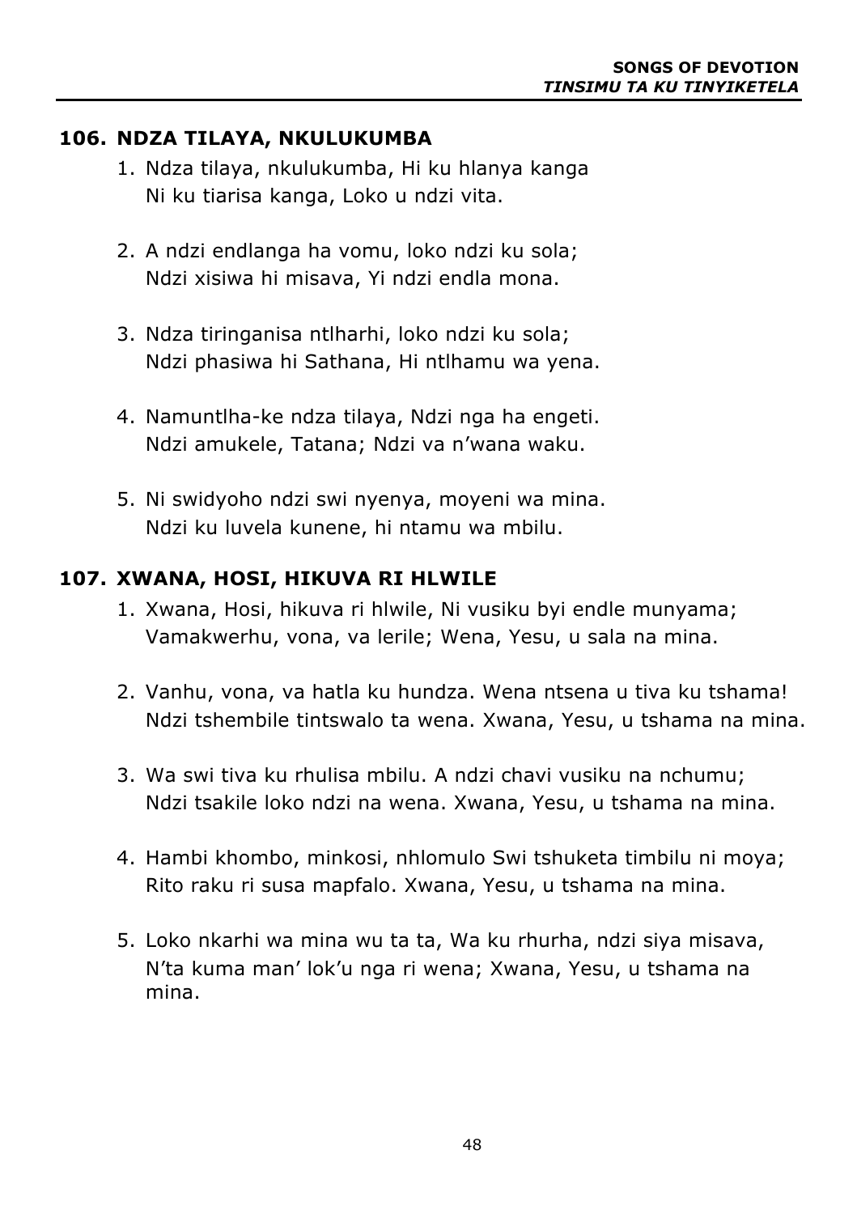## 106. NDZA TILAYA, NKULUKUMBA

1. Ndza tilaya, nkulukumba, Hi ku hlanya kanga
   Ni ku tiarisa kanga, Loko u ndzi vita.

2. A ndzi endlanga ha vomu, loko ndzi ku sola;
   Ndzi xisiwa hi misava, Yi ndzi endla mona.

3. Ndza tiringanisa ntlharhi, loko ndzi ku sola;
   Ndzi phasiwa hi Sathana, Hi ntlhamu wa yena.

4. Namuntlha-ke ndza tilaya, Ndzi nga ha engeti.
   Ndzi amukele, Tatana; Ndzi va n'wana waku.

5. Ni swidyoho ndzi swi nyenya, moyeni wa mina.
   Ndzi ku luvela kunene, hi ntamu wa mbilu.

## 107. XWANA, HOSI, HIKUVA RI HLWILE

1. Xwana, Hosi, hikuva ri hlwile, Ni vusiku byi endle munyama;
   Vamakwerhu, vona, va lerile; Wena, Yesu, u sala na mina.

2. Vanhu, vona, va hatla ku hundza. Wena ntsena u tiva ku tshama!
   Ndzi tshembile tintswalo ta wena. Xwana, Yesu, u tshama na mina.

3. Wa swi tiva ku rhulisa mbilu. A ndzi chavi vusiku na nchumu;
   Ndzi tsakile loko ndzi na wena. Xwana, Yesu, u tshama na mina.

4. Hambi khombo, minkosi, nhlomulo Swi tshuketa timbilu ni moya;
   Rito raku ri susa mapfalo. Xwana, Yesu, u tshama na mina.

5. Loko nkarhi wa mina wu ta ta, Wa ku rhurha, ndzi siya misava,
   N'ta kuma man' lok'u nga ri wena; Xwana, Yesu, u tshama na mina.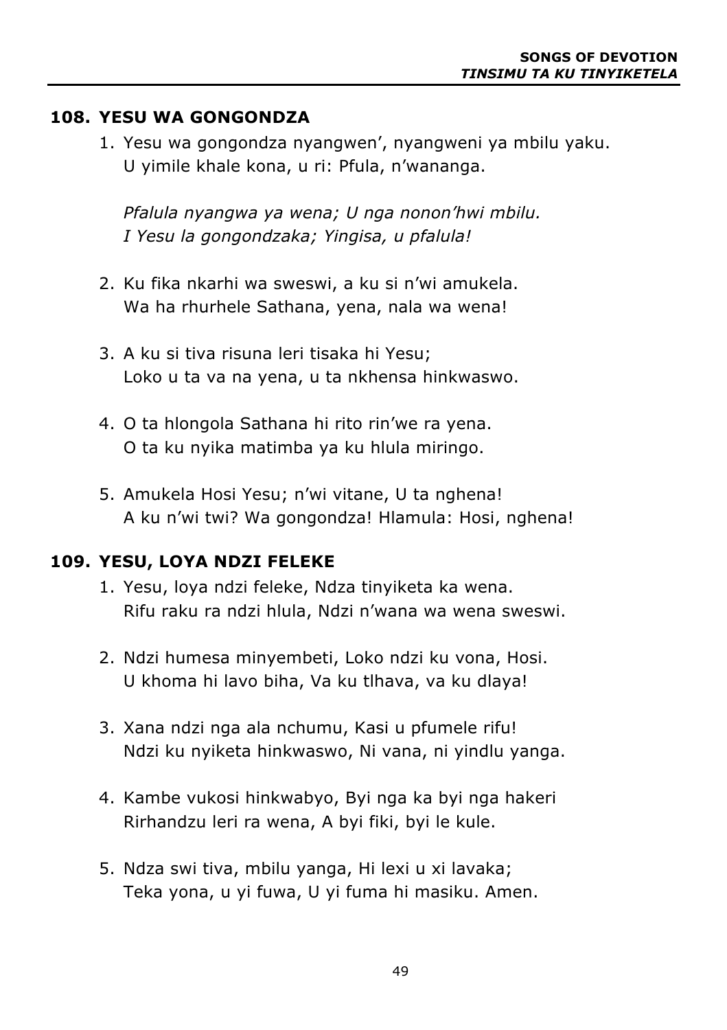## 108. YESU WA GONGONDZA

1. Yesu wa gongondza nyangwen’, nyangweni ya mbilu yaku.  
   U yimile khale kona, u ri: Pfula, n’wananga.

   *Pfalula nyangwa ya wena; U nga nonon’hwi mbilu.*  
   *I Yesu la gongondzaka; Yingisa, u pfalula!*

2. Ku fika nkarhi wa sweswi, a ku si n’wi amukela.  
   Wa ha rhurhele Sathana, yena, nala wa wena!

3. A ku si tiva risuna leri tisaka hi Yesu;  
   Loko u ta va na yena, u ta nkhensa hinkwaswo.

4. O ta hlongola Sathana hi rito rin’we ra yena.  
   O ta ku nyika matimba ya ku hlula miringo.

5. Amukela Hosi Yesu; n’wi vitane, U ta nghena!  
   A ku n’wi twi? Wa gongondza! Hlamula: Hosi, nghena!

## 109. YESU, LOYA NDZI FELEKE

1. Yesu, loya ndzi feleke, Ndza tinyiketa ka wena.  
   Rifu raku ra ndzi hlula, Ndzi n’wana wa wena sweswi.

2. Ndzi humesa minyembeti, Loko ndzi ku vona, Hosi.  
   U khoma hi lavo biha, Va ku tlhava, va ku dlaya!

3. Xana ndzi nga ala nchumu, Kasi u pfumele rifu!  
   Ndzi ku nyiketa hinkwaswo, Ni vana, ni yindlu yanga.

4. Kambe vukosi hinkwabyo, Byi nga ka byi nga hakeri  
   Rirhandzu leri ra wena, A byi fiki, byi le kule.

5. Ndza swi tiva, mbilu yanga, Hi lexi u xi lavaka;  
   Teka yona, u yi fuwa, U yi fuma hi masiku. Amen.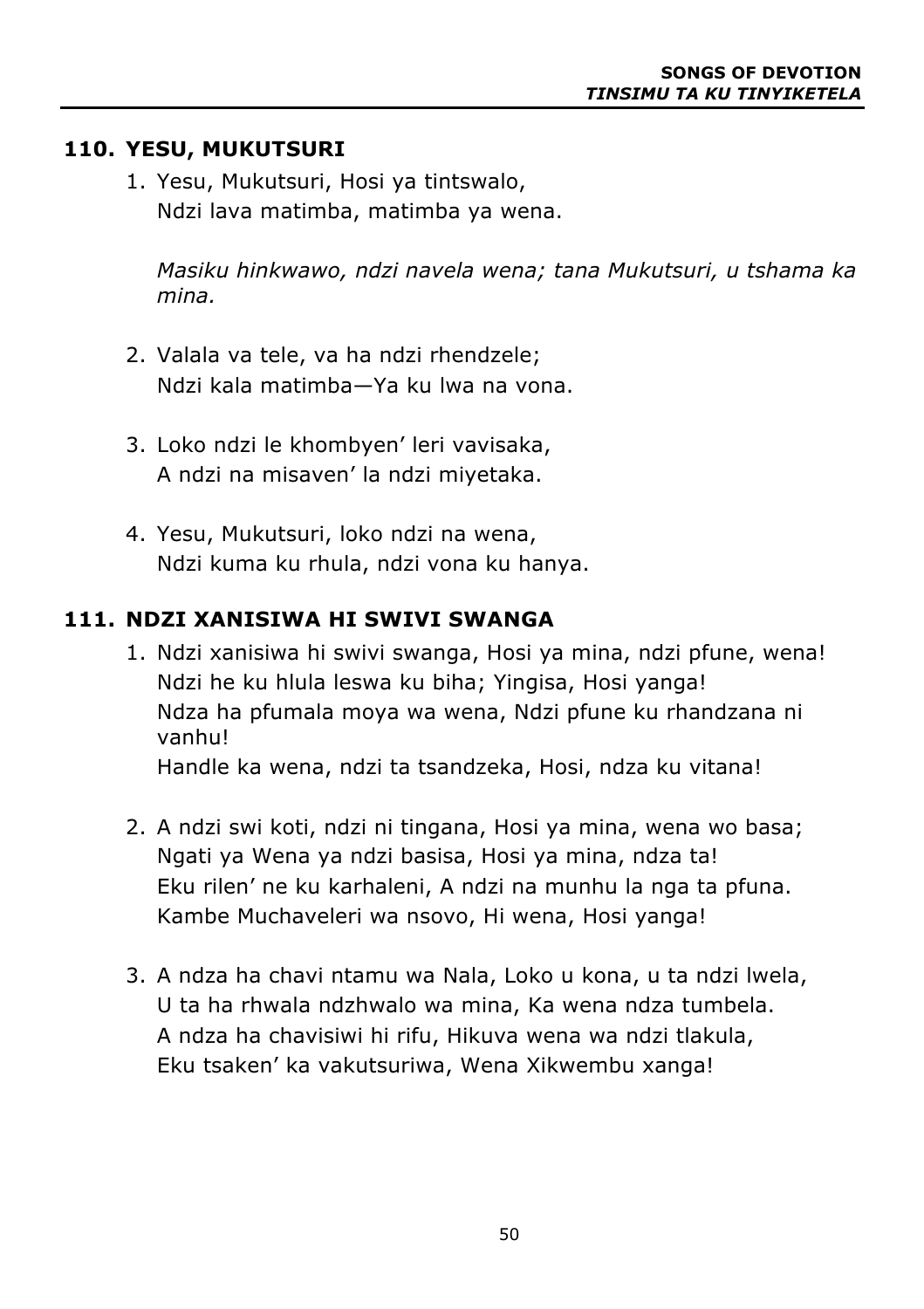## 110. YESU, MUKUTSURI

1. Yesu, Mukutsuri, Hosi ya tintswalo,
   Ndzi lava matimba, matimba ya wena.

   *Masiku hinkwawo, ndzi navela wena; tana Mukutsuri, u tshama ka mina.*

2. Valala va tele, va ha ndzi rhendzele;
   Ndzi kala matimba—Ya ku lwa na vona.

3. Loko ndzi le khombyen' leri vavisaka,
   A ndzi na misaven' la ndzi miyetaka.

4. Yesu, Mukutsuri, loko ndzi na wena,
   Ndzi kuma ku rhula, ndzi vona ku hanya.

## 111. NDZI XANISIWA HI SWIVI SWANGA

1. Ndzi xanisiwa hi swivi swanga, Hosi ya mina, ndzi pfune, wena!
   Ndzi he ku hlula leswa ku biha; Yingisa, Hosi yanga!
   Ndza ha pfumala moya wa wena, Ndzi pfune ku rhandzana ni vanhu!
   Handle ka wena, ndzi ta tsandzeka, Hosi, ndza ku vitana!

2. A ndzi swi koti, ndzi ni tingana, Hosi ya mina, wena wo basa;
   Ngati ya Wena ya ndzi basisa, Hosi ya mina, ndza ta!
   Eku rilen' ne ku karhaleni, A ndzi na munhu la nga ta pfuna.
   Kambe Muchaveleri wa nsovo, Hi wena, Hosi yanga!

3. A ndza ha chavi ntamu wa Nala, Loko u kona, u ta ndzi lwela,
   U ta ha rhwala ndzhwalo wa mina, Ka wena ndza tumbela.
   A ndza ha chavisiwi hi rifu, Hikuva wena wa ndzi tlakula,
   Eku tsaken' ka vakutsuriwa, Wena Xikwembu xanga!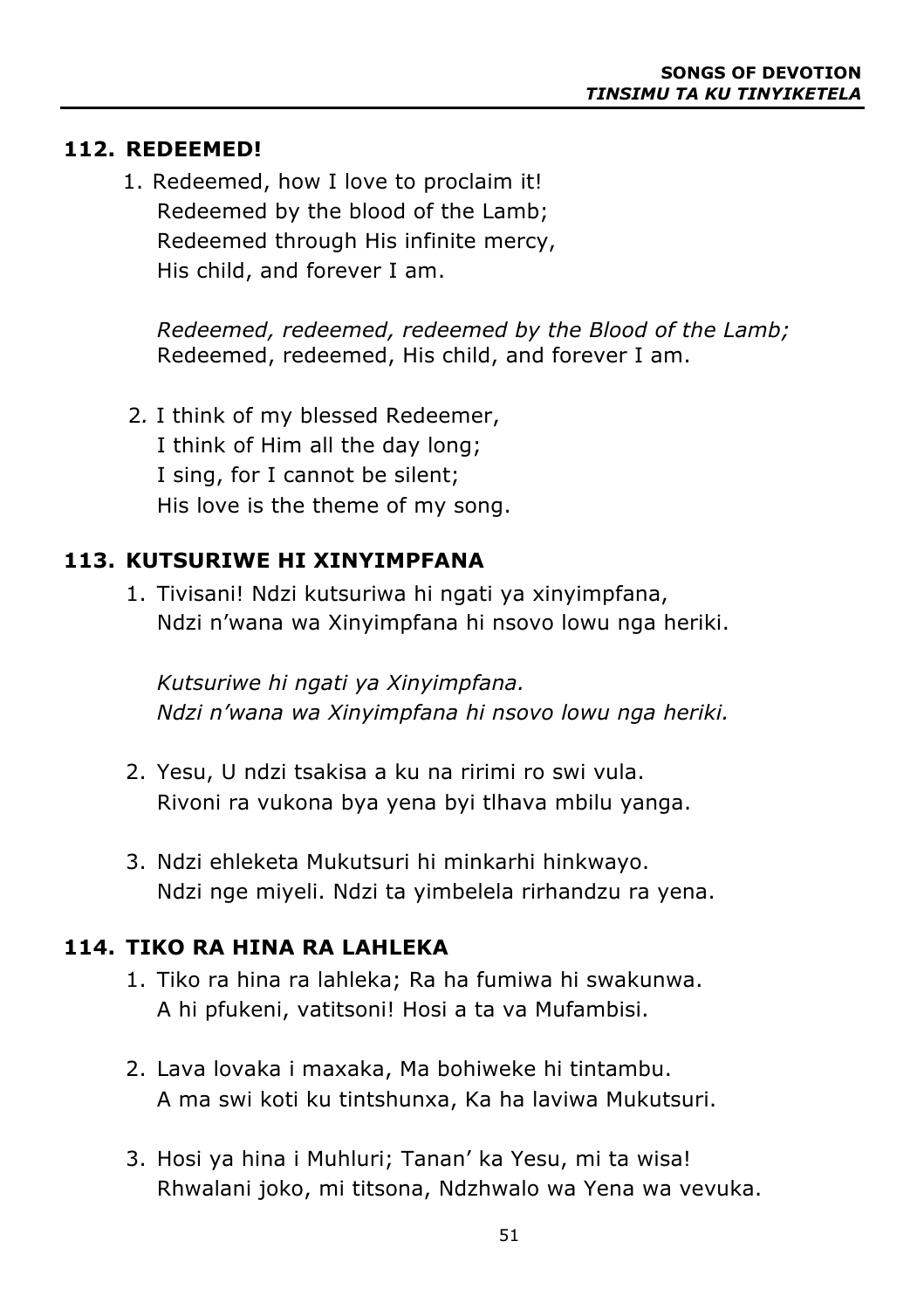## 112. REDEEMED!

1. Redeemed, how I love to proclaim it!
   Redeemed by the blood of the Lamb;
   Redeemed through His infinite mercy,
   His child, and forever I am.

   *Redeemed, redeemed, redeemed by the Blood of the Lamb;*
   Redeemed, redeemed, His child, and forever I am.

2. I think of my blessed Redeemer,
   I think of Him all the day long;
   I sing, for I cannot be silent;
   His love is the theme of my song.

## 113. KUTSURIWE HI XINYIMPFANA

1. Tivisani! Ndzi kutsuriwa hi ngati ya xinyimpfana,
   Ndzi n'wana wa Xinyimpfana hi nsovo lowu nga heriki.

   *Kutsuriwe hi ngati ya Xinyimpfana.*
   *Ndzi n'wana wa Xinyimpfana hi nsovo lowu nga heriki.*

2. Yesu, U ndzi tsakisa a ku na ririmi ro swi vula.
   Rivoni ra vukona bya yena byi tlhava mbilu yanga.

3. Ndzi ehleketa Mukutsuri hi minkarhi hinkwayo.
   Ndzi nge miyeli. Ndzi ta yimbelela rirhandzu ra yena.

## 114. TIKO RA HINA RA LAHLEKA

1. Tiko ra hina ra lahleka; Ra ha fumiwa hi swakunwa.
   A hi pfukeni, vatitsoni! Hosi a ta va Mufambisi.

2. Lava lovaka i maxaka, Ma bohiweke hi tintambu.
   A ma swi koti ku tintshunxa, Ka ha laviwa Mukutsuri.

3. Hosi ya hina i Muhluri; Tanan' ka Yesu, mi ta wisa!
   Rhwalani joko, mi titsona, Ndzhwalo wa Yena wa vevuka.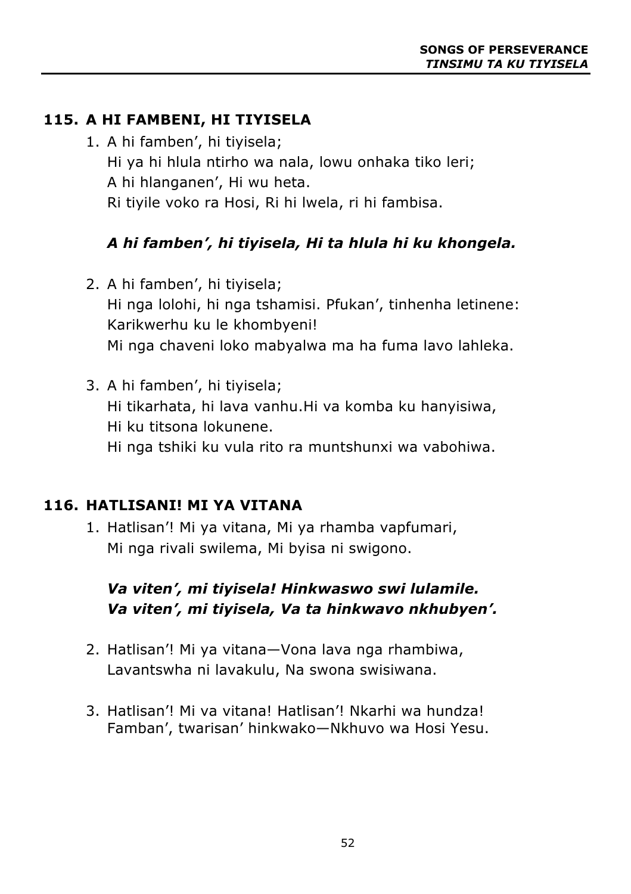## 115. A HI FAMBENI, HI TIYISELA

1. A hi famben', hi tiyisela;
   Hi ya hi hlula ntirho wa nala, lowu onhaka tiko leri;
   A hi hlanganen', Hi wu heta.
   Ri tiyile voko ra Hosi, Ri hi lwela, ri hi fambisa.

   ***A hi famben', hi tiyisela, Hi ta hlula hi ku khongela.***

2. A hi famben', hi tiyisela;
   Hi nga lolohi, hi nga tshamisi. Pfukan', tinhenha letinene:
   Karikwerhu ku le khombyeni!
   Mi nga chaveni loko mabyalwa ma ha fuma lavo lahleka.

3. A hi famben', hi tiyisela;
   Hi tikarhata, hi lava vanhu.Hi va komba ku hanyisiwa,
   Hi ku titsona lokunene.
   Hi nga tshiki ku vula rito ra muntshunxi wa vabohiwa.

## 116. HATLISANI! MI YA VITANA

1. Hatlisan'! Mi ya vitana, Mi ya rhamba vapfumari,
   Mi nga rivali swilema, Mi byisa ni swigono.

   ***Va viten', mi tiyisela! Hinkwaswo swi lulamile.***
   ***Va viten', mi tiyisela, Va ta hinkwavo nkhubyen'.***

2. Hatlisan'! Mi ya vitana—Vona lava nga rhambiwa,
   Lavantswha ni lavakulu, Na swona swisiwana.

3. Hatlisan'! Mi va vitana! Hatlisan'! Nkarhi wa hundza!
   Famban', twarisan' hinkwako—Nkhuvo wa Hosi Yesu.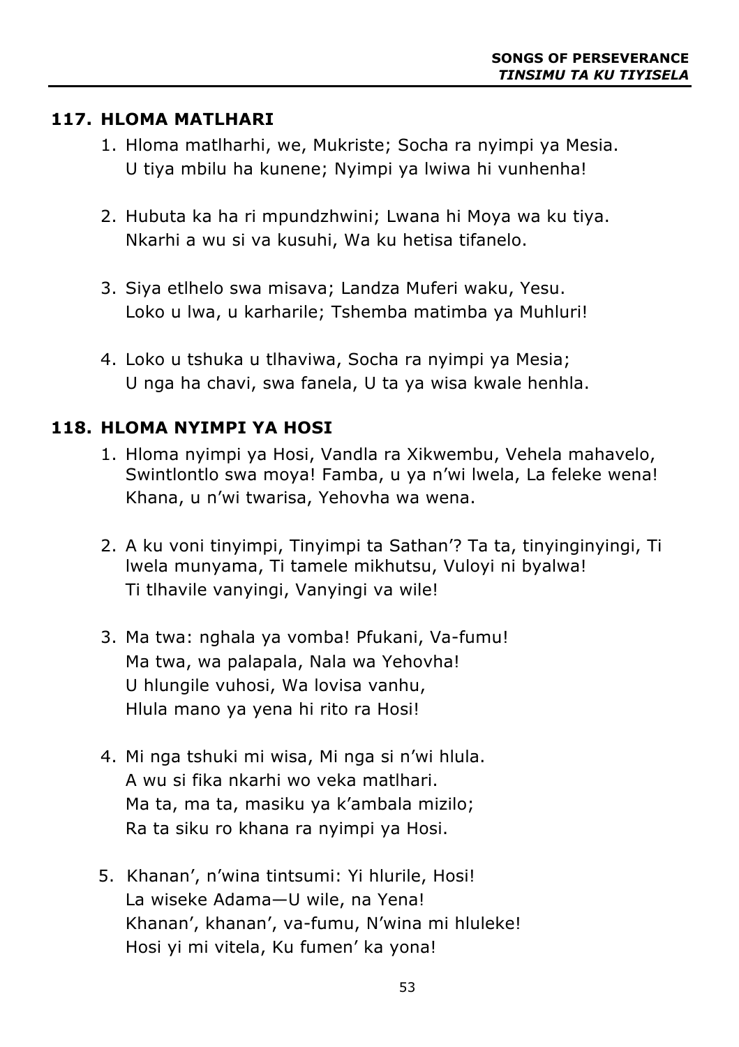## 117. HLOMA MATLHARI

1. Hloma matlharhi, we, Mukriste; Socha ra nyimpi ya Mesia.
   U tiya mbilu ha kunene; Nyimpi ya lwiwa hi vunhenha!

2. Hubuta ka ha ri mpundzhwini; Lwana hi Moya wa ku tiya.
   Nkarhi a wu si va kusuhi, Wa ku hetisa tifanelo.

3. Siya etlhelo swa misava; Landza Muferi waku, Yesu.
   Loko u lwa, u karharile; Tshemba matimba ya Muhluri!

4. Loko u tshuka u tlhaviwa, Socha ra nyimpi ya Mesia;
   U nga ha chavi, swa fanela, U ta ya wisa kwale henhla.

## 118. HLOMA NYIMPI YA HOSI

1. Hloma nyimpi ya Hosi, Vandla ra Xikwembu, Vehela mahavelo, Swintlontlo swa moya! Famba, u ya n'wi lwela, La feleke wena!
   Khana, u n'wi twarisa, Yehovha wa wena.

2. A ku voni tinyimpi, Tinyimpi ta Sathan'? Ta ta, tinyinginyingi, Ti lwela munyama, Ti tamele mikhutsu, Vuloyi ni byalwa!
   Ti tlhavile vanyingi, Vanyingi va wile!

3. Ma twa: nghala ya vomba! Pfukani, Va-fumu!
   Ma twa, wa palapala, Nala wa Yehovha!
   U hlungile vuhosi, Wa lovisa vanhu,
   Hlula mano ya yena hi rito ra Hosi!

4. Mi nga tshuki mi wisa, Mi nga si n'wi hlula.
   A wu si fika nkarhi wo veka matlhari.
   Ma ta, ma ta, masiku ya k'ambala mizilo;
   Ra ta siku ro khana ra nyimpi ya Hosi.

5. Khanan', n'wina tintsumi: Yi hlurile, Hosi!
   La wiseke Adama—U wile, na Yena!
   Khanan', khanan', va-fumu, N'wina mi hluleke!
   Hosi yi mi vitela, Ku fumen' ka yona!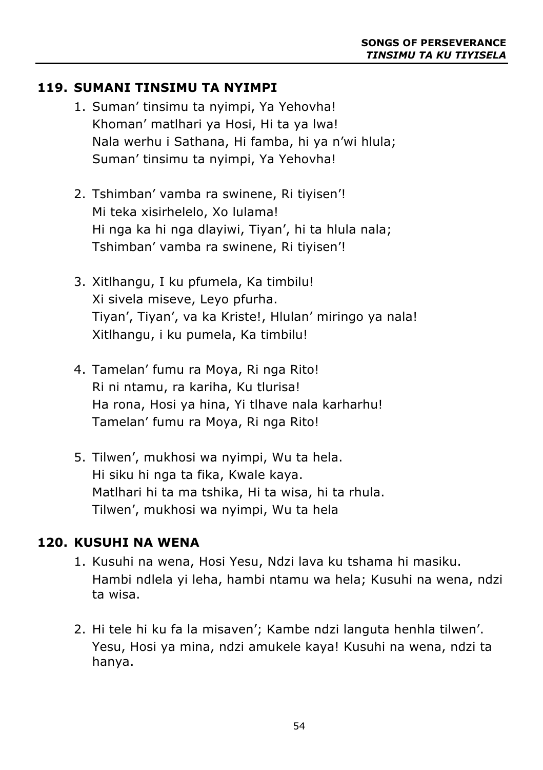## 119. SUMANI TINSIMU TA NYIMPI

1. Suman' tinsimu ta nyimpi, Ya Yehovha!
   Khoman' matlhari ya Hosi, Hi ta ya lwa!
   Nala werhu i Sathana, Hi famba, hi ya n'wi hlula;
   Suman' tinsimu ta nyimpi, Ya Yehovha!

2. Tshimban' vamba ra swinene, Ri tiyisen'!
   Mi teka xisirhelelo, Xo lulama!
   Hi nga ka hi nga dlayiwi, Tiyan', hi ta hlula nala;
   Tshimban' vamba ra swinene, Ri tiyisen'!

3. Xitlhangu, I ku pfumela, Ka timbilu!
   Xi sivela miseve, Leyo pfurha.
   Tiyan', Tiyan', va ka Kriste!, Hlulan' miringo ya nala!
   Xitlhangu, i ku pumela, Ka timbilu!

4. Tamelan' fumu ra Moya, Ri nga Rito!
   Ri ni ntamu, ra kariha, Ku tlurisa!
   Ha rona, Hosi ya hina, Yi tlhave nala karharhu!
   Tamelan' fumu ra Moya, Ri nga Rito!

5. Tilwen', mukhosi wa nyimpi, Wu ta hela.
   Hi siku hi nga ta fika, Kwale kaya.
   Matlhari hi ta ma tshika, Hi ta wisa, hi ta rhula.
   Tilwen', mukhosi wa nyimpi, Wu ta hela

## 120. KUSUHI NA WENA

1. Kusuhi na wena, Hosi Yesu, Ndzi lava ku tshama hi masiku.
   Hambi ndlela yi leha, hambi ntamu wa hela; Kusuhi na wena, ndzi ta wisa.

2. Hi tele hi ku fa la misaven'; Kambe ndzi languta henhla tilwen'.
   Yesu, Hosi ya mina, ndzi amukele kaya! Kusuhi na wena, ndzi ta hanya.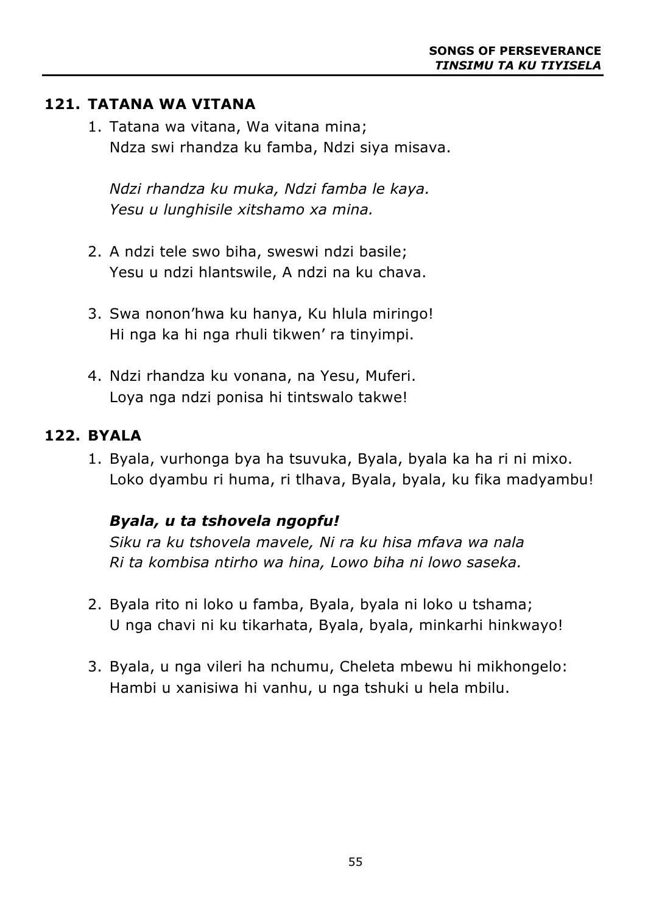## 121. TATANA WA VITANA

1. Tatana wa vitana, Wa vitana mina;
   Ndza swi rhandza ku famba, Ndzi siya misava.

   *Ndzi rhandza ku muka, Ndzi famba le kaya.*
   *Yesu u lunghisile xitshamo xa mina.*

2. A ndzi tele swo biha, sweswi ndzi basile;
   Yesu u ndzi hlantswile, A ndzi na ku chava.

3. Swa nonon'hwa ku hanya, Ku hlula miringo!
   Hi nga ka hi nga rhuli tikwen' ra tinyimpi.

4. Ndzi rhandza ku vonana, na Yesu, Muferi.
   Loya nga ndzi ponisa hi tintswalo takwe!

## 122. BYALA

1. Byala, vurhonga bya ha tsuvuka, Byala, byala ka ha ri ni mixo.
   Loko dyambu ri huma, ri tlhava, Byala, byala, ku fika madyambu!

   ***Byala, u ta tshovela ngopfu!***
   *Siku ra ku tshovela mavele, Ni ra ku hisa mfava wa nala*
   *Ri ta kombisa ntirho wa hina, Lowo biha ni lowo saseka.*

2. Byala rito ni loko u famba, Byala, byala ni loko u tshama;
   U nga chavi ni ku tikarhata, Byala, byala, minkarhi hinkwayo!

3. Byala, u nga vileri ha nchumu, Cheleta mbewu hi mikhongelo:
   Hambi u xanisiwa hi vanhu, u nga tshuki u hela mbilu.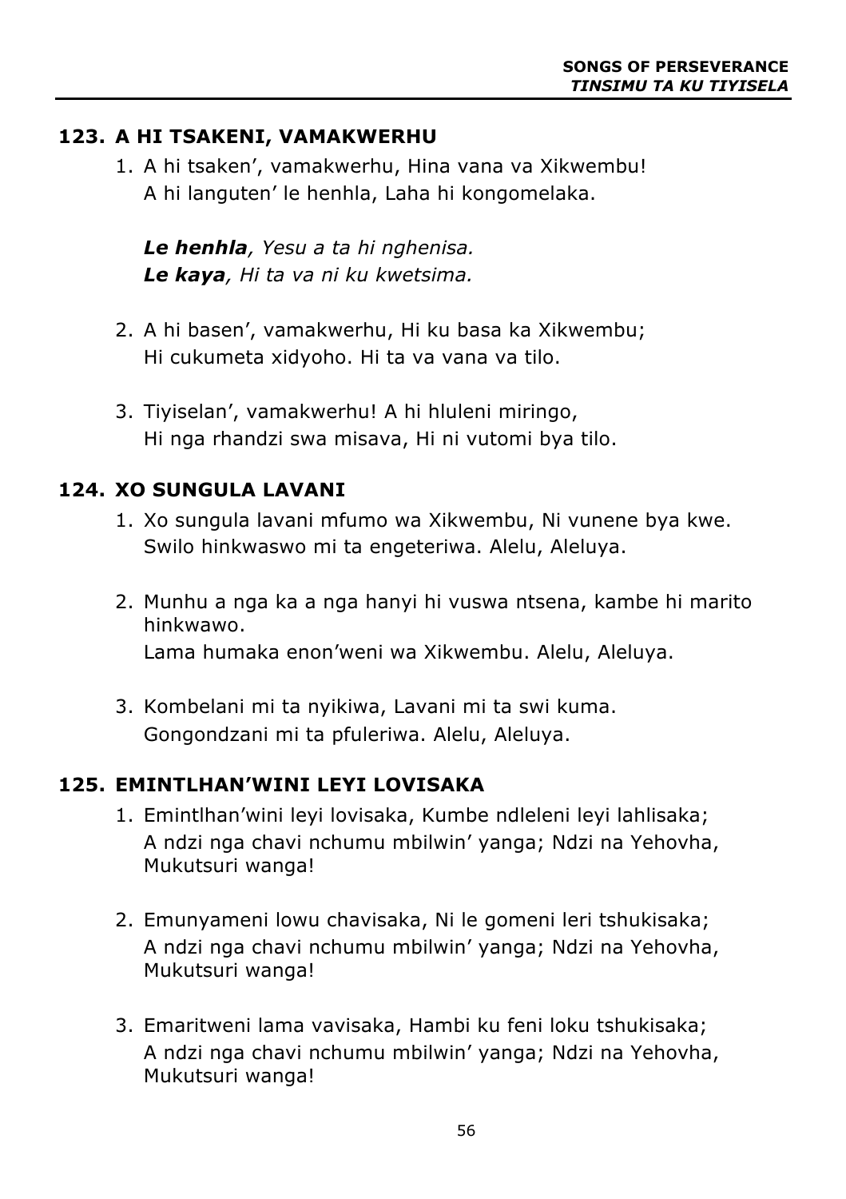## 123. A HI TSAKENI, VAMAKWERHU

1. A hi tsaken', vamakwerhu, Hina vana va Xikwembu!
   A hi languten' le henhla, Laha hi kongomelaka.

   ***Le henhla**, Yesu a ta hi nghenisa.*
   ***Le kaya**, Hi ta va ni ku kwetsima.*

2. A hi basen', vamakwerhu, Hi ku basa ka Xikwembu;
   Hi cukumeta xidyoho. Hi ta va vana va tilo.

3. Tiyiselan', vamakwerhu! A hi hluleni miringo,
   Hi nga rhandzi swa misava, Hi ni vutomi bya tilo.

## 124. XO SUNGULA LAVANI

1. Xo sungula lavani mfumo wa Xikwembu, Ni vunene bya kwe.
   Swilo hinkwaswo mi ta engeteriwa. Alelu, Aleluya.

2. Munhu a nga ka a nga hanyi hi vuswa ntsena, kambe hi marito hinkwawo.
   Lama humaka enon'weni wa Xikwembu. Alelu, Aleluya.

3. Kombelani mi ta nyikiwa, Lavani mi ta swi kuma.
   Gongondzani mi ta pfuleriwa. Alelu, Aleluya.

## 125. EMINTLHAN'WINI LEYI LOVISAKA

1. Emintlhan'wini leyi lovisaka, Kumbe ndleleni leyi lahlisaka;
   A ndzi nga chavi nchumu mbilwin' yanga; Ndzi na Yehovha, Mukutsuri wanga!

2. Emunyameni lowu chavisaka, Ni le gomeni leri tshukisaka;
   A ndzi nga chavi nchumu mbilwin' yanga; Ndzi na Yehovha, Mukutsuri wanga!

3. Emaritweni lama vavisaka, Hambi ku feni loku tshukisaka;
   A ndzi nga chavi nchumu mbilwin' yanga; Ndzi na Yehovha, Mukutsuri wanga!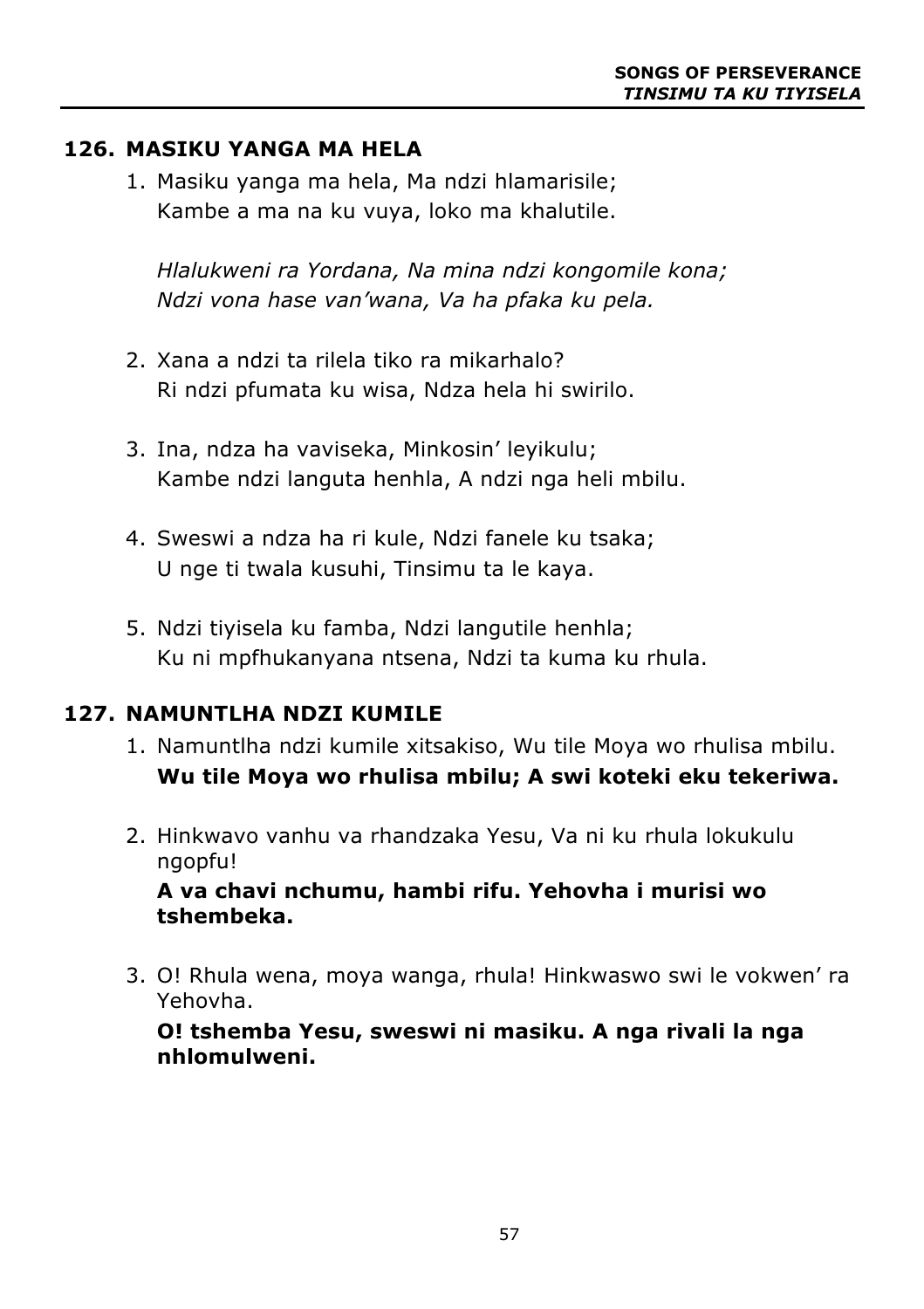## 126. MASIKU YANGA MA HELA

1. Masiku yanga ma hela, Ma ndzi hlamarisile;
   Kambe a ma na ku vuya, loko ma khalutile.

   *Hlalukweni ra Yordana, Na mina ndzi kongomile kona;*
   *Ndzi vona hase van'wana, Va ha pfaka ku pela.*

2. Xana a ndzi ta rilela tiko ra mikarhalo?
   Ri ndzi pfumata ku wisa, Ndza hela hi swirilo.

3. Ina, ndza ha vaviseka, Minkosin' leyikulu;
   Kambe ndzi languta henhla, A ndzi nga heli mbilu.

4. Sweswi a ndza ha ri kule, Ndzi fanele ku tsaka;
   U nge ti twala kusuhi, Tinsimu ta le kaya.

5. Ndzi tiyisela ku famba, Ndzi langutile henhla;
   Ku ni mpfhukanyana ntsena, Ndzi ta kuma ku rhula.

## 127. NAMUNTLHA NDZI KUMILE

1. Namuntlha ndzi kumile xitsakiso, Wu tile Moya wo rhulisa mbilu.
   **Wu tile Moya wo rhulisa mbilu; A swi koteki eku tekeriwa.**

2. Hinkwavo vanhu va rhandzaka Yesu, Va ni ku rhula lokukulu ngopfu!
   **A va chavi nchumu, hambi rifu. Yehovha i murisi wo tshembeka.**

3. O! Rhula wena, moya wanga, rhula! Hinkwaswo swi le vokwen' ra Yehovha.
   **O! tshemba Yesu, sweswi ni masiku. A nga rivali la nga nhlomulweni.**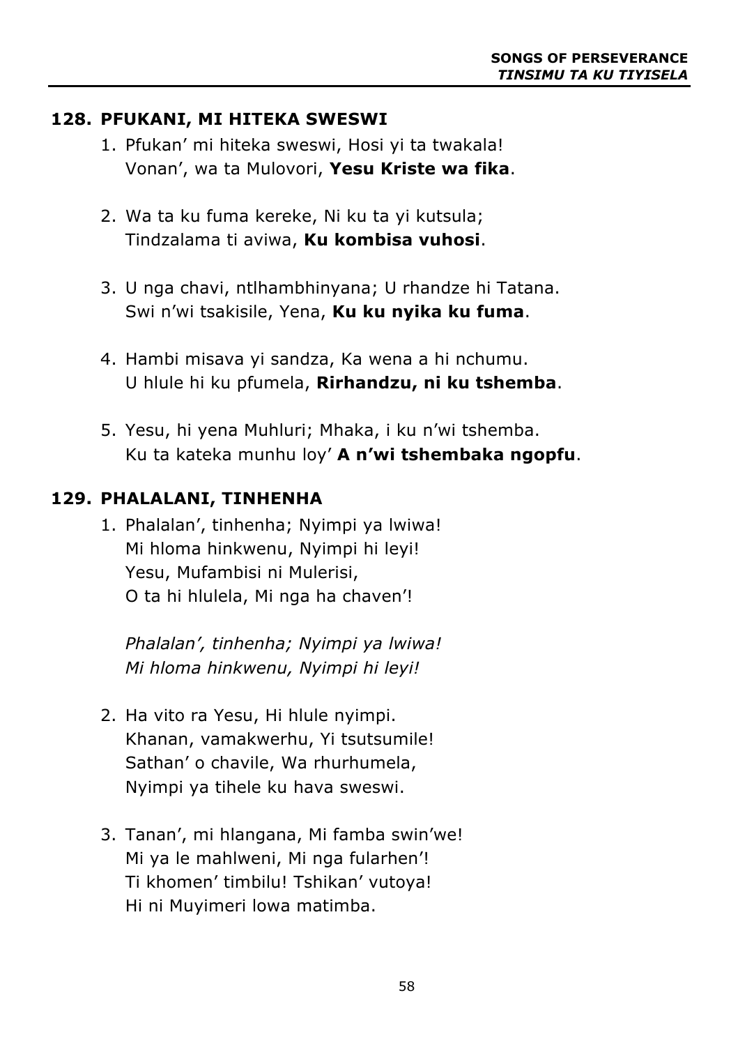## 128. PFUKANI, MI HITEKA SWESWI

1. Pfukan' mi hiteka sweswi, Hosi yi ta twakala!
   Vonan', wa ta Mulovori, **Yesu Kriste wa fika**.

2. Wa ta ku fuma kereke, Ni ku ta yi kutsula;
   Tindzalama ti aviwa, **Ku kombisa vuhosi**.

3. U nga chavi, ntlhambhinyana; U rhandze hi Tatana.
   Swi n'wi tsakisile, Yena, **Ku ku nyika ku fuma**.

4. Hambi misava yi sandza, Ka wena a hi nchumu.
   U hlule hi ku pfumela, **Rirhandzu, ni ku tshemba**.

5. Yesu, hi yena Muhluri; Mhaka, i ku n'wi tshemba.
   Ku ta kateka munhu loy' **A n'wi tshembaka ngopfu**.

## 129. PHALALANI, TINHENHA

1. Phalalan', tinhenha; Nyimpi ya lwiwa!
   Mi hloma hinkwenu, Nyimpi hi leyi!
   Yesu, Mufambisi ni Mulerisi,
   O ta hi hlulela, Mi nga ha chaven'!

   *Phalalan', tinhenha; Nyimpi ya lwiwa!*
   *Mi hloma hinkwenu, Nyimpi hi leyi!*

2. Ha vito ra Yesu, Hi hlule nyimpi.
   Khanan, vamakwerhu, Yi tsutsumile!
   Sathan' o chavile, Wa rhurhumela,
   Nyimpi ya tihele ku hava sweswi.

3. Tanan', mi hlangana, Mi famba swin'we!
   Mi ya le mahlweni, Mi nga fularhen'!
   Ti khomen' timbilu! Tshikan' vutoya!
   Hi ni Muyimeri lowa matimba.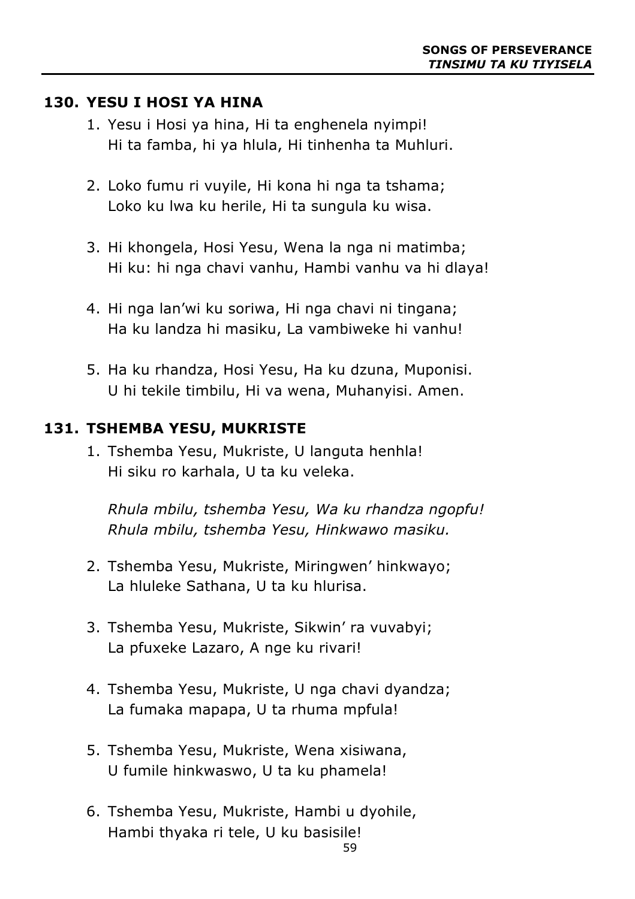## 130. YESU I HOSI YA HINA

1. Yesu i Hosi ya hina, Hi ta enghenela nyimpi!
   Hi ta famba, hi ya hlula, Hi tinhenha ta Muhluri.

2. Loko fumu ri vuyile, Hi kona hi nga ta tshama;
   Loko ku lwa ku herile, Hi ta sungula ku wisa.

3. Hi khongela, Hosi Yesu, Wena la nga ni matimba;
   Hi ku: hi nga chavi vanhu, Hambi vanhu va hi dlaya!

4. Hi nga lan'wi ku soriwa, Hi nga chavi ni tingana;
   Ha ku landza hi masiku, La vambiweke hi vanhu!

5. Ha ku rhandza, Hosi Yesu, Ha ku dzuna, Muponisi.
   U hi tekile timbilu, Hi va wena, Muhanyisi. Amen.

## 131. TSHEMBA YESU, MUKRISTE

1. Tshemba Yesu, Mukriste, U languta henhla!
   Hi siku ro karhala, U ta ku veleka.

   *Rhula mbilu, tshemba Yesu, Wa ku rhandza ngopfu!*
   *Rhula mbilu, tshemba Yesu, Hinkwawo masiku.*

2. Tshemba Yesu, Mukriste, Miringwen' hinkwayo;
   La hluleke Sathana, U ta ku hlurisa.

3. Tshemba Yesu, Mukriste, Sikwin' ra vuvabyi;
   La pfuxeke Lazaro, A nge ku rivari!

4. Tshemba Yesu, Mukriste, U nga chavi dyandza;
   La fumaka mapapa, U ta rhuma mpfula!

5. Tshemba Yesu, Mukriste, Wena xisiwana,
   U fumile hinkwaswo, U ta ku phamela!

6. Tshemba Yesu, Mukriste, Hambi u dyohile,
   Hambi thyaka ri tele, U ku basisile!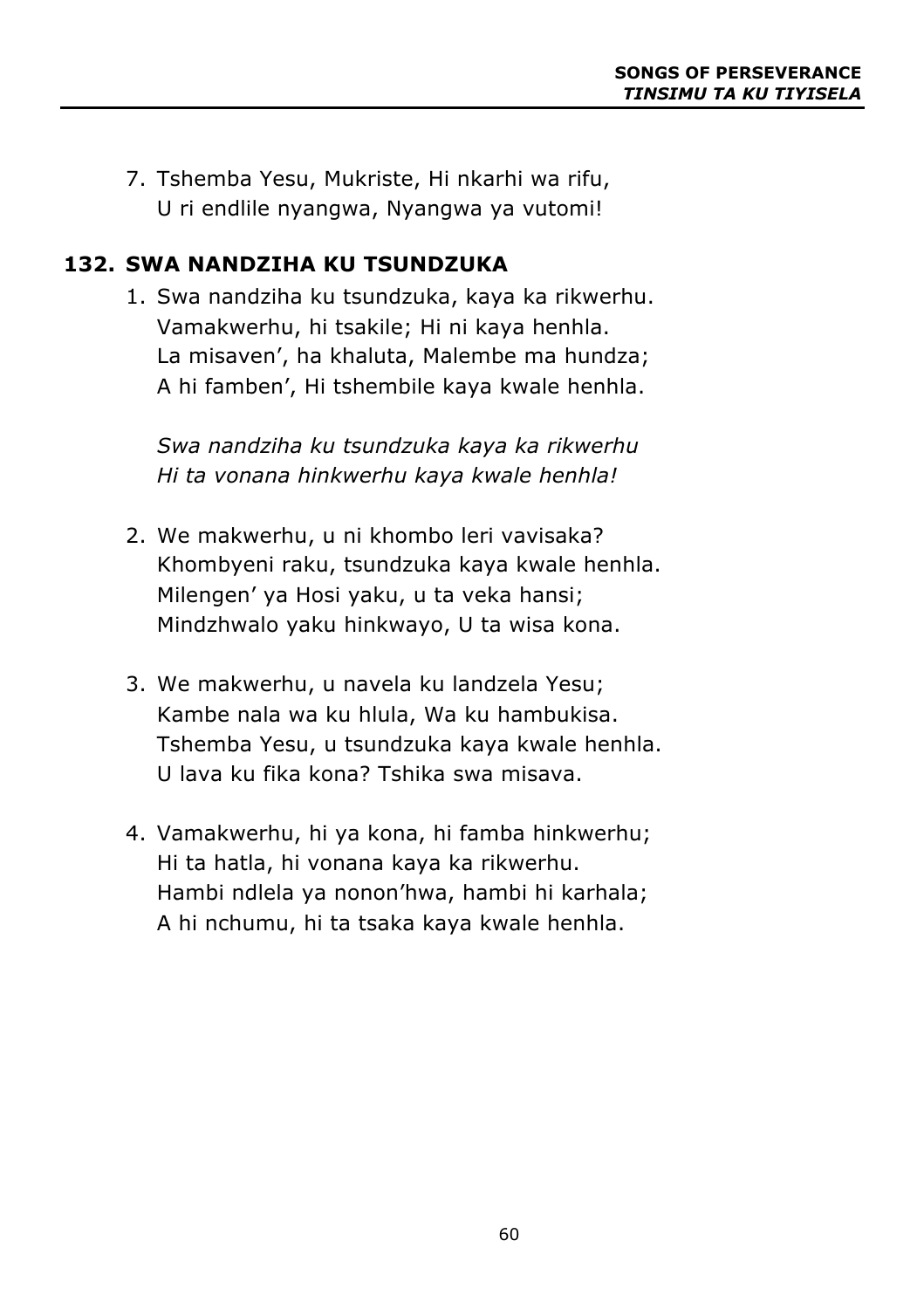7. Tshemba Yesu, Mukriste, Hi nkarhi wa rifu,
   U ri endlile nyangwa, Nyangwa ya vutomi!

## 132. SWA NANDZIHA KU TSUNDZUKA

1. Swa nandziha ku tsundzuka, kaya ka rikwerhu.
   Vamakwerhu, hi tsakile; Hi ni kaya henhla.
   La misaven', ha khaluta, Malembe ma hundza;
   A hi famben', Hi tshembile kaya kwale henhla.

   *Swa nandziha ku tsundzuka kaya ka rikwerhu*
   *Hi ta vonana hinkwerhu kaya kwale henhla!*

2. We makwerhu, u ni khombo leri vavisaka?
   Khombyeni raku, tsundzuka kaya kwale henhla.
   Milengen' ya Hosi yaku, u ta veka hansi;
   Mindzhwalo yaku hinkwayo, U ta wisa kona.

3. We makwerhu, u navela ku landzela Yesu;
   Kambe nala wa ku hlula, Wa ku hambukisa.
   Tshemba Yesu, u tsundzuka kaya kwale henhla.
   U lava ku fika kona? Tshika swa misava.

4. Vamakwerhu, hi ya kona, hi famba hinkwerhu;
   Hi ta hatla, hi vonana kaya ka rikwerhu.
   Hambi ndlela ya nonon'hwa, hambi hi karhala;
   A hi nchumu, hi ta tsaka kaya kwale henhla.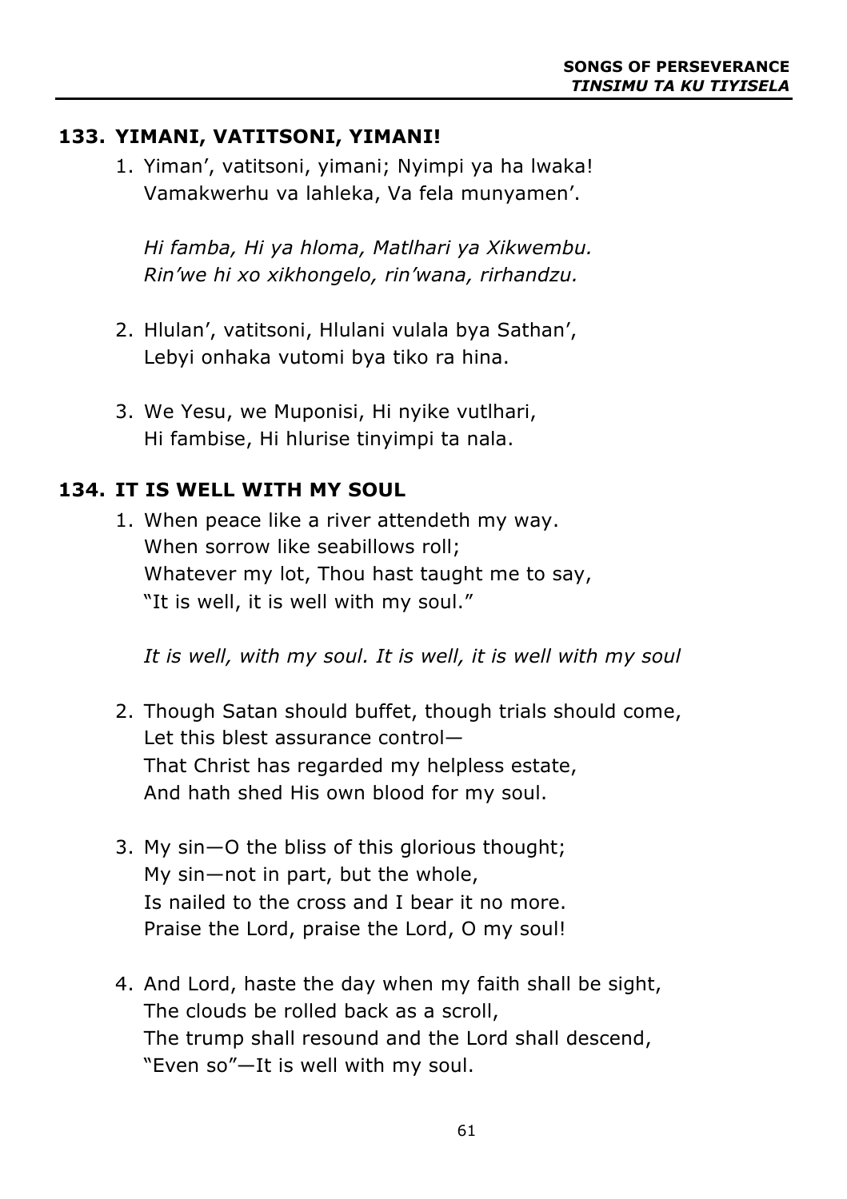## 133. YIMANI, VATITSONI, YIMANI!

1. Yiman', vatitsoni, yimani; Nyimpi ya ha lwaka!
   Vamakwerhu va lahleka, Va fela munyamen'.

   *Hi famba, Hi ya hloma, Matlhari ya Xikwembu.*
   *Rin'we hi xo xikhongelo, rin'wana, rirhandzu.*

2. Hlulan', vatitsoni, Hlulani vulala bya Sathan',
   Lebyi onhaka vutomi bya tiko ra hina.

3. We Yesu, we Muponisi, Hi nyike vutlhari,
   Hi fambise, Hi hlurise tinyimpi ta nala.

## 134. IT IS WELL WITH MY SOUL

1. When peace like a river attendeth my way.
   When sorrow like seabillows roll;
   Whatever my lot, Thou hast taught me to say,
   "It is well, it is well with my soul."

   *It is well, with my soul. It is well, it is well with my soul*

2. Though Satan should buffet, though trials should come,
   Let this blest assurance control—
   That Christ has regarded my helpless estate,
   And hath shed His own blood for my soul.

3. My sin—O the bliss of this glorious thought;
   My sin—not in part, but the whole,
   Is nailed to the cross and I bear it no more.
   Praise the Lord, praise the Lord, O my soul!

4. And Lord, haste the day when my faith shall be sight,
   The clouds be rolled back as a scroll,
   The trump shall resound and the Lord shall descend,
   "Even so"—It is well with my soul.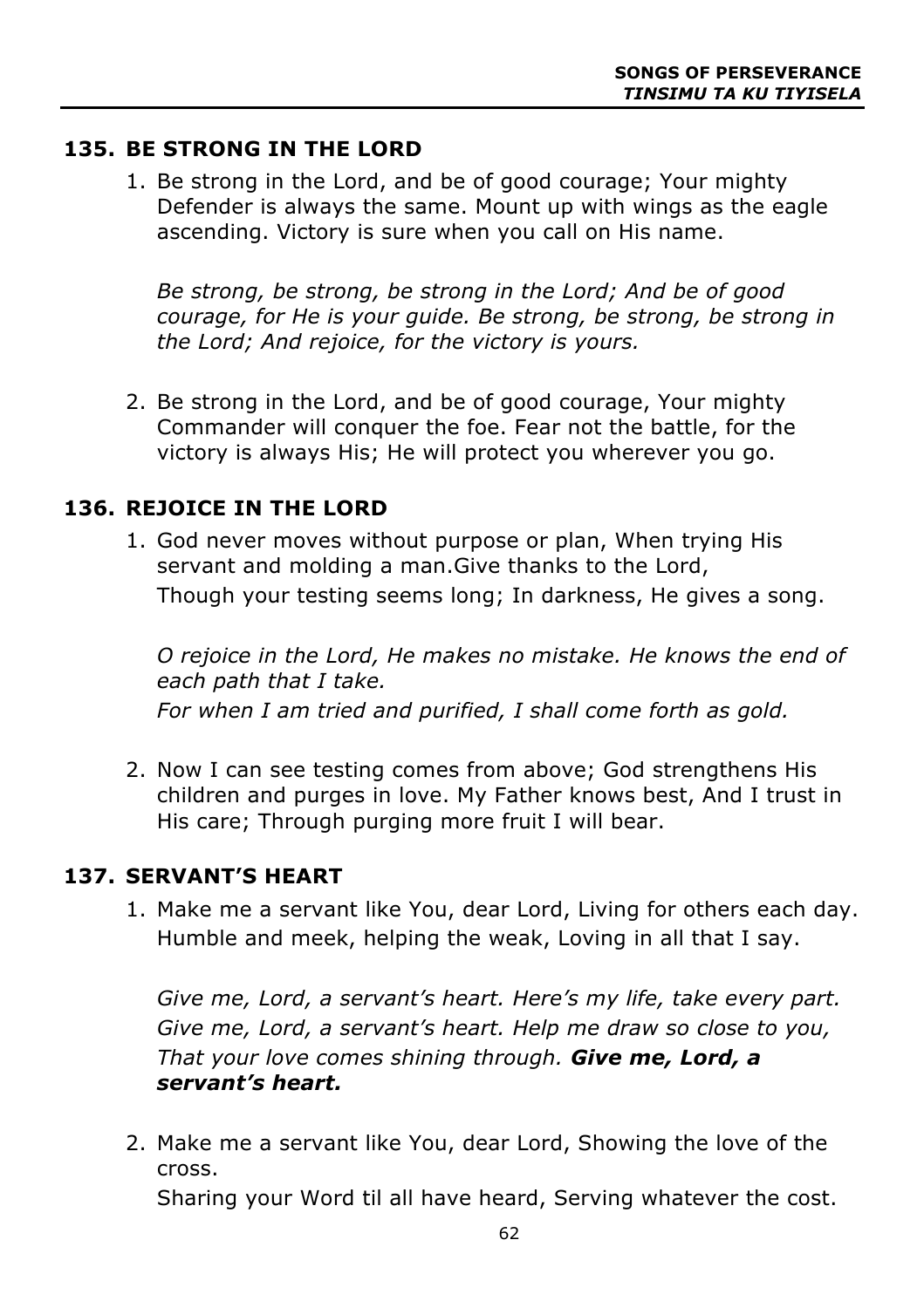## 135. BE STRONG IN THE LORD

1. Be strong in the Lord, and be of good courage; Your mighty Defender is always the same. Mount up with wings as the eagle ascending. Victory is sure when you call on His name.

   *Be strong, be strong, be strong in the Lord; And be of good courage, for He is your guide. Be strong, be strong, be strong in the Lord; And rejoice, for the victory is yours.*

2. Be strong in the Lord, and be of good courage, Your mighty Commander will conquer the foe. Fear not the battle, for the victory is always His; He will protect you wherever you go.

## 136. REJOICE IN THE LORD

1. God never moves without purpose or plan, When trying His servant and molding a man.Give thanks to the Lord,
   Though your testing seems long; In darkness, He gives a song.

   *O rejoice in the Lord, He makes no mistake. He knows the end of each path that I take.*
   *For when I am tried and purified, I shall come forth as gold.*

2. Now I can see testing comes from above; God strengthens His children and purges in love. My Father knows best, And I trust in His care; Through purging more fruit I will bear.

## 137. SERVANT'S HEART

1. Make me a servant like You, dear Lord, Living for others each day. Humble and meek, helping the weak, Loving in all that I say.

   *Give me, Lord, a servant's heart. Here's my life, take every part. Give me, Lord, a servant's heart. Help me draw so close to you, That your love comes shining through.* ***Give me, Lord, a servant's heart.***

2. Make me a servant like You, dear Lord, Showing the love of the cross.
   Sharing your Word til all have heard, Serving whatever the cost.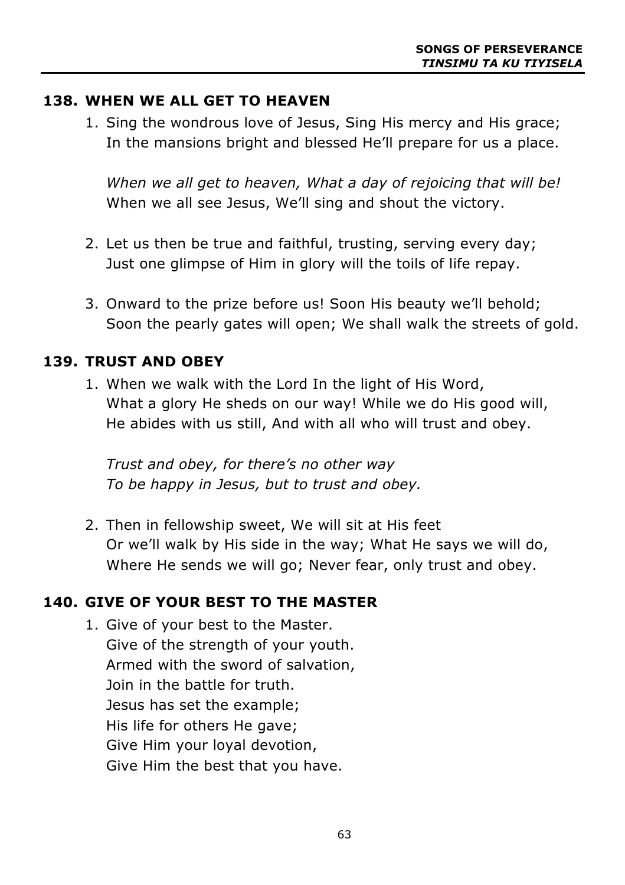## 138. WHEN WE ALL GET TO HEAVEN

1. Sing the wondrous love of Jesus, Sing His mercy and His grace;  
   In the mansions bright and blessed He'll prepare for us a place.

   *When we all get to heaven, What a day of rejoicing that will be!*  
   When we all see Jesus, We'll sing and shout the victory.

2. Let us then be true and faithful, trusting, serving every day;  
   Just one glimpse of Him in glory will the toils of life repay.

3. Onward to the prize before us! Soon His beauty we'll behold;  
   Soon the pearly gates will open; We shall walk the streets of gold.

## 139. TRUST AND OBEY

1. When we walk with the Lord In the light of His Word,  
   What a glory He sheds on our way! While we do His good will,  
   He abides with us still, And with all who will trust and obey.

   *Trust and obey, for there's no other way*  
   *To be happy in Jesus, but to trust and obey.*

2. Then in fellowship sweet, We will sit at His feet  
   Or we'll walk by His side in the way; What He says we will do,  
   Where He sends we will go; Never fear, only trust and obey.

## 140. GIVE OF YOUR BEST TO THE MASTER

1. Give of your best to the Master.  
   Give of the strength of your youth.  
   Armed with the sword of salvation,  
   Join in the battle for truth.  
   Jesus has set the example;  
   His life for others He gave;  
   Give Him your loyal devotion,  
   Give Him the best that you have.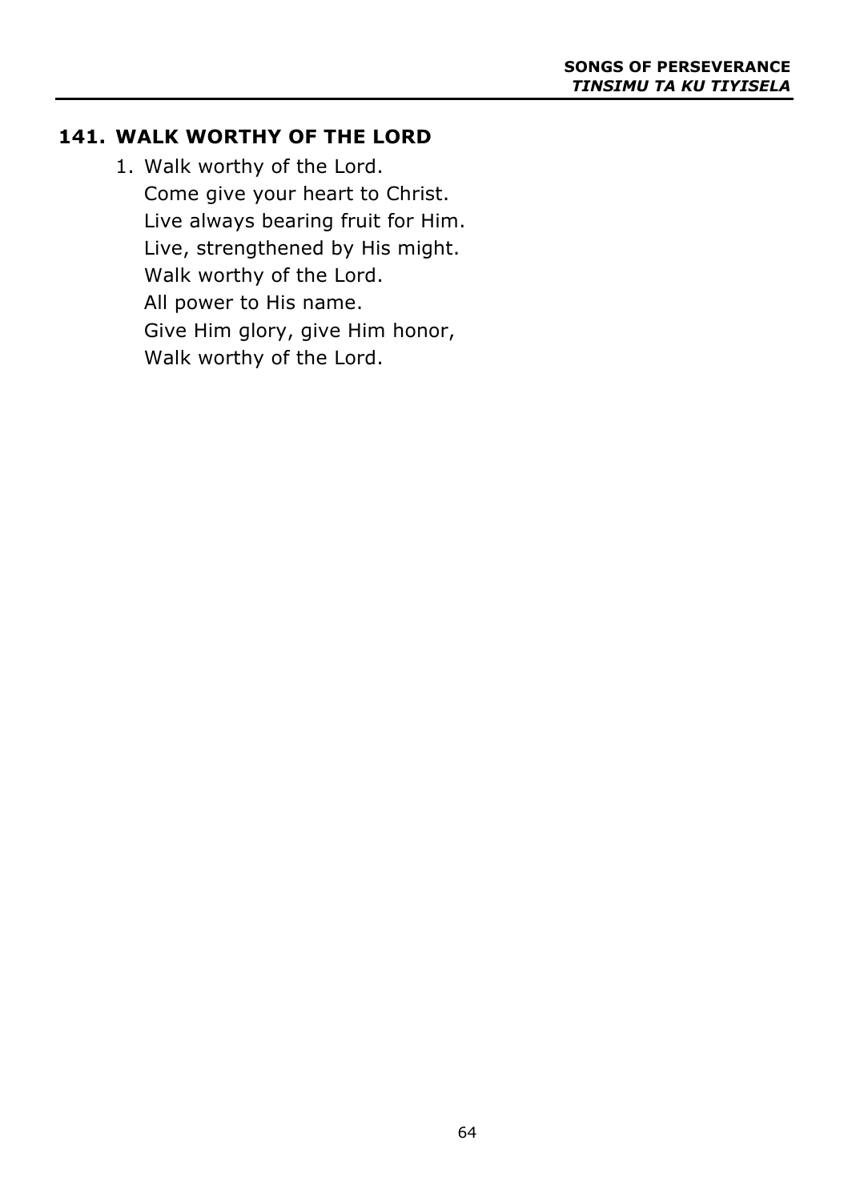## 141. WALK WORTHY OF THE LORD

1. Walk worthy of the Lord.
   Come give your heart to Christ.
   Live always bearing fruit for Him.
   Live, strengthened by His might.
   Walk worthy of the Lord.
   All power to His name.
   Give Him glory, give Him honor,
   Walk worthy of the Lord.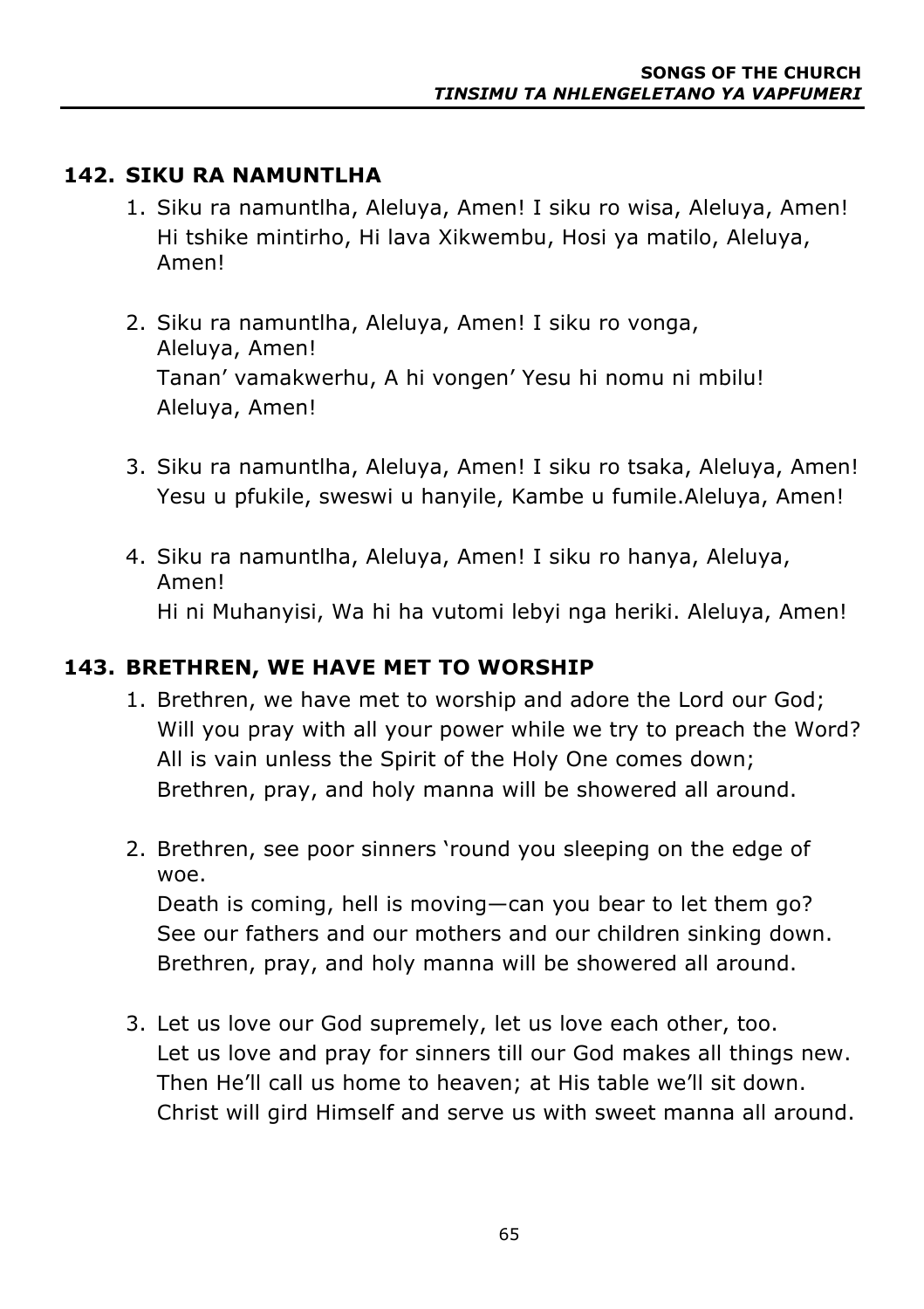## 142. SIKU RA NAMUNTLHA

1. Siku ra namuntlha, Aleluya, Amen! I siku ro wisa, Aleluya, Amen!
   Hi tshike mintirho, Hi lava Xikwembu, Hosi ya matilo, Aleluya, Amen!

2. Siku ra namuntlha, Aleluya, Amen! I siku ro vonga,
   Aleluya, Amen!
   Tanan' vamakwerhu, A hi vongen' Yesu hi nomu ni mbilu!
   Aleluya, Amen!

3. Siku ra namuntlha, Aleluya, Amen! I siku ro tsaka, Aleluya, Amen!
   Yesu u pfukile, sweswi u hanyile, Kambe u fumile.Aleluya, Amen!

4. Siku ra namuntlha, Aleluya, Amen! I siku ro hanya, Aleluya, Amen!
   Hi ni Muhanyisi, Wa hi ha vutomi lebyi nga heriki. Aleluya, Amen!

## 143. BRETHREN, WE HAVE MET TO WORSHIP

1. Brethren, we have met to worship and adore the Lord our God;
   Will you pray with all your power while we try to preach the Word?
   All is vain unless the Spirit of the Holy One comes down;
   Brethren, pray, and holy manna will be showered all around.

2. Brethren, see poor sinners 'round you sleeping on the edge of woe.
   Death is coming, hell is moving—can you bear to let them go?
   See our fathers and our mothers and our children sinking down.
   Brethren, pray, and holy manna will be showered all around.

3. Let us love our God supremely, let us love each other, too.
   Let us love and pray for sinners till our God makes all things new.
   Then He'll call us home to heaven; at His table we'll sit down.
   Christ will gird Himself and serve us with sweet manna all around.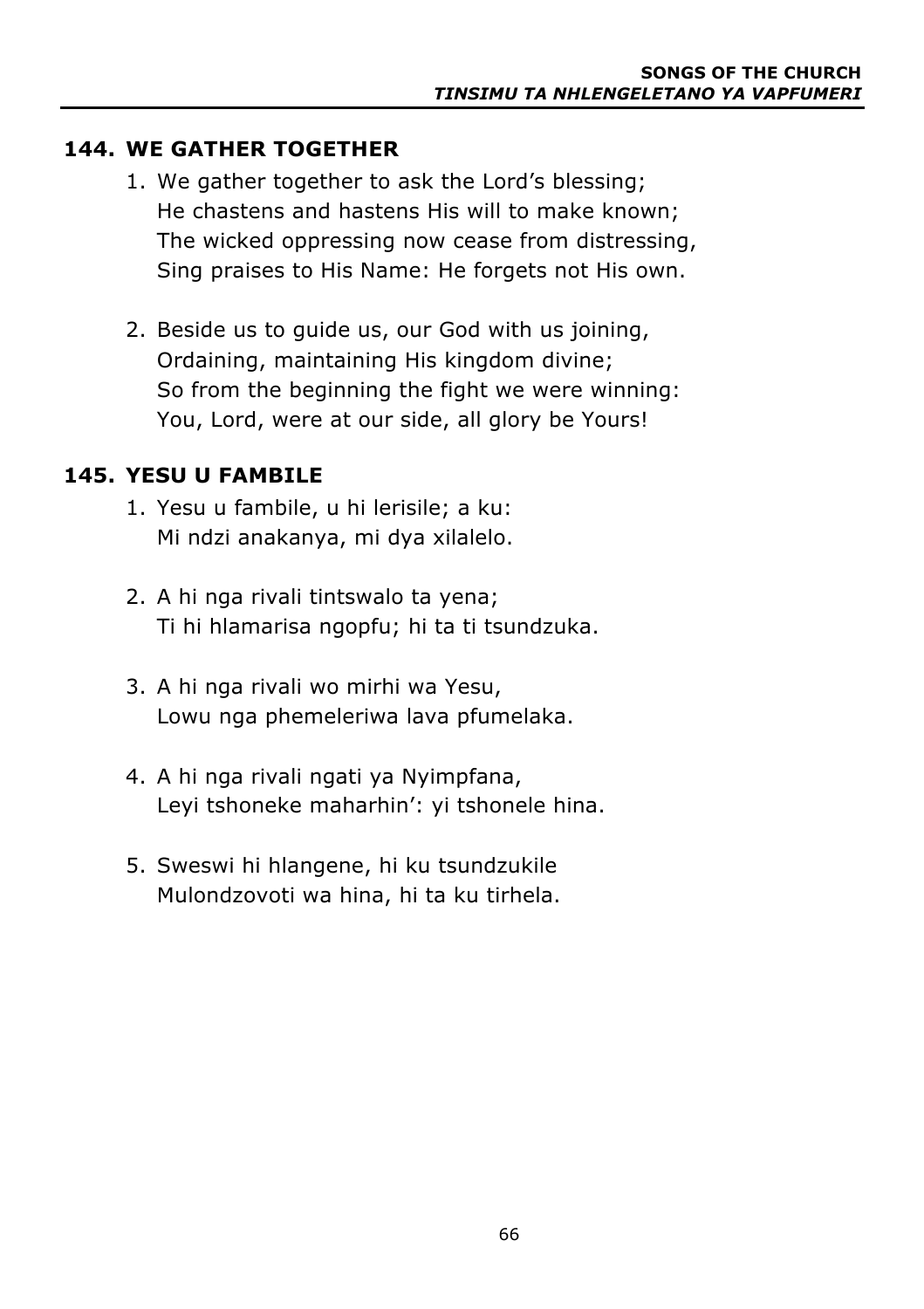## 144. WE GATHER TOGETHER

1. We gather together to ask the Lord's blessing;
   He chastens and hastens His will to make known;
   The wicked oppressing now cease from distressing,
   Sing praises to His Name: He forgets not His own.

2. Beside us to guide us, our God with us joining,
   Ordaining, maintaining His kingdom divine;
   So from the beginning the fight we were winning:
   You, Lord, were at our side, all glory be Yours!

## 145. YESU U FAMBILE

1. Yesu u fambile, u hi lerisile; a ku:
   Mi ndzi anakanya, mi dya xilalelo.

2. A hi nga rivali tintswalo ta yena;
   Ti hi hlamarisa ngopfu; hi ta ti tsundzuka.

3. A hi nga rivali wo mirhi wa Yesu,
   Lowu nga phemeleriwa lava pfumelaka.

4. A hi nga rivali ngati ya Nyimpfana,
   Leyi tshoneke maharhin': yi tshonele hina.

5. Sweswi hi hlangene, hi ku tsundzukile
   Mulondzovoti wa hina, hi ta ku tirhela.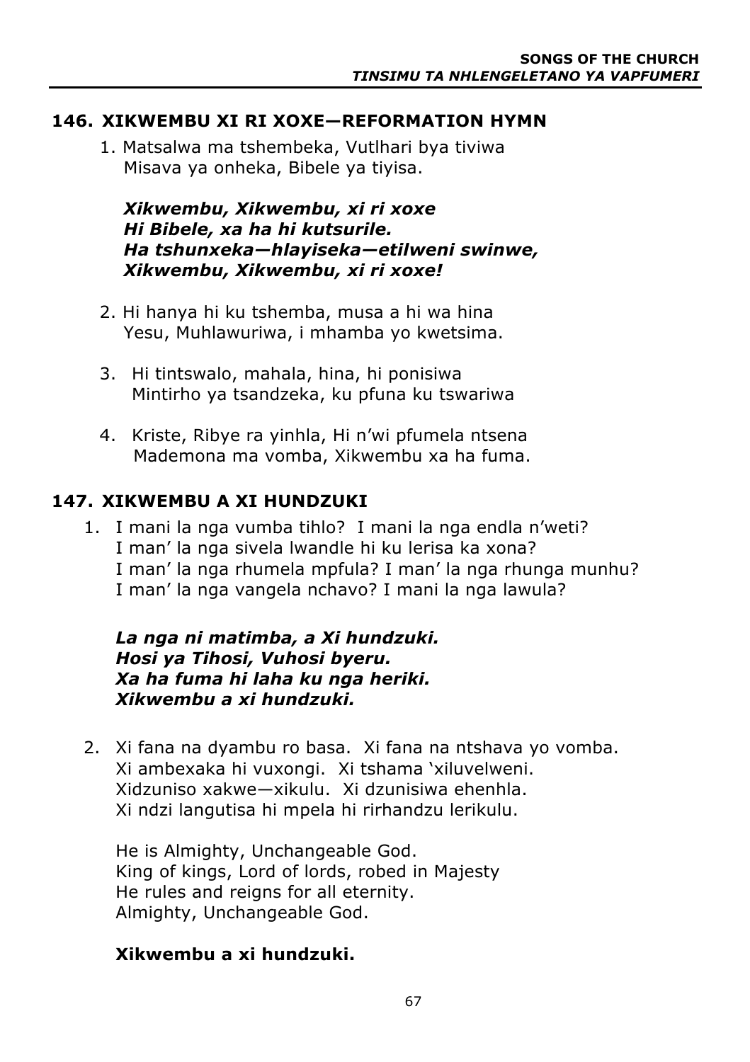## 146. XIKWEMBU XI RI XOXE—REFORMATION HYMN

1. Matsalwa ma tshembeka, Vutlhari bya tiviwa  
   Misava ya onheka, Bibele ya tiyisa.

   ***Xikwembu, Xikwembu, xi ri xoxe***  
   ***Hi Bibele, xa ha hi kutsurile.***  
   ***Ha tshunxeka—hlayiseka—etilweni swinwe,***  
   ***Xikwembu, Xikwembu, xi ri xoxe!***

2. Hi hanya hi ku tshemba, musa a hi wa hina  
   Yesu, Muhlawuriwa, i mhamba yo kwetsima.

3. Hi tintswalo, mahala, hina, hi ponisiwa  
   Mintirho ya tsandzeka, ku pfuna ku tswariwa

4. Kriste, Ribye ra yinhla, Hi n'wi pfumela ntsena  
   Mademona ma vomba, Xikwembu xa ha fuma.

## 147. XIKWEMBU A XI HUNDZUKI

1. I mani la nga vumba tihlo? I mani la nga endla n'weti?  
   I man' la nga sivela lwandle hi ku lerisa ka xona?  
   I man' la nga rhumela mpfula? I man' la nga rhunga munhu?  
   I man' la nga vangela nchavo? I mani la nga lawula?

   ***La nga ni matimba, a Xi hundzuki.***  
   ***Hosi ya Tihosi, Vuhosi byeru.***  
   ***Xa ha fuma hi laha ku nga heriki.***  
   ***Xikwembu a xi hundzuki.***

2. Xi fana na dyambu ro basa. Xi fana na ntshava yo vomba.  
   Xi ambexaka hi vuxongi. Xi tshama 'xiluvelweni.  
   Xidzuniso xakwe—xikulu. Xi dzunisiwa ehenhla.  
   Xi ndzi langutisa hi mpela hi rirhandzu lerikulu.

   He is Almighty, Unchangeable God.  
   King of kings, Lord of lords, robed in Majesty  
   He rules and reigns for all eternity.  
   Almighty, Unchangeable God.

   **Xikwembu a xi hundzuki.**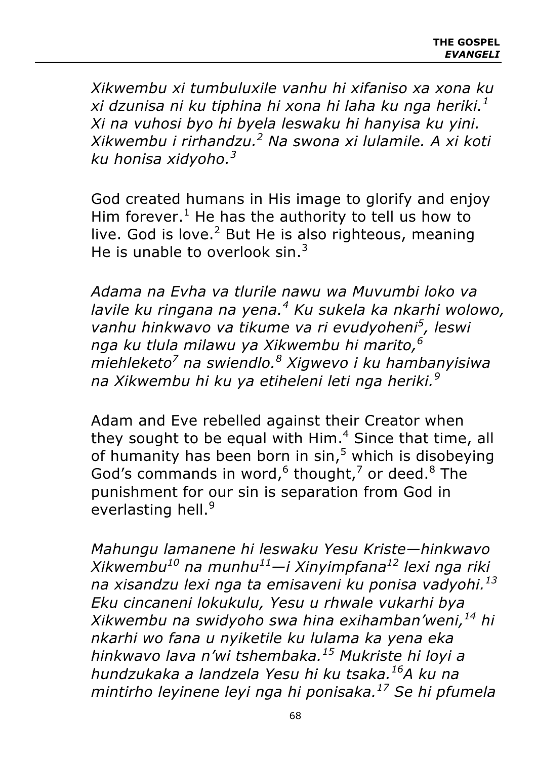*Xikwembu xi tumbuluxile vanhu hi xifaniso xa xona ku xi dzunisa ni ku tiphina hi xona hi laha ku nga heriki.*[1] *Xi na vuhosi byo hi byela leswaku hi hanyisa ku yini. Xikwembu i rirhandzu.*[2] *Na swona xi lulamile. A xi koti ku honisa xidyoho.*[3]

God created humans in His image to glorify and enjoy Him forever.[1] He has the authority to tell us how to live. God is love.[2] But He is also righteous, meaning He is unable to overlook sin.[3]

*Adama na Evha va tlurile nawu wa Muvumbi loko va lavile ku ringana na yena.*[4] *Ku sukela ka nkarhi wolowo, vanhu hinkwavo va tikume va ri evudyoheni*[5]*, leswi nga ku tlula milawu ya Xikwembu hi marito,*[6] *miehleketo*[7] *na swiendlo.*[8] *Xigwevo i ku hambanyisiwa na Xikwembu hi ku ya etiheleni leti nga heriki.*[9]

Adam and Eve rebelled against their Creator when they sought to be equal with Him.[4] Since that time, all of humanity has been born in sin,[5] which is disobeying God's commands in word,[6] thought,[7] or deed.[8] The punishment for our sin is separation from God in everlasting hell.[9]

*Mahungu lamanene hi leswaku Yesu Kriste—hinkwavo Xikwembu*[10] *na munhu*[11]*—i Xinyimpfana*[12] *lexi nga riki na xisandzu lexi nga ta emisaveni ku ponisa vadyohi.*[13] *Eku cincaneni lokukulu, Yesu u rhwale vukarhi bya Xikwembu na swidyoho swa hina exihamban'weni,*[14] *hi nkarhi wo fana u nyiketile ku lulama ka yena eka hinkwavo lava n'wi tshembaka.*[15] *Mukriste hi loyi a hundzukaka a landzela Yesu hi ku tsaka.*[16]*A ku na mintirho leyinene leyi nga hi ponisaka.*[17] *Se hi pfumela*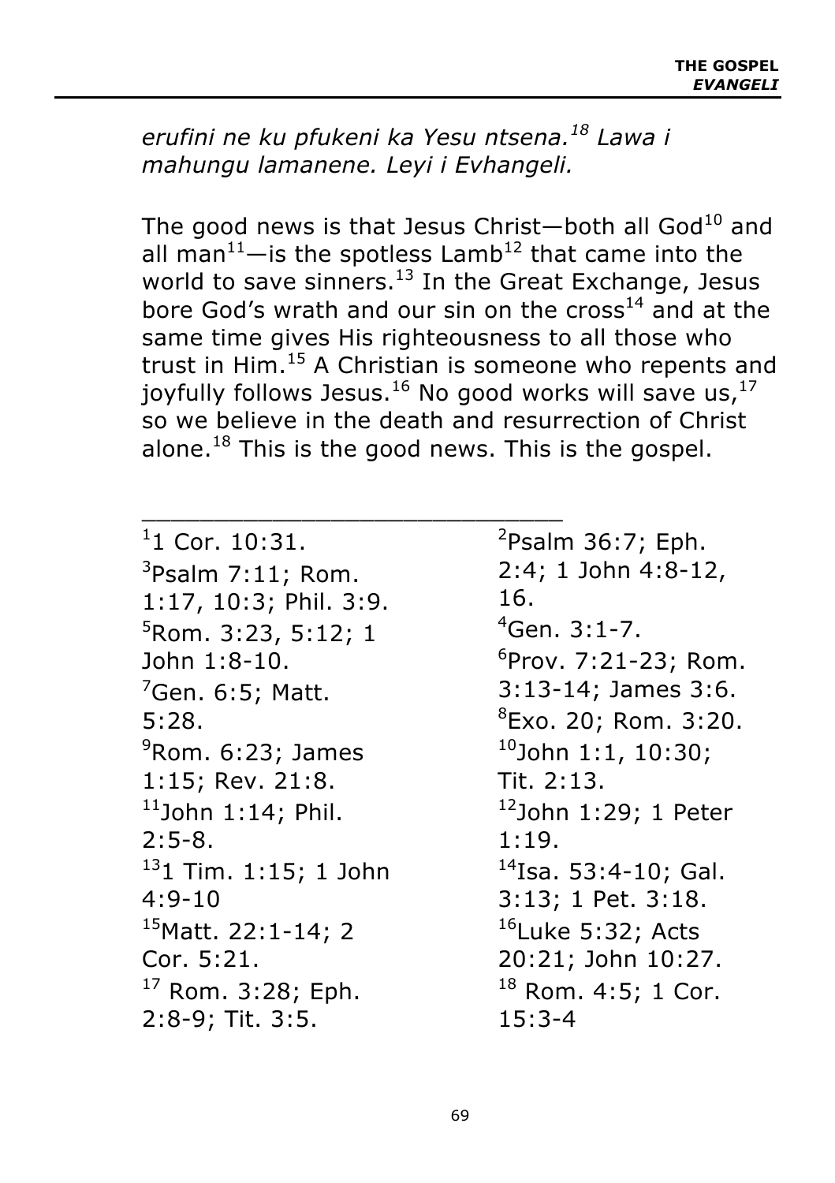*erufini ne ku pfukeni ka Yesu ntsena.[18] Lawa i mahungu lamanene. Leyi i Evhangeli.*

The good news is that Jesus Christ—both all God[10] and all man[11]—is the spotless Lamb[12] that came into the world to save sinners.[13] In the Great Exchange, Jesus bore God's wrath and our sin on the cross[14] and at the same time gives His righteousness to all those who trust in Him.[15] A Christian is someone who repents and joyfully follows Jesus.[16] No good works will save us,[17] so we believe in the death and resurrection of Christ alone.[18] This is the good news. This is the gospel.

______________________________

[1] 1 Cor. 10:31.

[2] Psalm 36:7; Eph. 2:4; 1 John 4:8-12, 16.

[3] Psalm 7:11; Rom. 1:17, 10:3; Phil. 3:9.

[4] Gen. 3:1-7.

[5] Rom. 3:23, 5:12; 1 John 1:8-10.

[6] Prov. 7:21-23; Rom. 3:13-14; James 3:6.

[7] Gen. 6:5; Matt. 5:28.

[8] Exo. 20; Rom. 3:20.

[9] Rom. 6:23; James 1:15; Rev. 21:8.

[10] John 1:1, 10:30; Tit. 2:13.

[11] John 1:14; Phil. 2:5-8.

[12] John 1:29; 1 Peter 1:19.

[13] 1 Tim. 1:15; 1 John 4:9-10

[14] Isa. 53:4-10; Gal. 3:13; 1 Pet. 3:18.

[15] Matt. 22:1-14; 2 Cor. 5:21.

[16] Luke 5:32; Acts 20:21; John 10:27.

[17] Rom. 3:28; Eph. 2:8-9; Tit. 3:5.

[18] Rom. 4:5; 1 Cor. 15:3-4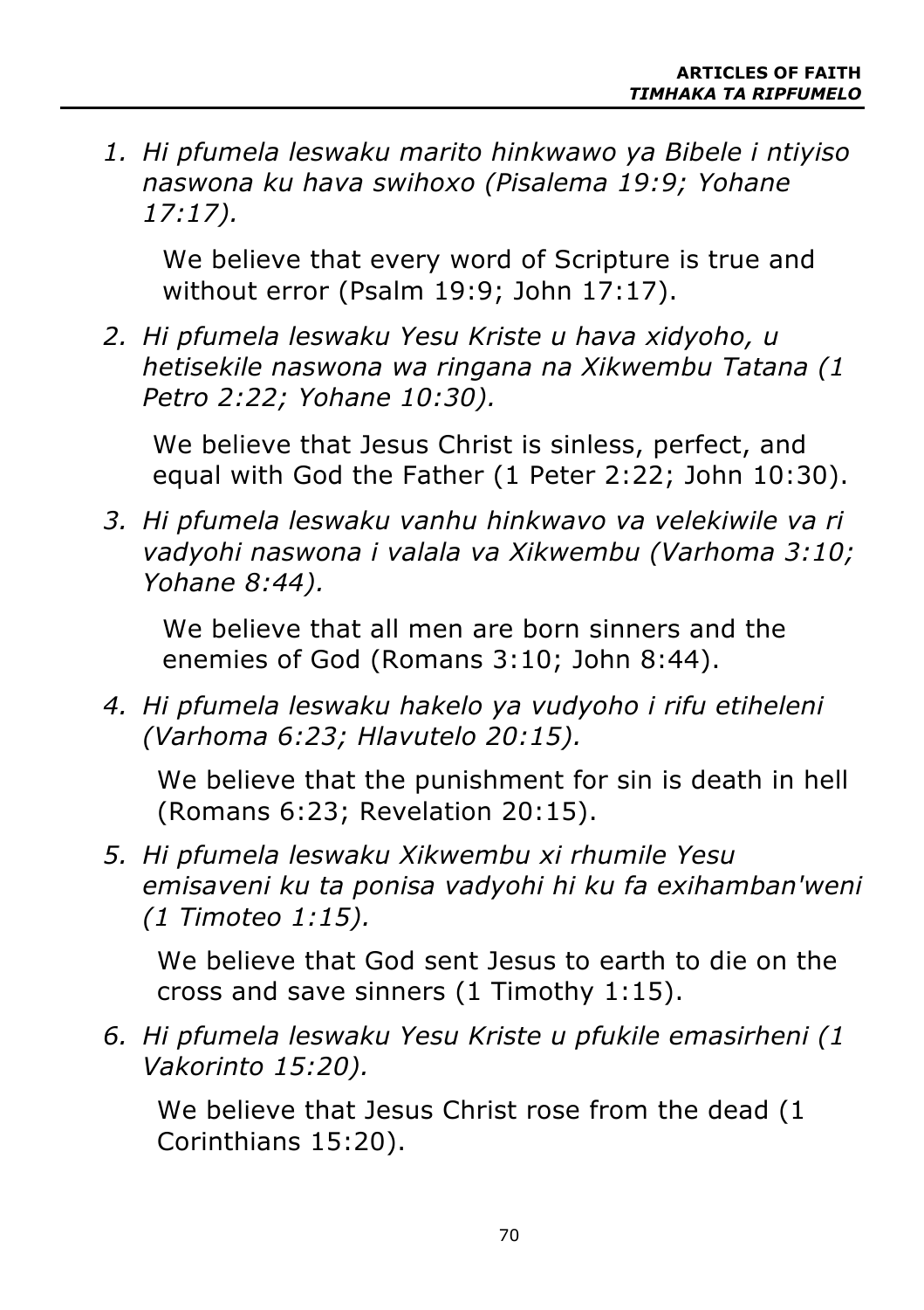1. *Hi pfumela leswaku marito hinkwawo ya Bibele i ntiyiso naswona ku hava swihoxo (Pisalema 19:9; Yohane 17:17).*

   We believe that every word of Scripture is true and without error (Psalm 19:9; John 17:17).

2. *Hi pfumela leswaku Yesu Kriste u hava xidyoho, u hetisekile naswona wa ringana na Xikwembu Tatana (1 Petro 2:22; Yohane 10:30).*

   We believe that Jesus Christ is sinless, perfect, and equal with God the Father (1 Peter 2:22; John 10:30).

3. *Hi pfumela leswaku vanhu hinkwavo va velekiwile va ri vadyohi naswona i valala va Xikwembu (Varhoma 3:10; Yohane 8:44).*

   We believe that all men are born sinners and the enemies of God (Romans 3:10; John 8:44).

4. *Hi pfumela leswaku hakelo ya vudyoho i rifu etiheleni (Varhoma 6:23; Hlavutelo 20:15).*

   We believe that the punishment for sin is death in hell (Romans 6:23; Revelation 20:15).

5. *Hi pfumela leswaku Xikwembu xi rhumile Yesu emisaveni ku ta ponisa vadyohi hi ku fa exihamban'weni (1 Timoteo 1:15).*

   We believe that God sent Jesus to earth to die on the cross and save sinners (1 Timothy 1:15).

6. *Hi pfumela leswaku Yesu Kriste u pfukile emasirheni (1 Vakorinto 15:20).*

   We believe that Jesus Christ rose from the dead (1 Corinthians 15:20).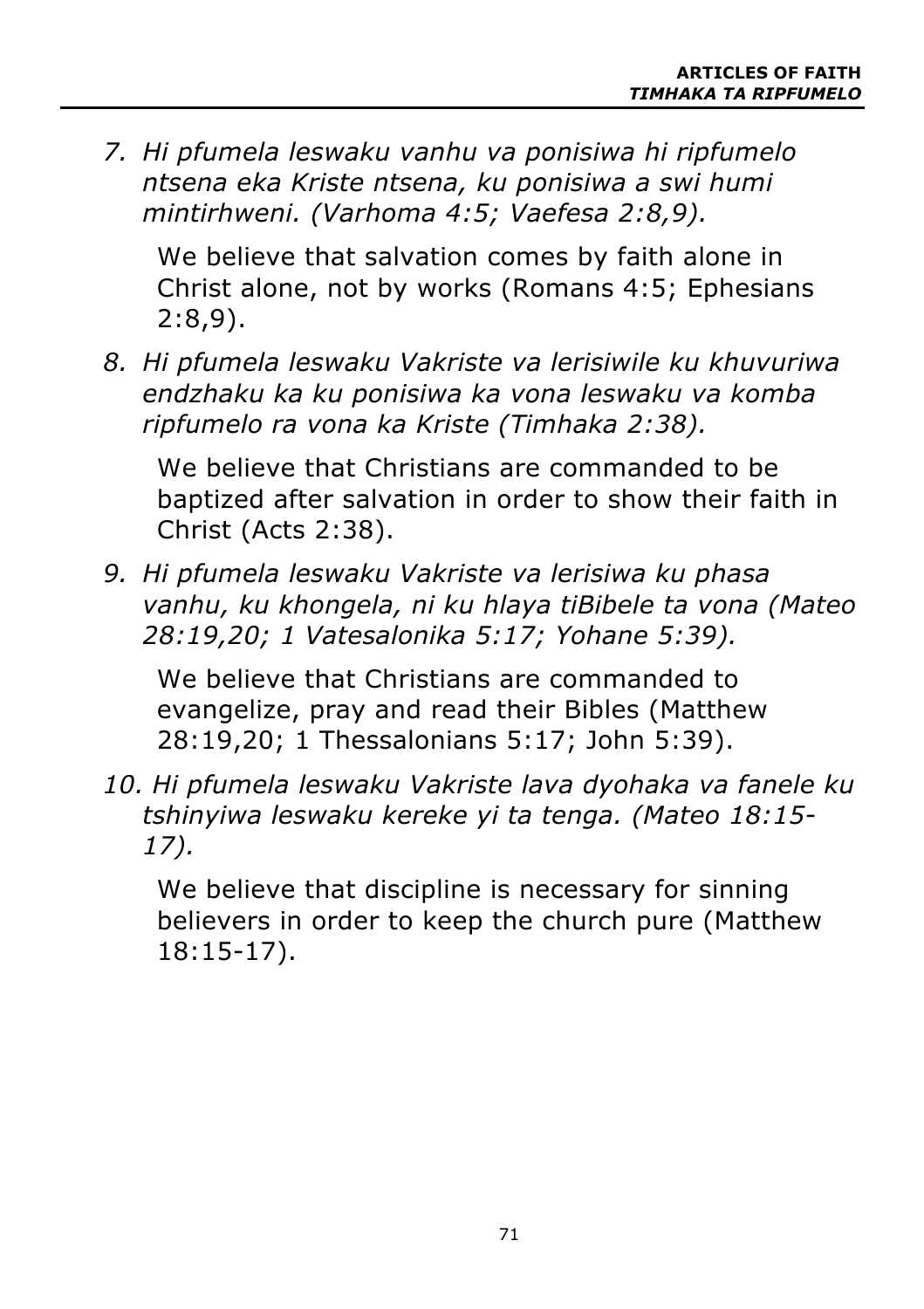7. *Hi pfumela leswaku vanhu va ponisiwa hi ripfumelo ntsena eka Kriste ntsena, ku ponisiwa a swi humi mintirhweni. (Varhoma 4:5; Vaefesa 2:8,9).*

   We believe that salvation comes by faith alone in Christ alone, not by works (Romans 4:5; Ephesians 2:8,9).

8. *Hi pfumela leswaku Vakriste va lerisiwile ku khuvuriwa endzhaku ka ku ponisiwa ka vona leswaku va komba ripfumelo ra vona ka Kriste (Timhaka 2:38).*

   We believe that Christians are commanded to be baptized after salvation in order to show their faith in Christ (Acts 2:38).

9. *Hi pfumela leswaku Vakriste va lerisiwa ku phasa vanhu, ku khongela, ni ku hlaya tiBibele ta vona (Mateo 28:19,20; 1 Vatesalonika 5:17; Yohane 5:39).*

   We believe that Christians are commanded to evangelize, pray and read their Bibles (Matthew 28:19,20; 1 Thessalonians 5:17; John 5:39).

10. *Hi pfumela leswaku Vakriste lava dyohaka va fanele ku tshinyiwa leswaku kereke yi ta tenga. (Mateo 18:15-17).*

    We believe that discipline is necessary for sinning believers in order to keep the church pure (Matthew 18:15-17).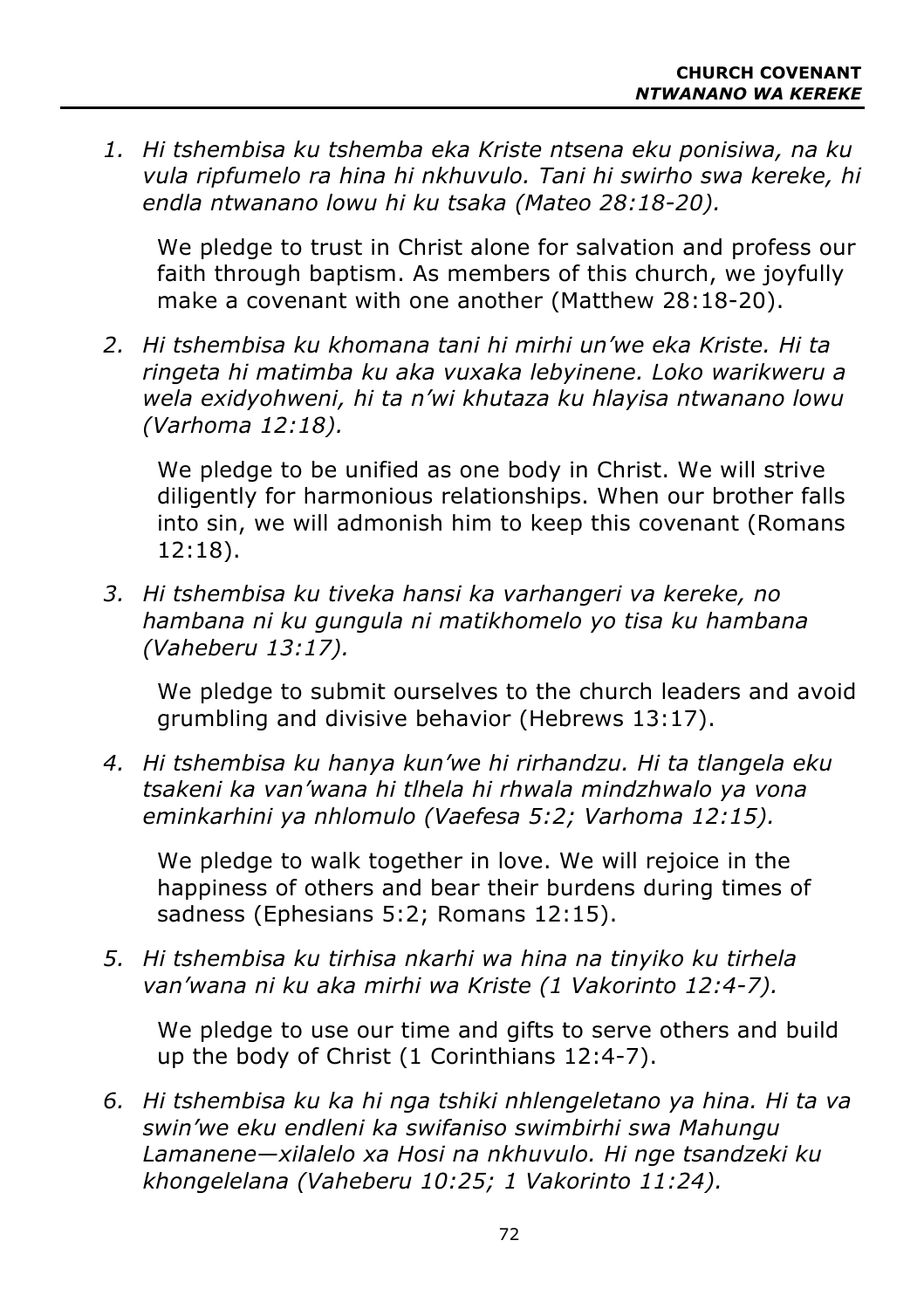1. *Hi tshembisa ku tshemba eka Kriste ntsena eku ponisiwa, na ku vula ripfumelo ra hina hi nkhuvulo. Tani hi swirho swa kereke, hi endla ntwanano lowu hi ku tsaka (Mateo 28:18-20).*

   We pledge to trust in Christ alone for salvation and profess our faith through baptism. As members of this church, we joyfully make a covenant with one another (Matthew 28:18-20).

2. *Hi tshembisa ku khomana tani hi mirhi un'we eka Kriste. Hi ta ringeta hi matimba ku aka vuxaka lebyinene. Loko warikweru a wela exidyohweni, hi ta n'wi khutaza ku hlayisa ntwanano lowu (Varhoma 12:18).*

   We pledge to be unified as one body in Christ. We will strive diligently for harmonious relationships. When our brother falls into sin, we will admonish him to keep this covenant (Romans 12:18).

3. *Hi tshembisa ku tiveka hansi ka varhangeri va kereke, no hambana ni ku gungula ni matikhomelo yo tisa ku hambana (Vaheberu 13:17).*

   We pledge to submit ourselves to the church leaders and avoid grumbling and divisive behavior (Hebrews 13:17).

4. *Hi tshembisa ku hanya kun'we hi rirhandzu. Hi ta tlangela eku tsakeni ka van'wana hi tlhela hi rhwala mindzhwalo ya vona eminkarhini ya nhlomulo (Vaefesa 5:2; Varhoma 12:15).*

   We pledge to walk together in love. We will rejoice in the happiness of others and bear their burdens during times of sadness (Ephesians 5:2; Romans 12:15).

5. *Hi tshembisa ku tirhisa nkarhi wa hina na tinyiko ku tirhela van'wana ni ku aka mirhi wa Kriste (1 Vakorinto 12:4-7).*

   We pledge to use our time and gifts to serve others and build up the body of Christ (1 Corinthians 12:4-7).

6. *Hi tshembisa ku ka hi nga tshiki nhlengeletano ya hina. Hi ta va swin'we eku endleni ka swifaniso swimbirhi swa Mahungu Lamanene—xilalelo xa Hosi na nkhuvulo. Hi nge tsandzeki ku khongelelana (Vaheberu 10:25; 1 Vakorinto 11:24).*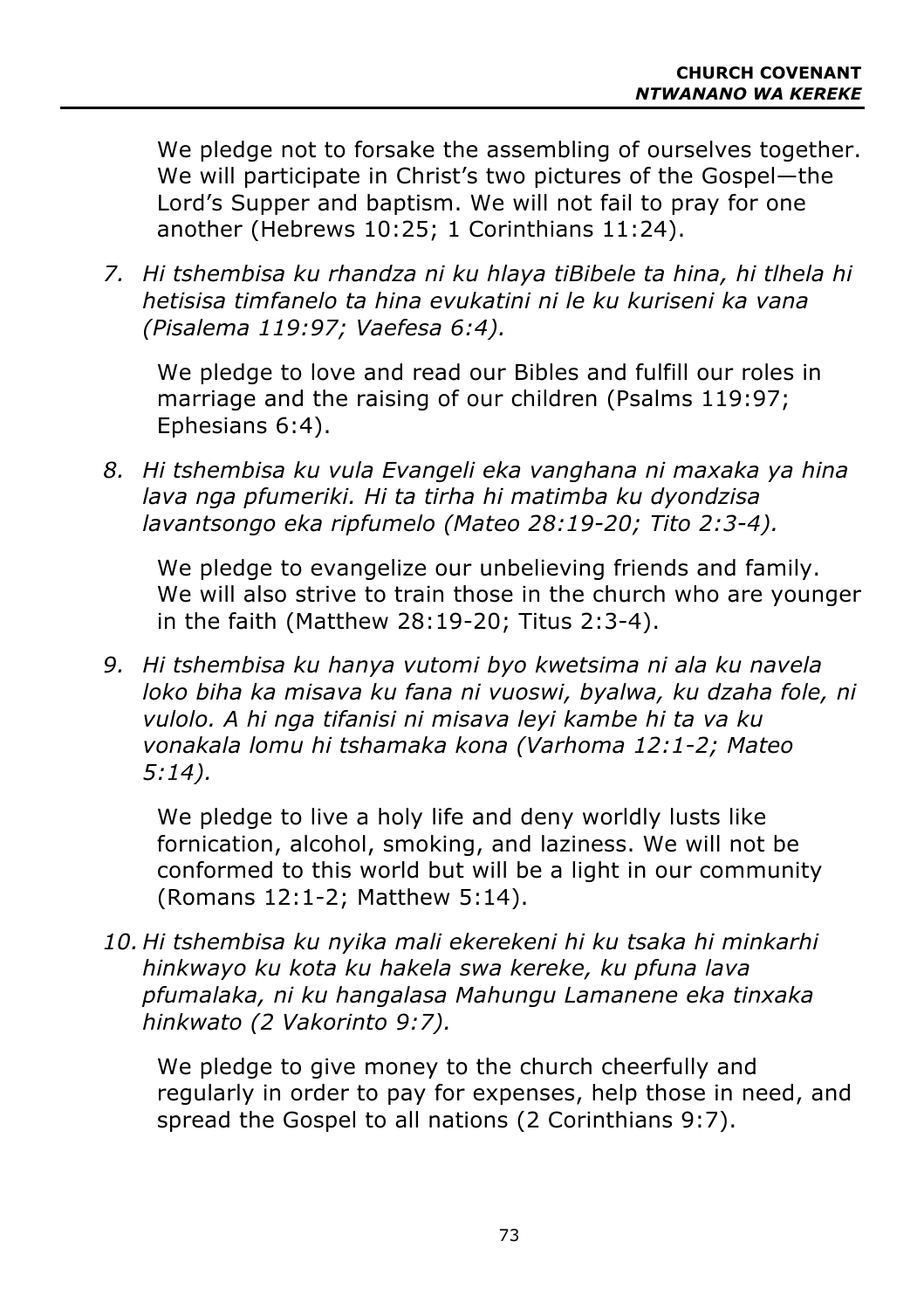We pledge not to forsake the assembling of ourselves together. We will participate in Christ's two pictures of the Gospel—the Lord's Supper and baptism. We will not fail to pray for one another (Hebrews 10:25; 1 Corinthians 11:24).

7. *Hi tshembisa ku rhandza ni ku hlaya tiBibele ta hina, hi tlhela hi hetisisa timfanelo ta hina evukatini ni le ku kuriseni ka vana (Pisalema 119:97; Vaefesa 6:4).*

   We pledge to love and read our Bibles and fulfill our roles in marriage and the raising of our children (Psalms 119:97; Ephesians 6:4).

8. *Hi tshembisa ku vula Evangeli eka vanghana ni maxaka ya hina lava nga pfumeriki. Hi ta tirha hi matimba ku dyondzisa lavantsongo eka ripfumelo (Mateo 28:19-20; Tito 2:3-4).*

   We pledge to evangelize our unbelieving friends and family. We will also strive to train those in the church who are younger in the faith (Matthew 28:19-20; Titus 2:3-4).

9. *Hi tshembisa ku hanya vutomi byo kwetsima ni ala ku navela loko biha ka misava ku fana ni vuoswi, byalwa, ku dzaha fole, ni vulolo. A hi nga tifanisi ni misava leyi kambe hi ta va ku vonakala lomu hi tshamaka kona (Varhoma 12:1-2; Mateo 5:14).*

   We pledge to live a holy life and deny worldly lusts like fornication, alcohol, smoking, and laziness. We will not be conformed to this world but will be a light in our community (Romans 12:1-2; Matthew 5:14).

10. *Hi tshembisa ku nyika mali ekerekeni hi ku tsaka hi minkarhi hinkwayo ku kota ku hakela swa kereke, ku pfuna lava pfumalaka, ni ku hangalasa Mahungu Lamanene eka tinxaka hinkwato (2 Vakorinto 9:7).*

    We pledge to give money to the church cheerfully and regularly in order to pay for expenses, help those in need, and spread the Gospel to all nations (2 Corinthians 9:7).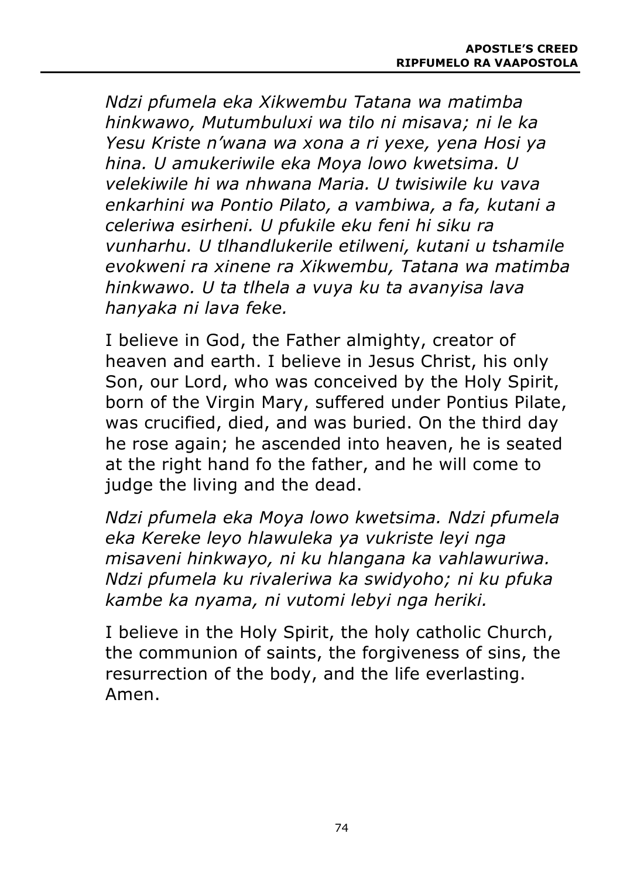*Ndzi pfumela eka Xikwembu Tatana wa matimba hinkwawo, Mutumbuluxi wa tilo ni misava; ni le ka Yesu Kriste n'wana wa xona a ri yexe, yena Hosi ya hina. U amukeriwile eka Moya lowo kwetsima. U velekiwile hi wa nhwana Maria. U twisiwile ku vava enkarhini wa Pontio Pilato, a vambiwa, a fa, kutani a celeriwa esirheni. U pfukile eku feni hi siku ra vunharhu. U tlhandlukerile etilweni, kutani u tshamile evokweni ra xinene ra Xikwembu, Tatana wa matimba hinkwawo. U ta tlhela a vuya ku ta avanyisa lava hanyaka ni lava feke.*

I believe in God, the Father almighty, creator of heaven and earth. I believe in Jesus Christ, his only Son, our Lord, who was conceived by the Holy Spirit, born of the Virgin Mary, suffered under Pontius Pilate, was crucified, died, and was buried. On the third day he rose again; he ascended into heaven, he is seated at the right hand fo the father, and he will come to judge the living and the dead.

*Ndzi pfumela eka Moya lowo kwetsima. Ndzi pfumela eka Kereke leyo hlawuleka ya vukriste leyi nga misaveni hinkwayo, ni ku hlangana ka vahlawuriwa. Ndzi pfumela ku rivaleriwa ka swidyoho; ni ku pfuka kambe ka nyama, ni vutomi lebyi nga heriki.*

I believe in the Holy Spirit, the holy catholic Church, the communion of saints, the forgiveness of sins, the resurrection of the body, and the life everlasting. Amen.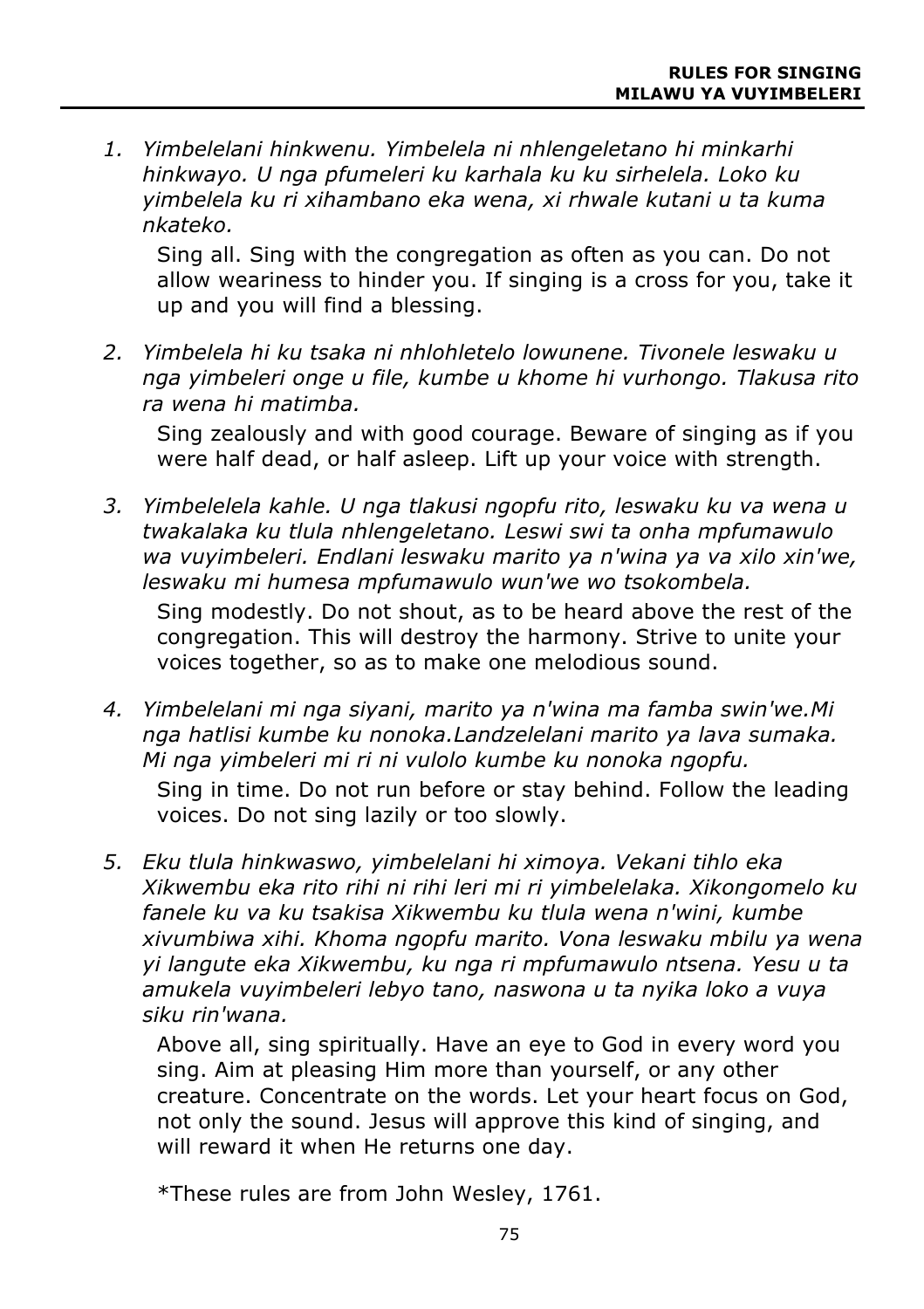## RULES FOR SINGING
## MILAWU YA VUYIMBELERI

1. *Yimbelelani hinkwenu. Yimbelela ni nhlengeletano hi minkarhi hinkwayo. U nga pfumeleri ku karhala ku ku sirhelela. Loko ku yimbelela ku ri xihambano eka wena, xi rhwale kutani u ta kuma nkateko.*

   Sing all. Sing with the congregation as often as you can. Do not allow weariness to hinder you. If singing is a cross for you, take it up and you will find a blessing.

2. *Yimbelela hi ku tsaka ni nhlohletelo lowunene. Tivonele leswaku u nga yimbeleri onge u file, kumbe u khome hi vurhongo. Tlakusa rito ra wena hi matimba.*

   Sing zealously and with good courage. Beware of singing as if you were half dead, or half asleep. Lift up your voice with strength.

3. *Yimbelelela kahle. U nga tlakusi ngopfu rito, leswaku ku va wena u twakalaka ku tlula nhlengeletano. Leswi swi ta onha mpfumawulo wa vuyimbeleri. Endlani leswaku marito ya n'wina ya va xilo xin'we, leswaku mi humesa mpfumawulo wun'we wo tsokombela.*

   Sing modestly. Do not shout, as to be heard above the rest of the congregation. This will destroy the harmony. Strive to unite your voices together, so as to make one melodious sound.

4. *Yimbelelani mi nga siyani, marito ya n'wina ma famba swin'we.Mi nga hatlisi kumbe ku nonoka.Landzelelani marito ya lava sumaka. Mi nga yimbeleri mi ri ni vulolo kumbe ku nonoka ngopfu.*

   Sing in time. Do not run before or stay behind. Follow the leading voices. Do not sing lazily or too slowly.

5. *Eku tlula hinkwaswo, yimbelelani hi ximoya. Vekani tihlo eka Xikwembu eka rito rihi ni rihi leri mi ri yimbelelaka. Xikongomelo ku fanele ku va ku tsakisa Xikwembu ku tlula wena n'wini, kumbe xivumbiwa xihi. Khoma ngopfu marito. Vona leswaku mbilu ya wena yi langute eka Xikwembu, ku nga ri mpfumawulo ntsena. Yesu u ta amukela vuyimbeleri lebyo tano, naswona u ta nyika loko a vuya siku rin'wana.*

   Above all, sing spiritually. Have an eye to God in every word you sing. Aim at pleasing Him more than yourself, or any other creature. Concentrate on the words. Let your heart focus on God, not only the sound. Jesus will approve this kind of singing, and will reward it when He returns one day.

   *These rules are from John Wesley, 1761.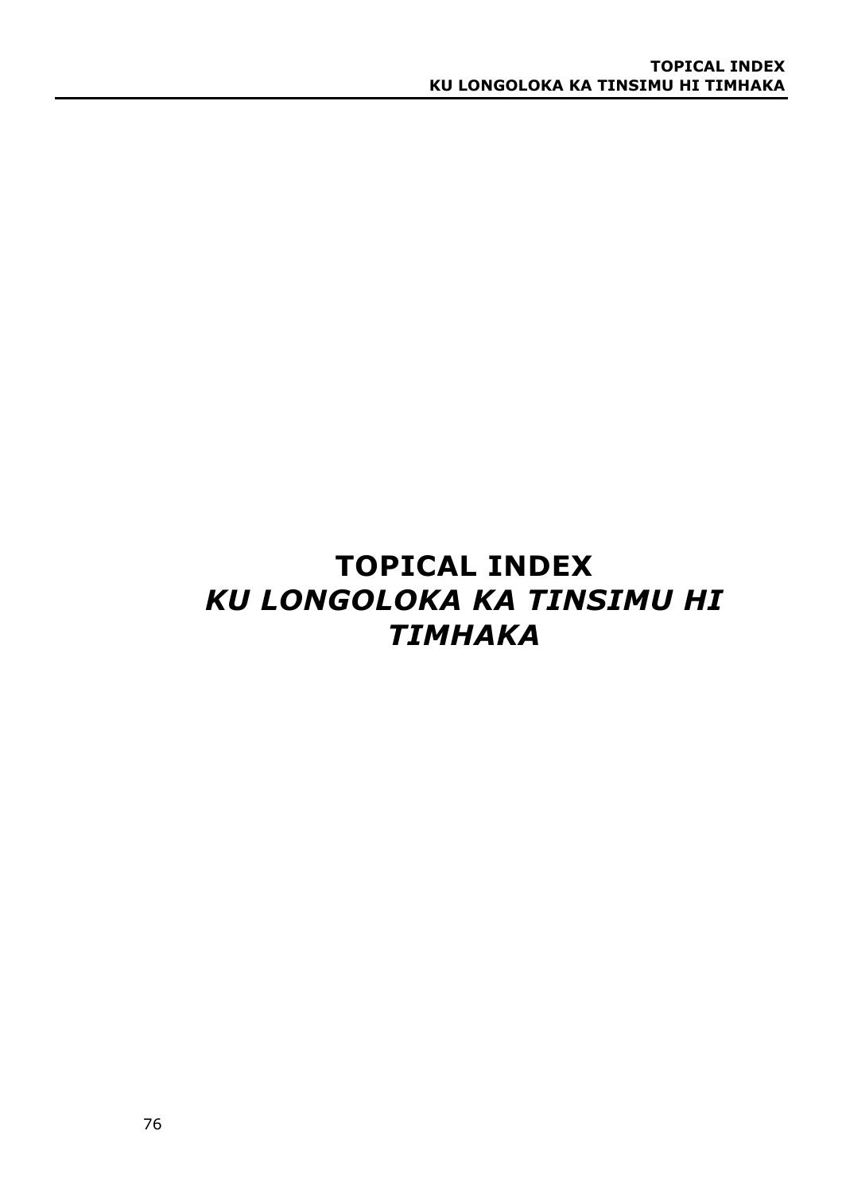# TOPICAL INDEX

# *KU LONGOLOKA KA TINSIMU HI TIMHAKA*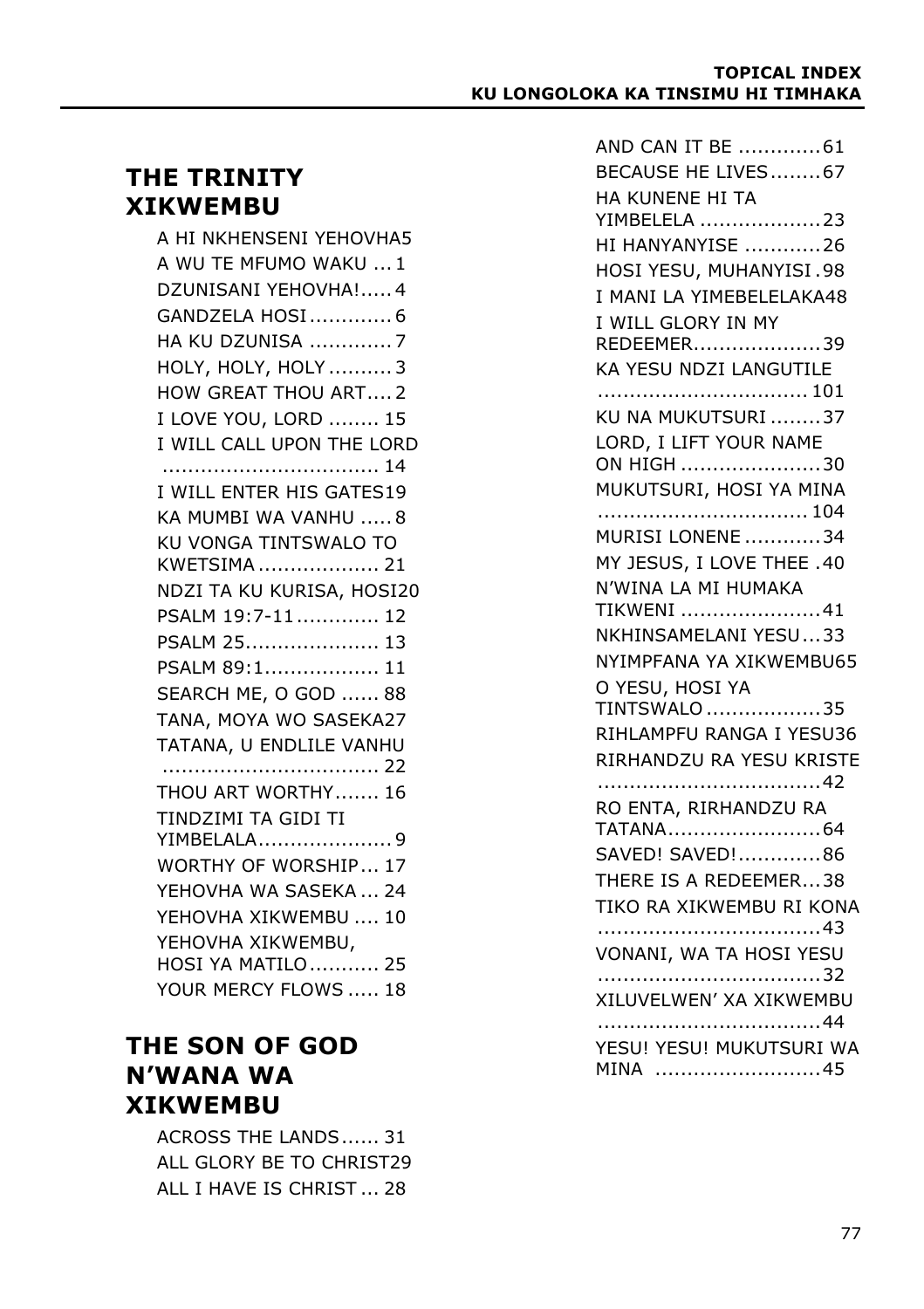## THE TRINITY XIKWEMBU

- A HI NKHENSENI YEHOVHA 5
- A WU TE MFUMO WAKU ... 1
- DZUNISANI YEHOVHA!..... 4
- GANDZELA HOSI ............ 6
- HA KU DZUNISA ............ 7
- HOLY, HOLY, HOLY .......... 3
- HOW GREAT THOU ART.... 2
- I LOVE YOU, LORD ........ 15
- I WILL CALL UPON THE LORD .................................. 14
- I WILL ENTER HIS GATES 19
- KA MUMBI WA VANHU ..... 8
- KU VONGA TINTSWALO TO KWETSIMA ................... 21
- NDZI TA KU KURISA, HOSI 20
- PSALM 19:7-11 ............. 12
- PSALM 25..................... 13
- PSALM 89:1.................. 11
- SEARCH ME, O GOD ...... 88
- TANA, MOYA WO SASEKA 27
- TATANA, U ENDLILE VANHU .................................. 22
- THOU ART WORTHY....... 16
- TINDZIMI TA GIDI TI YIMBELALA..................... 9
- WORTHY OF WORSHIP... 17
- YEHOVHA WA SASEKA ... 24
- YEHOVHA XIKWEMBU .... 10
- YEHOVHA XIKWEMBU, HOSI YA MATILO ........... 25
- YOUR MERCY FLOWS ..... 18

## THE SON OF GOD N'WANA WA XIKWEMBU

- ACROSS THE LANDS...... 31
- ALL GLORY BE TO CHRIST 29
- ALL I HAVE IS CHRIST ... 28
- AND CAN IT BE .............61
- BECAUSE HE LIVES........67
- HA KUNENE HI TA YIMBELELA ...................23
- HI HANYANYISE ............26
- HOSI YESU, MUHANYISI .98
- I MANI LA YIMEBELELAKA 48
- I WILL GLORY IN MY REDEEMER....................39
- KA YESU NDZI LANGUTILE ................................ 101
- KU NA MUKUTSURI ........37
- LORD, I LIFT YOUR NAME ON HIGH ......................30
- MUKUTSURI, HOSI YA MINA ................................ 104
- MURISI LONENE ............34
- MY JESUS, I LOVE THEE .40
- N'WINA LA MI HUMAKA TIKWENI ......................41
- NKHINSAMELANI YESU...33
- NYIMPFANA YA XIKWEMBU 65
- O YESU, HOSI YA TINTSWALO ..................35
- RIHLAMPFU RANGA I YESU 36
- RIRHANDZU RA YESU KRISTE ..................................42
- RO ENTA, RIRHANDZU RA TATANA........................64
- SAVED! SAVED!.............86
- THERE IS A REDEEMER...38
- TIKO RA XIKWEMBU RI KONA ..................................43
- VONANI, WA TA HOSI YESU ..................................32
- XILUVELWEN' XA XIKWEMBU ..................................44
- YESU! YESU! MUKUTSURI WA MINA ..........................45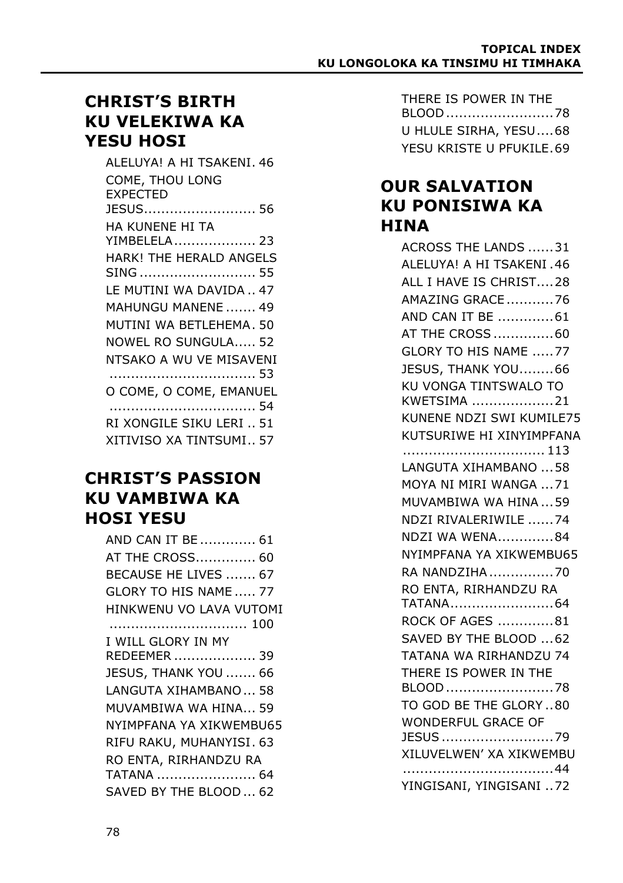## CHRIST'S BIRTH KU VELEKIWA KA YESU HOSI

- ALELUYA! A HI TSAKENI. 46
- COME, THOU LONG EXPECTED JESUS.......................... 56
- HA KUNENE HI TA YIMBELELA................... 23
- HARK! THE HERALD ANGELS SING ........................... 55
- LE MUTINI WA DAVIDA .. 47
- MAHUNGU MANENE ....... 49
- MUTINI WA BETLEHEMA. 50
- NOWEL RO SUNGULA..... 52
- NTSAKO A WU VE MISAVENI ................................. 53
- O COME, O COME, EMANUEL ................................. 54
- RI XONGILE SIKU LERI .. 51
- XITIVISO XA TINTSUMI.. 57

## CHRIST'S PASSION KU VAMBIWA KA HOSI YESU

- AND CAN IT BE ............. 61
- AT THE CROSS.............. 60
- BECAUSE HE LIVES ....... 67
- GLORY TO HIS NAME ..... 77
- HINKWENU VO LAVA VUTOMI ................................ 100
- I WILL GLORY IN MY REDEEMER ................... 39
- JESUS, THANK YOU ....... 66
- LANGUTA XIHAMBANO ... 58
- MUVAMBIWA WA HINA... 59
- NYIMPFANA YA XIKWEMBU65
- RIFU RAKU, MUHANYISI. 63
- RO ENTA, RIRHANDZU RA TATANA ....................... 64
- SAVED BY THE BLOOD ... 62
- THERE IS POWER IN THE BLOOD .........................78
- U HLULE SIRHA, YESU....68
- YESU KRISTE U PFUKILE.69

## OUR SALVATION KU PONISIWA KA HINA

- ACROSS THE LANDS ......31
- ALELUYA! A HI TSAKENI .46
- ALL I HAVE IS CHRIST....28
- AMAZING GRACE ...........76
- AND CAN IT BE .............61
- AT THE CROSS ..............60
- GLORY TO HIS NAME .....77
- JESUS, THANK YOU........66
- KU VONGA TINTSWALO TO KWETSIMA ...................21
- KUNENE NDZI SWI KUMILE75
- KUTSURIWE HI XINYIMPFANA ................................. 113
- LANGUTA XIHAMBANO ...58
- MOYA NI MIRI WANGA ...71
- MUVAMBIWA WA HINA ...59
- NDZI RIVALERIWILE ......74
- NDZI WA WENA.............84
- NYIMPFANA YA XIKWEMBU65
- RA NANDZIHA ...............70
- RO ENTA, RIRHANDZU RA TATANA........................64
- ROCK OF AGES .............81
- SAVED BY THE BLOOD ...62
- TATANA WA RIRHANDZU 74
- THERE IS POWER IN THE BLOOD .........................78
- TO GOD BE THE GLORY ..80
- WONDERFUL GRACE OF JESUS ..........................79
- XILUVELWEN' XA XIKWEMBU ..................................44
- YINGISANI, YINGISANI ..72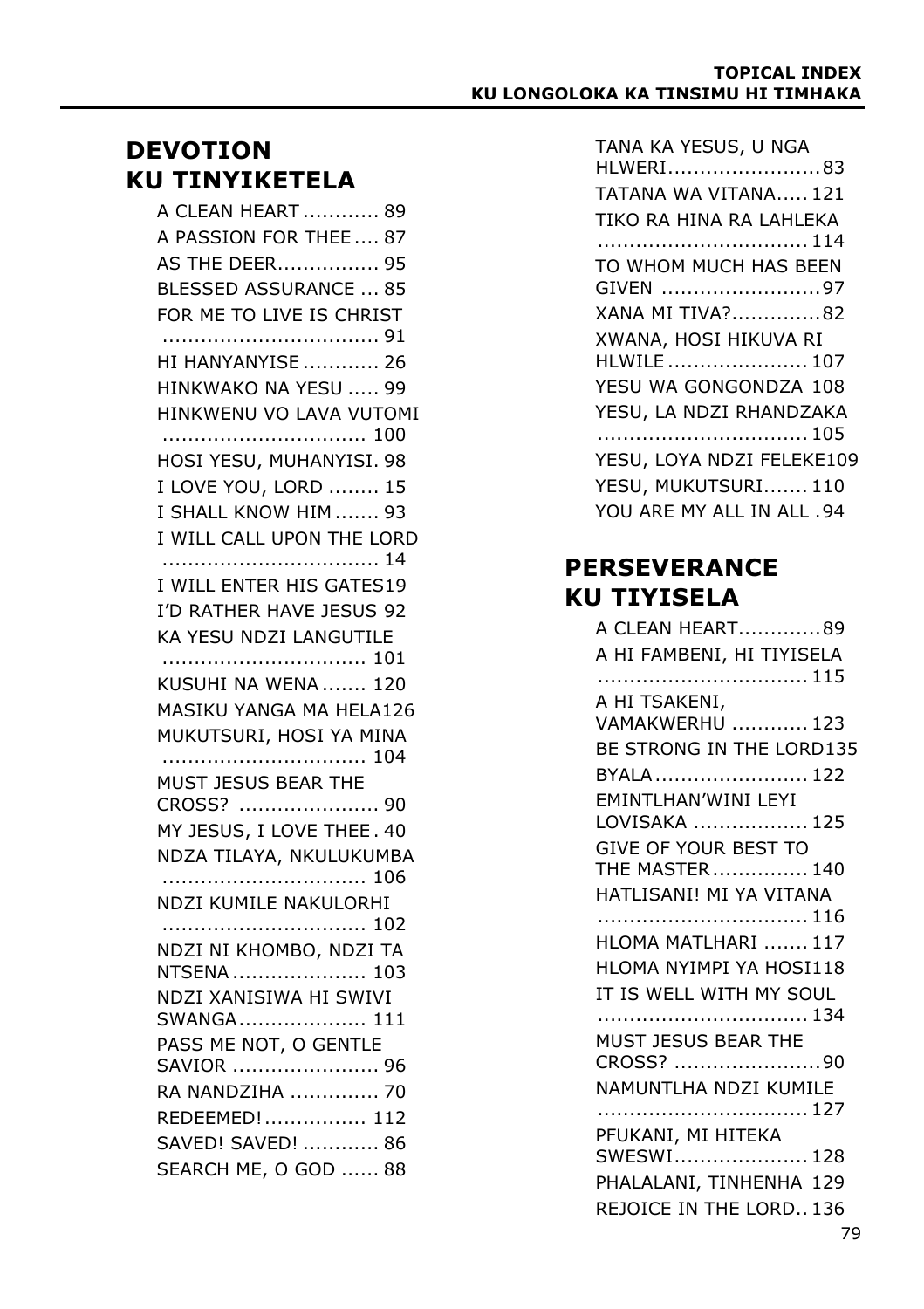## DEVOTION
## KU TINYIKETELA

- A CLEAN HEART ............ 89
- A PASSION FOR THEE .... 87
- AS THE DEER................ 95
- BLESSED ASSURANCE ... 85
- FOR ME TO LIVE IS CHRIST .................................. 91
- HI HANYANYISE ............ 26
- HINKWAKO NA YESU ..... 99
- HINKWENU VO LAVA VUTOMI ................................ 100
- HOSI YESU, MUHANYISI. 98
- I LOVE YOU, LORD ........ 15
- I SHALL KNOW HIM ....... 93
- I WILL CALL UPON THE LORD .................................. 14
- I WILL ENTER HIS GATES19
- I'D RATHER HAVE JESUS 92
- KA YESU NDZI LANGUTILE ................................ 101
- KUSUHI NA WENA ....... 120
- MASIKU YANGA MA HELA126
- MUKUTSURI, HOSI YA MINA ................................ 104
- MUST JESUS BEAR THE CROSS? ...................... 90
- MY JESUS, I LOVE THEE . 40
- NDZA TILAYA, NKULUKUMBA ................................ 106
- NDZI KUMILE NAKULORHI ................................ 102
- NDZI NI KHOMBO, NDZI TA NTSENA ..................... 103
- NDZI XANISIWA HI SWIVI SWANGA.................... 111
- PASS ME NOT, O GENTLE SAVIOR ....................... 96
- RA NANDZIHA .............. 70
- REDEEMED!................ 112
- SAVED! SAVED! ............ 86
- SEARCH ME, O GOD ...... 88
- TANA KA YESUS, U NGA HLWERI........................83
- TATANA WA VITANA..... 121
- TIKO RA HINA RA LAHLEKA ................................. 114
- TO WHOM MUCH HAS BEEN GIVEN .........................97
- XANA MI TIVA?..............82
- XWANA, HOSI HIKUVA RI HLWILE ...................... 107
- YESU WA GONGONDZA 108
- YESU, LA NDZI RHANDZAKA ................................. 105
- YESU, LOYA NDZI FELEKE109
- YESU, MUKUTSURI....... 110
- YOU ARE MY ALL IN ALL .94

## PERSEVERANCE
## KU TIYISELA

- A CLEAN HEART.............89
- A HI FAMBENI, HI TIYISELA ................................. 115
- A HI TSAKENI, VAMAKWERHU ............ 123
- BE STRONG IN THE LORD135
- BYALA ........................ 122
- EMINTLHAN'WINI LEYI LOVISAKA .................. 125
- GIVE OF YOUR BEST TO THE MASTER ............... 140
- HATLISANI! MI YA VITANA ................................. 116
- HLOMA MATLHARI ....... 117
- HLOMA NYIMPI YA HOSI118
- IT IS WELL WITH MY SOUL ................................. 134
- MUST JESUS BEAR THE CROSS? .......................90
- NAMUNTLHA NDZI KUMILE ................................. 127
- PFUKANI, MI HITEKA SWESWI..................... 128
- PHALALANI, TINHENHA 129
- REJOICE IN THE LORD.. 136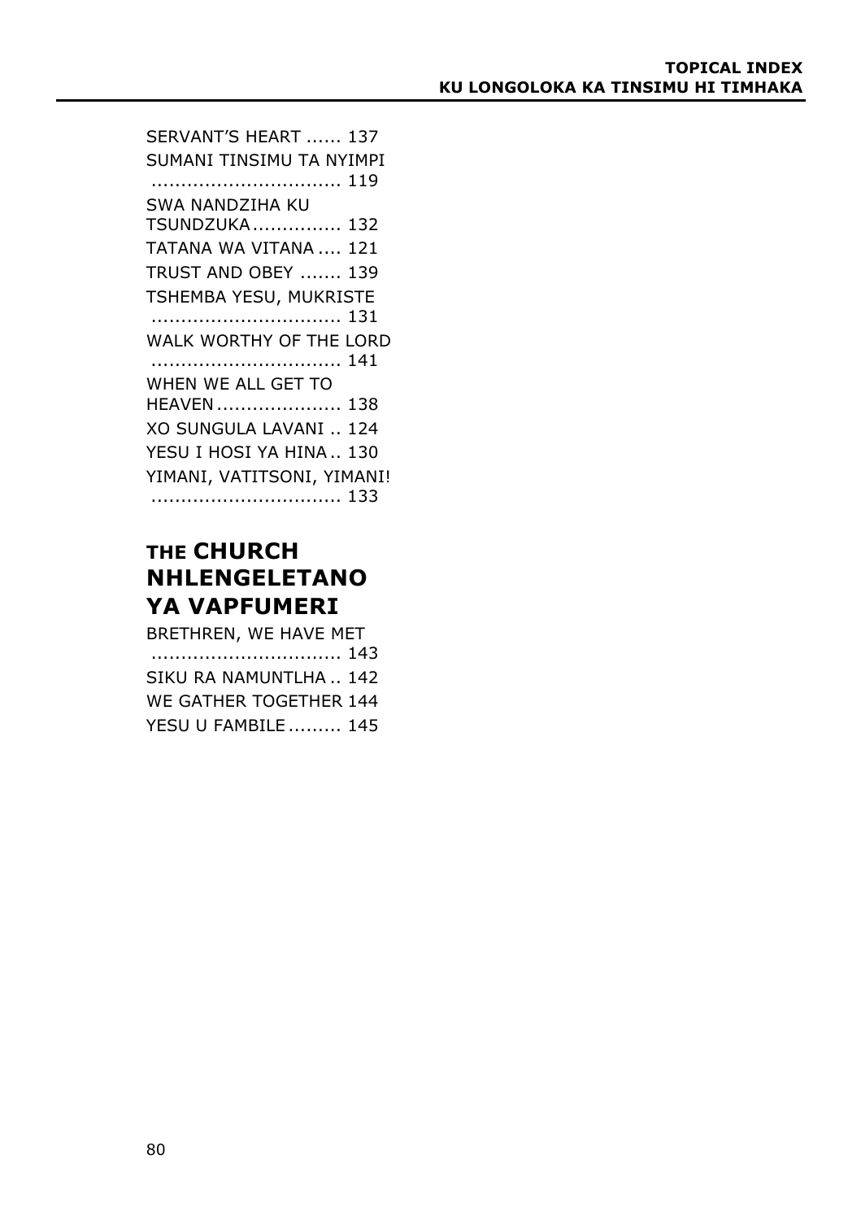SERVANT'S HEART ...... 137
SUMANI TINSIMU TA NYIMPI ................................ 119
SWA NANDZIHA KU TSUNDZUKA............... 132
TATANA WA VITANA .... 121
TRUST AND OBEY ....... 139
TSHEMBA YESU, MUKRISTE ................................ 131
WALK WORTHY OF THE LORD ................................ 141
WHEN WE ALL GET TO HEAVEN..................... 138
XO SUNGULA LAVANI .. 124
YESU I HOSI YA HINA.. 130
YIMANI, VATITSONI, YIMANI! ................................ 133

## THE CHURCH NHLENGELETANO YA VAPFUMERI

BRETHREN, WE HAVE MET ................................ 143
SIKU RA NAMUNTLHA .. 142
WE GATHER TOGETHER 144
YESU U FAMBILE......... 145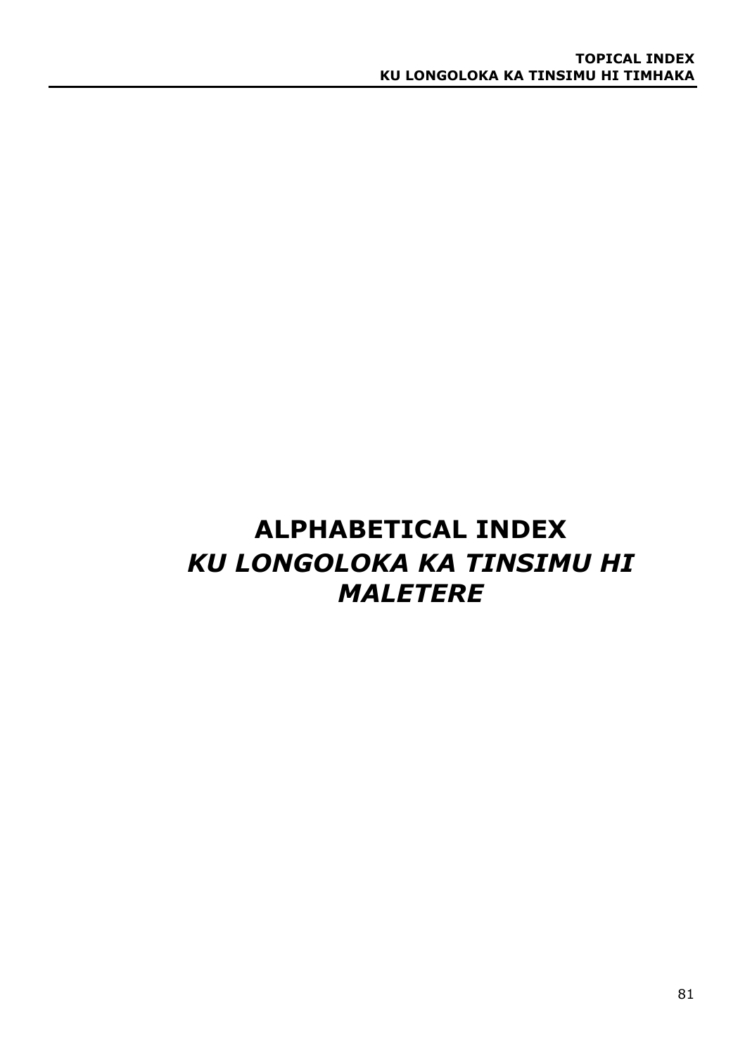# ALPHABETICAL INDEX

# *KU LONGOLOKA KA TINSIMU HI MALETERE*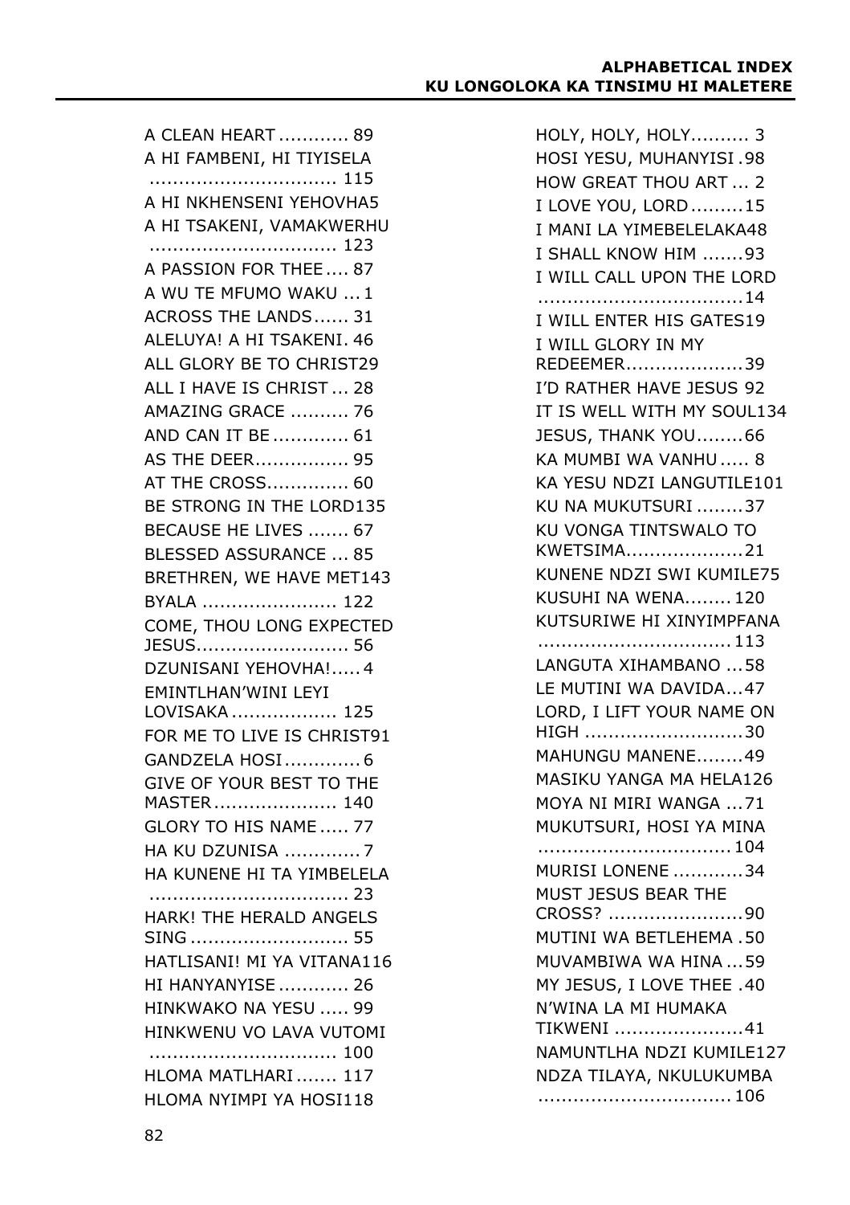# ALPHABETICAL INDEX
## KU LONGOLOKA KA TINSIMU HI MALETERE

A CLEAN HEART ............ 89
A HI FAMBENI, HI TIYISELA ................................ 115
A HI NKHENSENI YEHOVHA5
A HI TSAKENI, VAMAKWERHU ................................ 123
A PASSION FOR THEE .... 87
A WU TE MFUMO WAKU ... 1
ACROSS THE LANDS...... 31
ALELUYA! A HI TSAKENI. 46
ALL GLORY BE TO CHRIST29
ALL I HAVE IS CHRIST ... 28
AMAZING GRACE .......... 76
AND CAN IT BE ............. 61
AS THE DEER................ 95
AT THE CROSS.............. 60
BE STRONG IN THE LORD135
BECAUSE HE LIVES ....... 67
BLESSED ASSURANCE ... 85
BRETHREN, WE HAVE MET143
BYALA ....................... 122
COME, THOU LONG EXPECTED JESUS.......................... 56
DZUNISANI YEHOVHA!..... 4
EMINTLHAN'WINI LEYI LOVISAKA .................. 125
FOR ME TO LIVE IS CHRIST91
GANDZELA HOSI ............. 6
GIVE OF YOUR BEST TO THE MASTER ..................... 140
GLORY TO HIS NAME ..... 77
HA KU DZUNISA ............. 7
HA KUNENE HI TA YIMBELELA .................................. 23
HARK! THE HERALD ANGELS SING ........................... 55
HATLISANI! MI YA VITANA116
HI HANYANYISE ............ 26
HINKWAKO NA YESU ..... 99
HINKWENU VO LAVA VUTOMI ................................ 100
HLOMA MATLHARI ....... 117
HLOMA NYIMPI YA HOSI118
HOLY, HOLY, HOLY.......... 3
HOSI YESU, MUHANYISI .98
HOW GREAT THOU ART ... 2
I LOVE YOU, LORD .........15
I MANI LA YIMEBELELAKA48
I SHALL KNOW HIM .......93
I WILL CALL UPON THE LORD ..................................14
I WILL ENTER HIS GATES19
I WILL GLORY IN MY REDEEMER....................39
I'D RATHER HAVE JESUS 92
IT IS WELL WITH MY SOUL134
JESUS, THANK YOU........66
KA MUMBI WA VANHU ..... 8
KA YESU NDZI LANGUTILE101
KU NA MUKUTSURI ........37
KU VONGA TINTSWALO TO KWETSIMA....................21
KUNENE NDZI SWI KUMILE75
KUSUHI NA WENA........120
KUTSURIWE HI XINYIMPFANA ................................113
LANGUTA XIHAMBANO ...58
LE MUTINI WA DAVIDA...47
LORD, I LIFT YOUR NAME ON HIGH ...........................30
MAHUNGU MANENE........49
MASIKU YANGA MA HELA126
MOYA NI MIRI WANGA ...71
MUKUTSURI, HOSI YA MINA ................................104
MURISI LONENE ............34
MUST JESUS BEAR THE CROSS? .......................90
MUTINI WA BETLEHEMA .50
MUVAMBIWA WA HINA ...59
MY JESUS, I LOVE THEE .40
N'WINA LA MI HUMAKA TIKWENI ......................41
NAMUNTLHA NDZI KUMILE127
NDZA TILAYA, NKULUKUMBA ................................106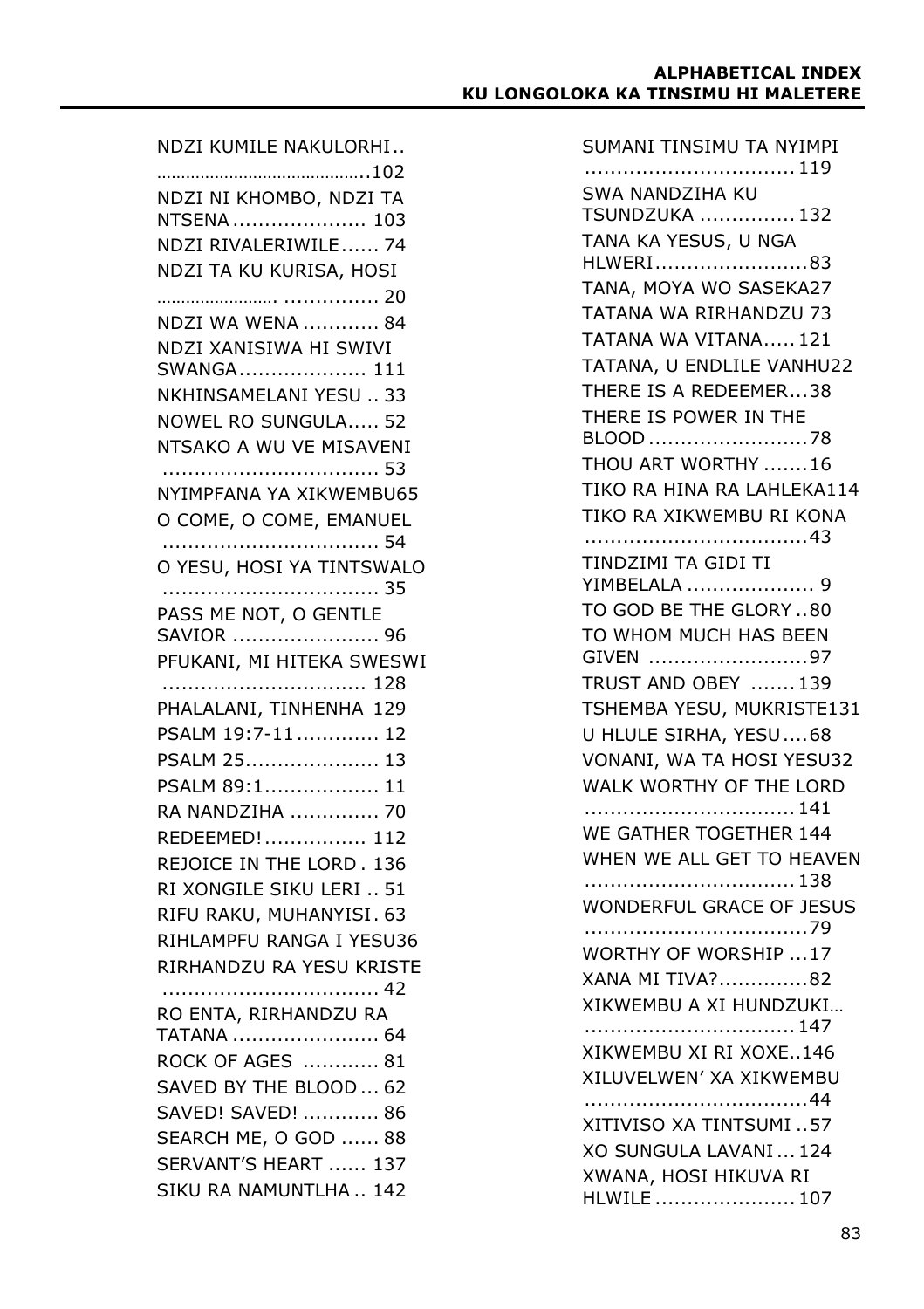## ALPHABETICAL INDEX
## KU LONGOLOKA KA TINSIMU HI MALETERE

NDZI KUMILE NAKULORHI.. ...........................................102
NDZI NI KHOMBO, NDZI TA NTSENA ..................... 103
NDZI RIVALERIWILE...... 74
NDZI TA KU KURISA, HOSI ........................ ............... 20
NDZI WA WENA ............ 84
NDZI XANISIWA HI SWIVI SWANGA.................... 111
NKHINSAMELANI YESU .. 33
NOWEL RO SUNGULA..... 52
NTSAKO A WU VE MISAVENI .................................. 53
NYIMPFANA YA XIKWEMBU65
O COME, O COME, EMANUEL .................................. 54
O YESU, HOSI YA TINTSWALO .................................. 35
PASS ME NOT, O GENTLE SAVIOR ....................... 96
PFUKANI, MI HITEKA SWESWI ................................ 128
PHALALANI, TINHENHA 129
PSALM 19:7-11............. 12
PSALM 25..................... 13
PSALM 89:1.................. 11
RA NANDZIHA .............. 70
REDEEMED!................ 112
REJOICE IN THE LORD . 136
RI XONGILE SIKU LERI .. 51
RIFU RAKU, MUHANYISI. 63
RIHLAMPFU RANGA I YESU36
RIRHANDZU RA YESU KRISTE .................................. 42
RO ENTA, RIRHANDZU RA TATANA ....................... 64
ROCK OF AGES ............ 81
SAVED BY THE BLOOD... 62
SAVED! SAVED! ............ 86
SEARCH ME, O GOD ...... 88
SERVANT'S HEART ...... 137
SIKU RA NAMUNTLHA .. 142
SUMANI TINSIMU TA NYIMPI ................................ 119
SWA NANDZIHA KU TSUNDZUKA ............... 132
TANA KA YESUS, U NGA HLWERI........................83
TANA, MOYA WO SASEKA27
TATANA WA RIRHANDZU 73
TATANA WA VITANA..... 121
TATANA, U ENDLILE VANHU22
THERE IS A REDEEMER...38
THERE IS POWER IN THE BLOOD .........................78
THOU ART WORTHY .......16
TIKO RA HINA RA LAHLEKA114
TIKO RA XIKWEMBU RI KONA ..................................43
TINDZIMI TA GIDI TI YIMBELALA .................... 9
TO GOD BE THE GLORY ..80
TO WHOM MUCH HAS BEEN GIVEN .........................97
TRUST AND OBEY .......139
TSHEMBA YESU, MUKRISTE131
U HLULE SIRHA, YESU....68
VONANI, WA TA HOSI YESU32
WALK WORTHY OF THE LORD ................................ 141
WE GATHER TOGETHER 144
WHEN WE ALL GET TO HEAVEN ................................ 138
WONDERFUL GRACE OF JESUS ..................................79
WORTHY OF WORSHIP ...17
XANA MI TIVA?..............82
XIKWEMBU A XI HUNDZUKI... ................................ 147
XIKWEMBU XI RI XOXE..146
XILUVELWEN' XA XIKWEMBU ..................................44
XITIVISO XA TINTSUMI ..57
XO SUNGULA LAVANI ... 124
XWANA, HOSI HIKUVA RI HLWILE ...................... 107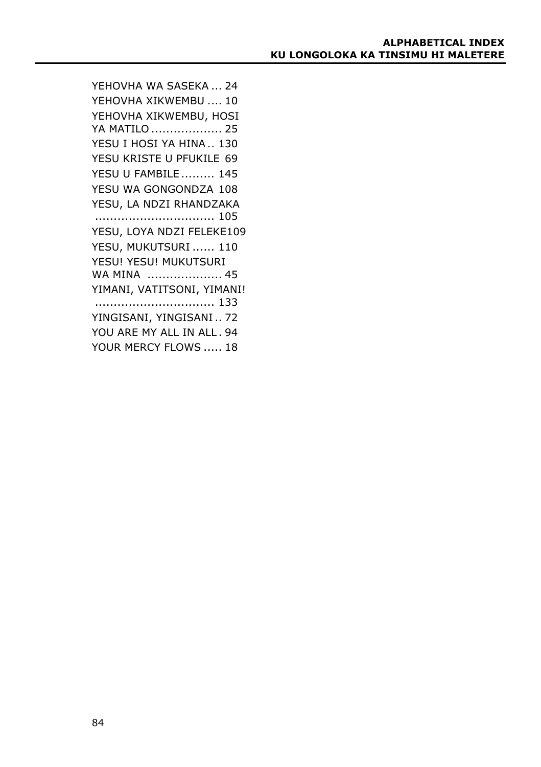YEHOVHA WA SASEKA ... 24
YEHOVHA XIKWEMBU .... 10
YEHOVHA XIKWEMBU, HOSI YA MATILO ................... 25
YESU I HOSI YA HINA .. 130
YESU KRISTE U PFUKILE 69
YESU U FAMBILE ......... 145
YESU WA GONGONDZA 108
YESU, LA NDZI RHANDZAKA ................................ 105
YESU, LOYA NDZI FELEKE109
YESU, MUKUTSURI ...... 110
YESU! YESU! MUKUTSURI WA MINA .................... 45
YIMANI, VATITSONI, YIMANI! ................................ 133
YINGISANI, YINGISANI .. 72
YOU ARE MY ALL IN ALL . 94
YOUR MERCY FLOWS ..... 18